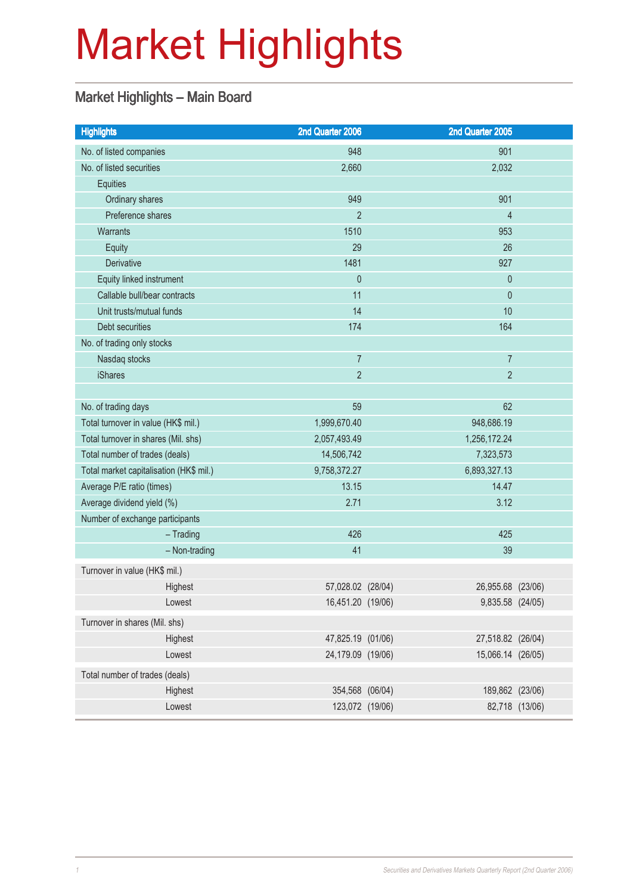# Market Highlights

## Market Highlights – Main Board

| Highlights | 2nd Quarter 2006 | 2nd Quarter 2005 |
|---|---|---|
| No. of listed companies | 948 | 901 |
| No. of listed securities | 2,660 | 2,032 |
| Equities | | |
| Ordinary shares | 949 | 901 |
| Preference shares | 2 | 4 |
| Warrants | 1510 | 953 |
| Equity | 29 | 26 |
| Derivative | 1481 | 927 |
| Equity linked instrument | 0 | 0 |
| Callable bull/bear contracts | 11 | 0 |
| Unit trusts/mutual funds | 14 | 10 |
| Debt securities | 174 | 164 |
| No. of trading only stocks | | |
| Nasdaq stocks | 7 | 7 |
| iShares | 2 | 2 |
| | | |
| No. of trading days | 59 | 62 |
| Total turnover in value (HK$ mil.) | 1,999,670.40 | 948,686.19 |
| Total turnover in shares (Mil. shs) | 2,057,493.49 | 1,256,172.24 |
| Total number of trades (deals) | 14,506,742 | 7,323,573 |
| Total market capitalisation (HK$ mil.) | 9,758,372.27 | 6,893,327.13 |
| Average P/E ratio (times) | 13.15 | 14.47 |
| Average dividend yield (%) | 2.71 | 3.12 |
| Number of exchange participants | | |
| – Trading | 426 | 425 |
| – Non-trading | 41 | 39 |
| Turnover in value (HK$ mil.) | | |
| Highest | 57,028.02 (28/04) | 26,955.68 (23/06) |
| Lowest | 16,451.20 (19/06) | 9,835.58 (24/05) |
| Turnover in shares (Mil. shs) | | |
| Highest | 47,825.19 (01/06) | 27,518.82 (26/04) |
| Lowest | 24,179.09 (19/06) | 15,066.14 (26/05) |
| Total number of trades (deals) | | |
| Highest | 354,568 (06/04) | 189,862 (23/06) |
| Lowest | 123,072 (19/06) | 82,718 (13/06) |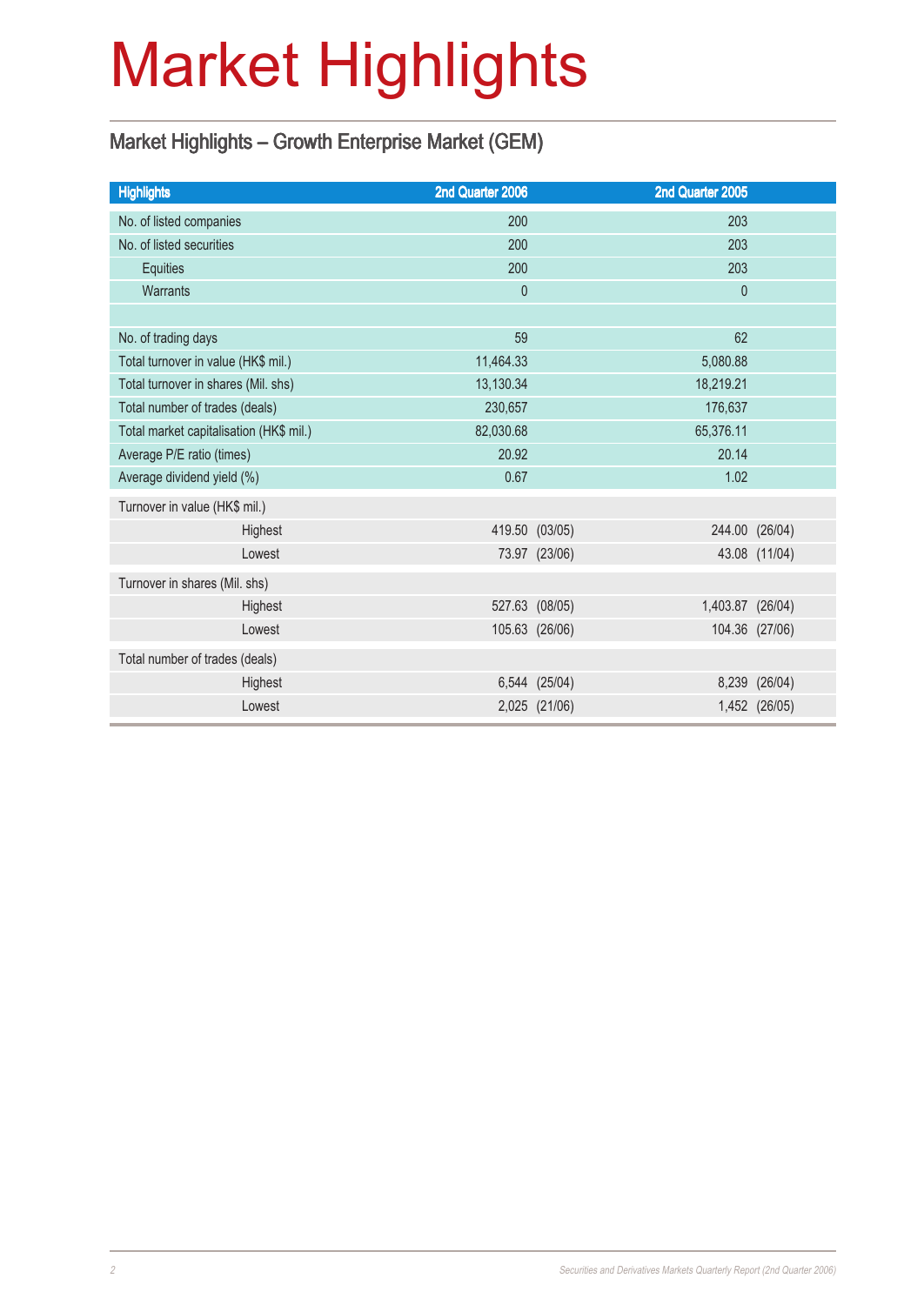# Market Highlights

## Market Highlights – Growth Enterprise Market (GEM)

| Highlights | 2nd Quarter 2006 | 2nd Quarter 2005 |
|---|---|---|
| No. of listed companies | 200 | 203 |
| No. of listed securities | 200 | 203 |
| Equities | 200 | 203 |
| Warrants | 0 | 0 |
| | | |
| No. of trading days | 59 | 62 |
| Total turnover in value (HK$ mil.) | 11,464.33 | 5,080.88 |
| Total turnover in shares (Mil. shs) | 13,130.34 | 18,219.21 |
| Total number of trades (deals) | 230,657 | 176,637 |
| Total market capitalisation (HK$ mil.) | 82,030.68 | 65,376.11 |
| Average P/E ratio (times) | 20.92 | 20.14 |
| Average dividend yield (%) | 0.67 | 1.02 |
| Turnover in value (HK$ mil.) | | |
| Highest | 419.50 (03/05) | 244.00 (26/04) |
| Lowest | 73.97 (23/06) | 43.08 (11/04) |
| Turnover in shares (Mil. shs) | | |
| Highest | 527.63 (08/05) | 1,403.87 (26/04) |
| Lowest | 105.63 (26/06) | 104.36 (27/06) |
| Total number of trades (deals) | | |
| Highest | 6,544 (25/04) | 8,239 (26/04) |
| Lowest | 2,025 (21/06) | 1,452 (26/05) |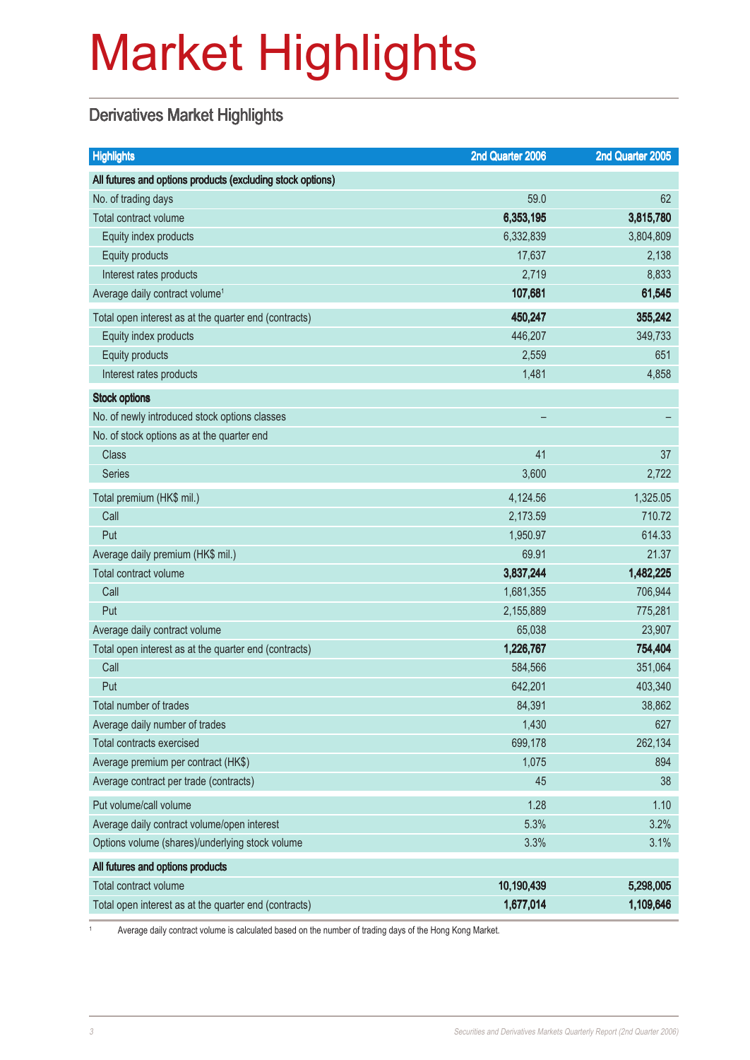# Market Highlights

## Derivatives Market Highlights

| Highlights | 2nd Quarter 2006 | 2nd Quarter 2005 |
|---|---|---|
| **All futures and options products (excluding stock options)** | | |
| No. of trading days | 59.0 | 62 |
| Total contract volume | **6,353,195** | **3,815,780** |
| Equity index products | 6,332,839 | 3,804,809 |
| Equity products | 17,637 | 2,138 |
| Interest rates products | 2,719 | 8,833 |
| Average daily contract volume[1] | **107,681** | **61,545** |
| Total open interest as at the quarter end (contracts) | **450,247** | **355,242** |
| Equity index products | 446,207 | 349,733 |
| Equity products | 2,559 | 651 |
| Interest rates products | 1,481 | 4,858 |
| **Stock options** | | |
| No. of newly introduced stock options classes | – | – |
| No. of stock options as at the quarter end | | |
| Class | 41 | 37 |
| Series | 3,600 | 2,722 |
| Total premium (HK$ mil.) | 4,124.56 | 1,325.05 |
| Call | 2,173.59 | 710.72 |
| Put | 1,950.97 | 614.33 |
| Average daily premium (HK$ mil.) | 69.91 | 21.37 |
| Total contract volume | **3,837,244** | **1,482,225** |
| Call | 1,681,355 | 706,944 |
| Put | 2,155,889 | 775,281 |
| Average daily contract volume | 65,038 | 23,907 |
| Total open interest as at the quarter end (contracts) | **1,226,767** | **754,404** |
| Call | 584,566 | 351,064 |
| Put | 642,201 | 403,340 |
| Total number of trades | 84,391 | 38,862 |
| Average daily number of trades | 1,430 | 627 |
| Total contracts exercised | 699,178 | 262,134 |
| Average premium per contract (HK$) | 1,075 | 894 |
| Average contract per trade (contracts) | 45 | 38 |
| Put volume/call volume | 1.28 | 1.10 |
| Average daily contract volume/open interest | 5.3% | 3.2% |
| Options volume (shares)/underlying stock volume | 3.3% | 3.1% |
| **All futures and options products** | | |
| Total contract volume | **10,190,439** | **5,298,005** |
| Total open interest as at the quarter end (contracts) | **1,677,014** | **1,109,646** |

[1] Average daily contract volume is calculated based on the number of trading days of the Hong Kong Market.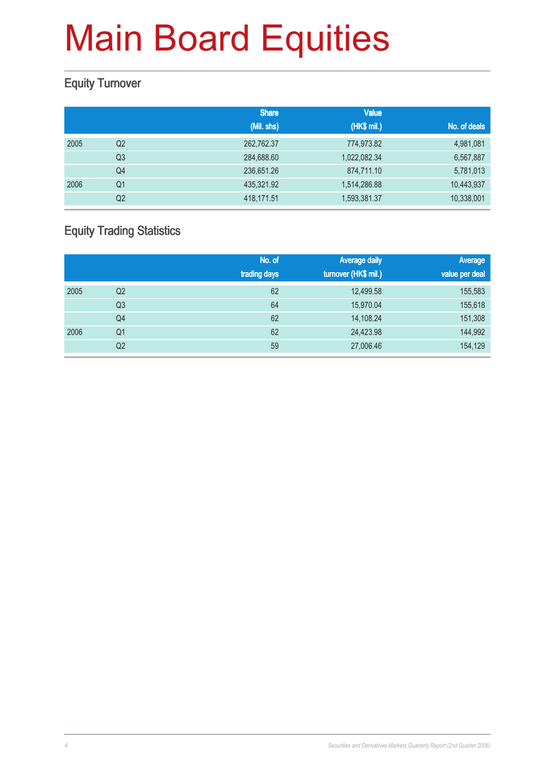# Main Board Equities

## Equity Turnover

| | | Share (Mil. shs) | Value (HK$ mil.) | No. of deals |
|---|---|---|---|---|
| 2005 | Q2 | 262,762.37 | 774,973.82 | 4,981,081 |
| | Q3 | 284,688.60 | 1,022,082.34 | 6,567,887 |
| | Q4 | 236,651.26 | 874,711.10 | 5,781,013 |
| 2006 | Q1 | 435,321.92 | 1,514,286.88 | 10,443,937 |
| | Q2 | 418,171.51 | 1,593,381.37 | 10,338,001 |

## Equity Trading Statistics

| | | No. of trading days | Average daily turnover (HK$ mil.) | Average value per deal |
|---|---|---|---|---|
| 2005 | Q2 | 62 | 12,499.58 | 155,583 |
| | Q3 | 64 | 15,970.04 | 155,618 |
| | Q4 | 62 | 14,108.24 | 151,308 |
| 2006 | Q1 | 62 | 24,423.98 | 144,992 |
| | Q2 | 59 | 27,006.46 | 154,129 |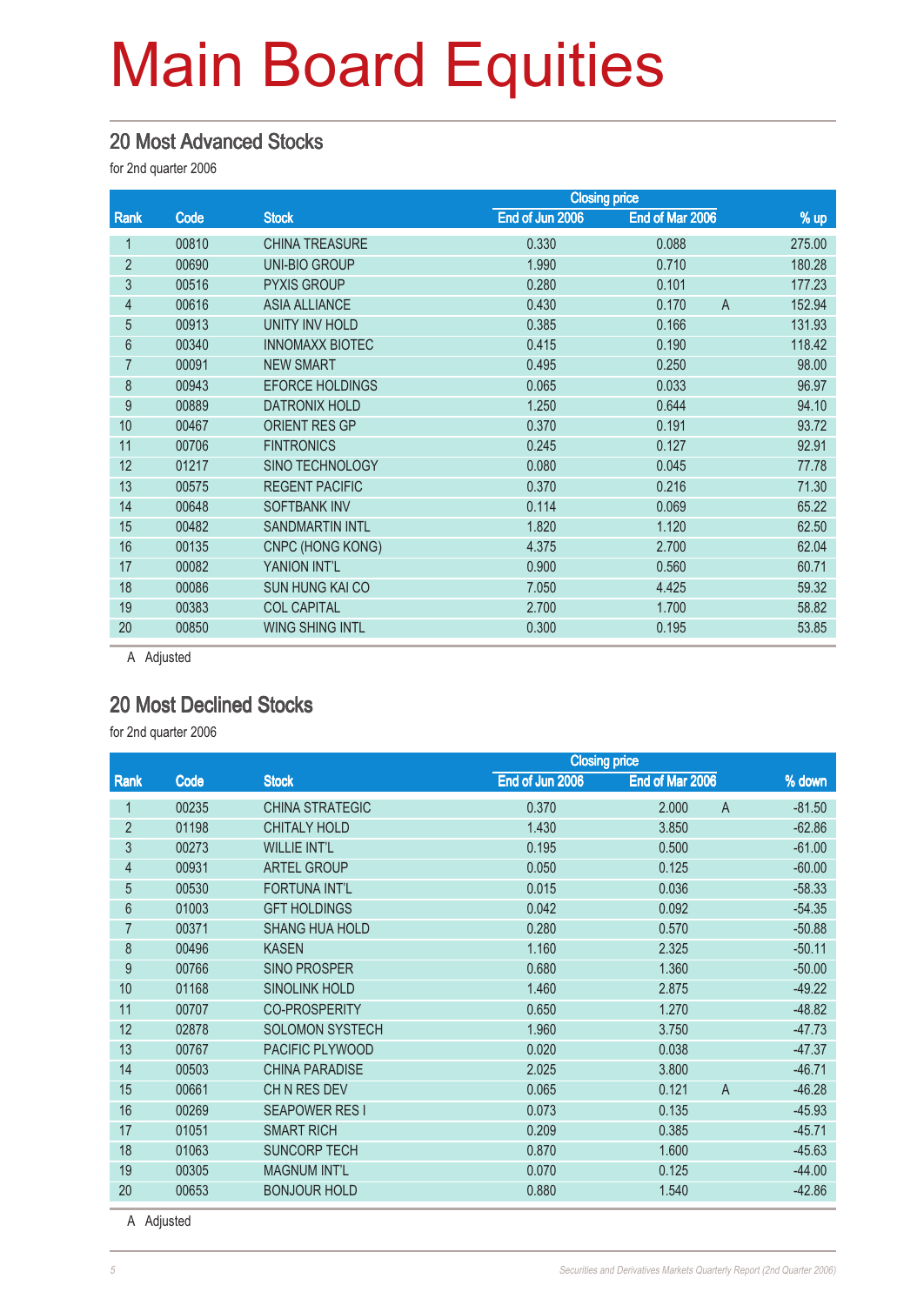# Main Board Equities

## 20 Most Advanced Stocks

for 2nd quarter 2006

| Rank | Code | Stock | Closing price | | | % up |
|---|---|---|---|---|---|---|
| | | | End of Jun 2006 | End of Mar 2006 | | |
| 1 | 00810 | CHINA TREASURE | 0.330 | 0.088 | | 275.00 |
| 2 | 00690 | UNI-BIO GROUP | 1.990 | 0.710 | | 180.28 |
| 3 | 00516 | PYXIS GROUP | 0.280 | 0.101 | | 177.23 |
| 4 | 00616 | ASIA ALLIANCE | 0.430 | 0.170 | A | 152.94 |
| 5 | 00913 | UNITY INV HOLD | 0.385 | 0.166 | | 131.93 |
| 6 | 00340 | INNOMAXX BIOTEC | 0.415 | 0.190 | | 118.42 |
| 7 | 00091 | NEW SMART | 0.495 | 0.250 | | 98.00 |
| 8 | 00943 | EFORCE HOLDINGS | 0.065 | 0.033 | | 96.97 |
| 9 | 00889 | DATRONIX HOLD | 1.250 | 0.644 | | 94.10 |
| 10 | 00467 | ORIENT RES GP | 0.370 | 0.191 | | 93.72 |
| 11 | 00706 | FINTRONICS | 0.245 | 0.127 | | 92.91 |
| 12 | 01217 | SINO TECHNOLOGY | 0.080 | 0.045 | | 77.78 |
| 13 | 00575 | REGENT PACIFIC | 0.370 | 0.216 | | 71.30 |
| 14 | 00648 | SOFTBANK INV | 0.114 | 0.069 | | 65.22 |
| 15 | 00482 | SANDMARTIN INTL | 1.820 | 1.120 | | 62.50 |
| 16 | 00135 | CNPC (HONG KONG) | 4.375 | 2.700 | | 62.04 |
| 17 | 00082 | YANION INT'L | 0.900 | 0.560 | | 60.71 |
| 18 | 00086 | SUN HUNG KAI CO | 7.050 | 4.425 | | 59.32 |
| 19 | 00383 | COL CAPITAL | 2.700 | 1.700 | | 58.82 |
| 20 | 00850 | WING SHING INTL | 0.300 | 0.195 | | 53.85 |

A Adjusted

## 20 Most Declined Stocks

for 2nd quarter 2006

| Rank | Code | Stock | Closing price | | | % down |
|---|---|---|---|---|---|---|
| | | | End of Jun 2006 | End of Mar 2006 | | |
| 1 | 00235 | CHINA STRATEGIC | 0.370 | 2.000 | A | -81.50 |
| 2 | 01198 | CHITALY HOLD | 1.430 | 3.850 | | -62.86 |
| 3 | 00273 | WILLIE INT'L | 0.195 | 0.500 | | -61.00 |
| 4 | 00931 | ARTEL GROUP | 0.050 | 0.125 | | -60.00 |
| 5 | 00530 | FORTUNA INT'L | 0.015 | 0.036 | | -58.33 |
| 6 | 01003 | GFT HOLDINGS | 0.042 | 0.092 | | -54.35 |
| 7 | 00371 | SHANG HUA HOLD | 0.280 | 0.570 | | -50.88 |
| 8 | 00496 | KASEN | 1.160 | 2.325 | | -50.11 |
| 9 | 00766 | SINO PROSPER | 0.680 | 1.360 | | -50.00 |
| 10 | 01168 | SINOLINK HOLD | 1.460 | 2.875 | | -49.22 |
| 11 | 00707 | CO-PROSPERITY | 0.650 | 1.270 | | -48.82 |
| 12 | 02878 | SOLOMON SYSTECH | 1.960 | 3.750 | | -47.73 |
| 13 | 00767 | PACIFIC PLYWOOD | 0.020 | 0.038 | | -47.37 |
| 14 | 00503 | CHINA PARADISE | 2.025 | 3.800 | | -46.71 |
| 15 | 00661 | CH N RES DEV | 0.065 | 0.121 | A | -46.28 |
| 16 | 00269 | SEAPOWER RES I | 0.073 | 0.135 | | -45.93 |
| 17 | 01051 | SMART RICH | 0.209 | 0.385 | | -45.71 |
| 18 | 01063 | SUNCORP TECH | 0.870 | 1.600 | | -45.63 |
| 19 | 00305 | MAGNUM INT'L | 0.070 | 0.125 | | -44.00 |
| 20 | 00653 | BONJOUR HOLD | 0.880 | 1.540 | | -42.86 |

A Adjusted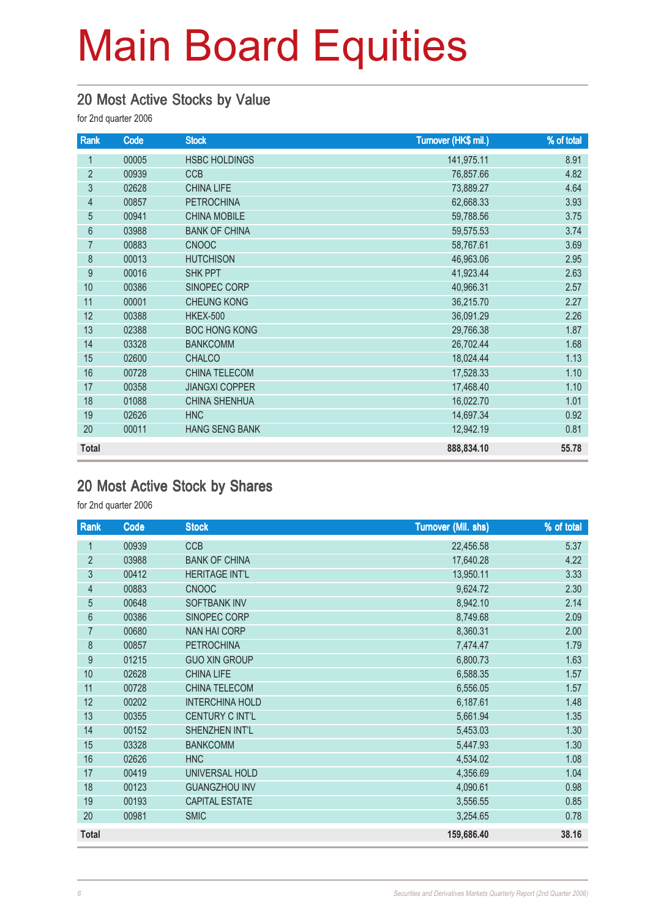# Main Board Equities

## 20 Most Active Stocks by Value

for 2nd quarter 2006

| Rank | Code | Stock | Turnover (HK$ mil.) | % of total |
|---|---|---|---|---|
| 1 | 00005 | HSBC HOLDINGS | 141,975.11 | 8.91 |
| 2 | 00939 | CCB | 76,857.66 | 4.82 |
| 3 | 02628 | CHINA LIFE | 73,889.27 | 4.64 |
| 4 | 00857 | PETROCHINA | 62,668.33 | 3.93 |
| 5 | 00941 | CHINA MOBILE | 59,788.56 | 3.75 |
| 6 | 03988 | BANK OF CHINA | 59,575.53 | 3.74 |
| 7 | 00883 | CNOOC | 58,767.61 | 3.69 |
| 8 | 00013 | HUTCHISON | 46,963.06 | 2.95 |
| 9 | 00016 | SHK PPT | 41,923.44 | 2.63 |
| 10 | 00386 | SINOPEC CORP | 40,966.31 | 2.57 |
| 11 | 00001 | CHEUNG KONG | 36,215.70 | 2.27 |
| 12 | 00388 | HKEX-500 | 36,091.29 | 2.26 |
| 13 | 02388 | BOC HONG KONG | 29,766.38 | 1.87 |
| 14 | 03328 | BANKCOMM | 26,702.44 | 1.68 |
| 15 | 02600 | CHALCO | 18,024.44 | 1.13 |
| 16 | 00728 | CHINA TELECOM | 17,528.33 | 1.10 |
| 17 | 00358 | JIANGXI COPPER | 17,468.40 | 1.10 |
| 18 | 01088 | CHINA SHENHUA | 16,022.70 | 1.01 |
| 19 | 02626 | HNC | 14,697.34 | 0.92 |
| 20 | 00011 | HANG SENG BANK | 12,942.19 | 0.81 |
| **Total** | | | **888,834.10** | **55.78** |

## 20 Most Active Stock by Shares

for 2nd quarter 2006

| Rank | Code | Stock | Turnover (Mil. shs) | % of total |
|---|---|---|---|---|
| 1 | 00939 | CCB | 22,456.58 | 5.37 |
| 2 | 03988 | BANK OF CHINA | 17,640.28 | 4.22 |
| 3 | 00412 | HERITAGE INT'L | 13,950.11 | 3.33 |
| 4 | 00883 | CNOOC | 9,624.72 | 2.30 |
| 5 | 00648 | SOFTBANK INV | 8,942.10 | 2.14 |
| 6 | 00386 | SINOPEC CORP | 8,749.68 | 2.09 |
| 7 | 00680 | NAN HAI CORP | 8,360.31 | 2.00 |
| 8 | 00857 | PETROCHINA | 7,474.47 | 1.79 |
| 9 | 01215 | GUO XIN GROUP | 6,800.73 | 1.63 |
| 10 | 02628 | CHINA LIFE | 6,588.35 | 1.57 |
| 11 | 00728 | CHINA TELECOM | 6,556.05 | 1.57 |
| 12 | 00202 | INTERCHINA HOLD | 6,187.61 | 1.48 |
| 13 | 00355 | CENTURY C INT'L | 5,661.94 | 1.35 |
| 14 | 00152 | SHENZHEN INT'L | 5,453.03 | 1.30 |
| 15 | 03328 | BANKCOMM | 5,447.93 | 1.30 |
| 16 | 02626 | HNC | 4,534.02 | 1.08 |
| 17 | 00419 | UNIVERSAL HOLD | 4,356.69 | 1.04 |
| 18 | 00123 | GUANGZHOU INV | 4,090.61 | 0.98 |
| 19 | 00193 | CAPITAL ESTATE | 3,556.55 | 0.85 |
| 20 | 00981 | SMIC | 3,254.65 | 0.78 |
| **Total** | | | **159,686.40** | **38.16** |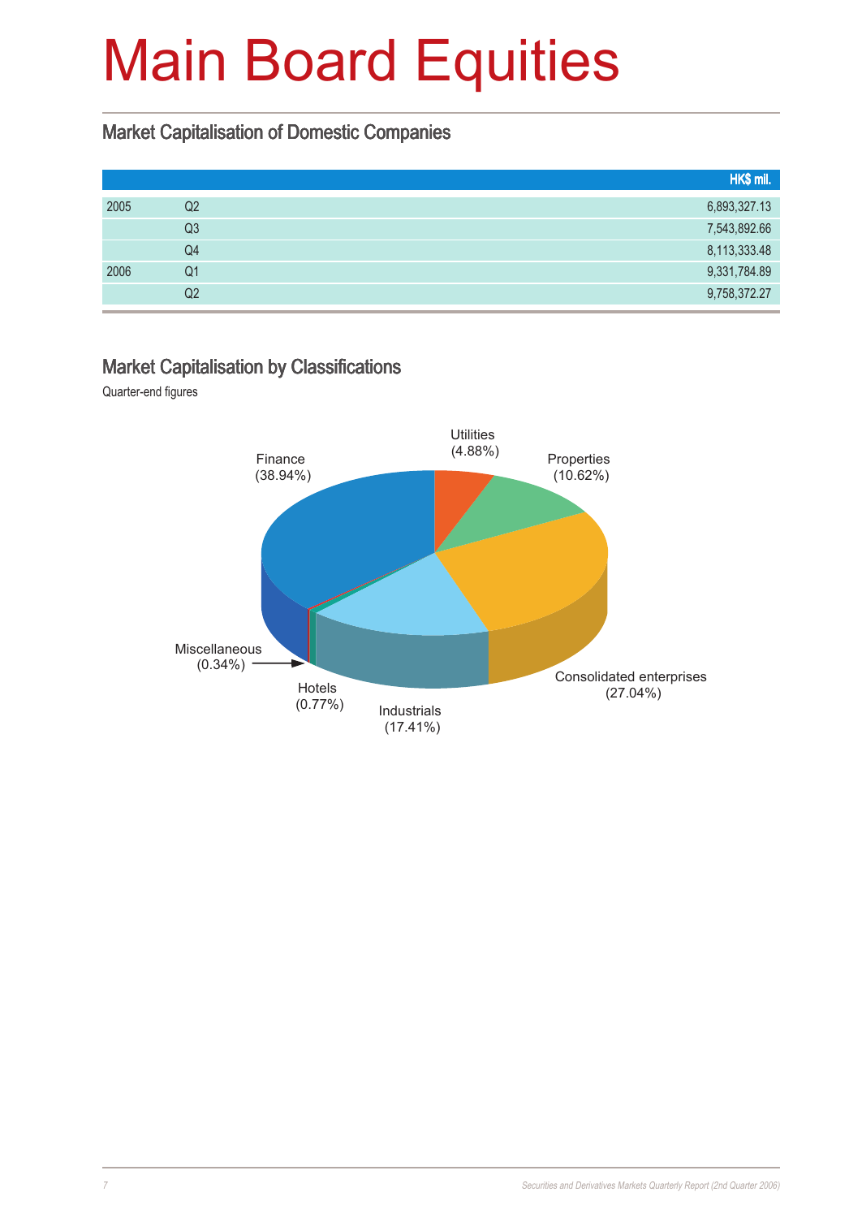# Main Board Equities

## Market Capitalisation of Domestic Companies

| | | HK$ mil. |
|---|---|---|
| 2005 | Q2 | 6,893,327.13 |
| | Q3 | 7,543,892.66 |
| | Q4 | 8,113,333.48 |
| 2006 | Q1 | 9,331,784.89 |
| | Q2 | 9,758,372.27 |

## Market Capitalisation by Classifications

Quarter-end figures

Finance (38.94%)
Utilities (4.88%)
Properties (10.62%)
Consolidated enterprises (27.04%)
Industrials (17.41%)
Hotels (0.77%)
Miscellaneous (0.34%)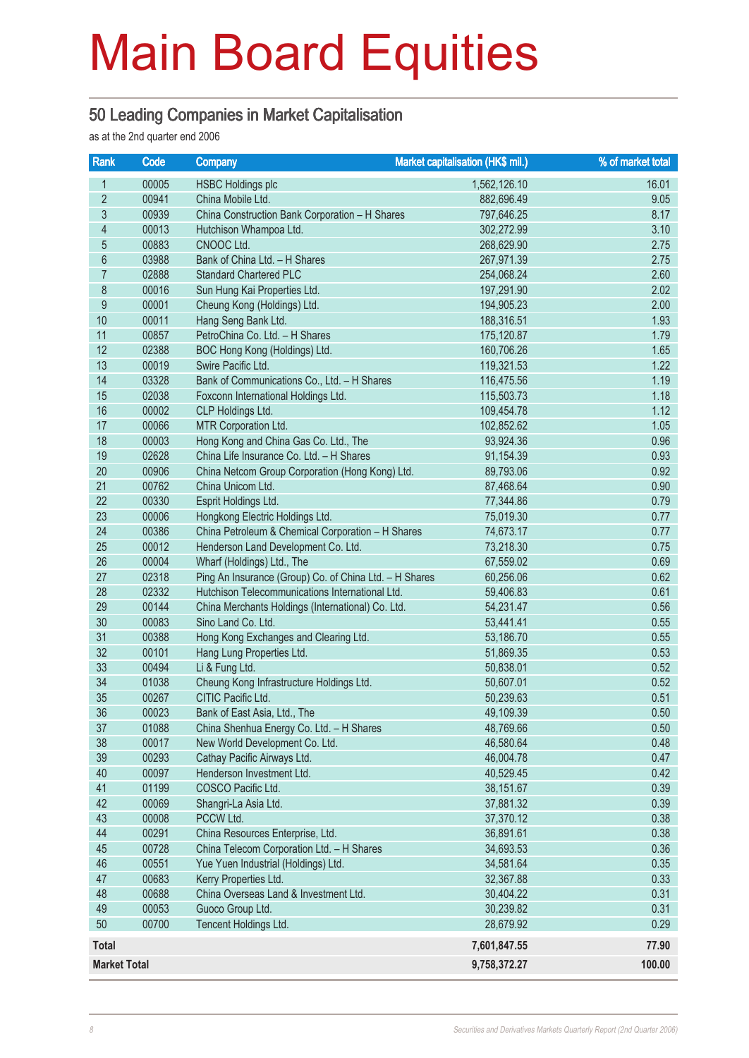# Main Board Equities

## 50 Leading Companies in Market Capitalisation

as at the 2nd quarter end 2006

| Rank | Code | Company | Market capitalisation (HK$ mil.) | % of market total |
|---|---|---|---|---|
| 1 | 00005 | HSBC Holdings plc | 1,562,126.10 | 16.01 |
| 2 | 00941 | China Mobile Ltd. | 882,696.49 | 9.05 |
| 3 | 00939 | China Construction Bank Corporation – H Shares | 797,646.25 | 8.17 |
| 4 | 00013 | Hutchison Whampoa Ltd. | 302,272.99 | 3.10 |
| 5 | 00883 | CNOOC Ltd. | 268,629.90 | 2.75 |
| 6 | 03988 | Bank of China Ltd. – H Shares | 267,971.39 | 2.75 |
| 7 | 02888 | Standard Chartered PLC | 254,068.24 | 2.60 |
| 8 | 00016 | Sun Hung Kai Properties Ltd. | 197,291.90 | 2.02 |
| 9 | 00001 | Cheung Kong (Holdings) Ltd. | 194,905.23 | 2.00 |
| 10 | 00011 | Hang Seng Bank Ltd. | 188,316.51 | 1.93 |
| 11 | 00857 | PetroChina Co. Ltd. – H Shares | 175,120.87 | 1.79 |
| 12 | 02388 | BOC Hong Kong (Holdings) Ltd. | 160,706.26 | 1.65 |
| 13 | 00019 | Swire Pacific Ltd. | 119,321.53 | 1.22 |
| 14 | 03328 | Bank of Communications Co., Ltd. – H Shares | 116,475.56 | 1.19 |
| 15 | 02038 | Foxconn International Holdings Ltd. | 115,503.73 | 1.18 |
| 16 | 00002 | CLP Holdings Ltd. | 109,454.78 | 1.12 |
| 17 | 00066 | MTR Corporation Ltd. | 102,852.62 | 1.05 |
| 18 | 00003 | Hong Kong and China Gas Co. Ltd., The | 93,924.36 | 0.96 |
| 19 | 02628 | China Life Insurance Co. Ltd. – H Shares | 91,154.39 | 0.93 |
| 20 | 00906 | China Netcom Group Corporation (Hong Kong) Ltd. | 89,793.06 | 0.92 |
| 21 | 00762 | China Unicom Ltd. | 87,468.64 | 0.90 |
| 22 | 00330 | Esprit Holdings Ltd. | 77,344.86 | 0.79 |
| 23 | 00006 | Hongkong Electric Holdings Ltd. | 75,019.30 | 0.77 |
| 24 | 00386 | China Petroleum & Chemical Corporation – H Shares | 74,673.17 | 0.77 |
| 25 | 00012 | Henderson Land Development Co. Ltd. | 73,218.30 | 0.75 |
| 26 | 00004 | Wharf (Holdings) Ltd., The | 67,559.02 | 0.69 |
| 27 | 02318 | Ping An Insurance (Group) Co. of China Ltd. – H Shares | 60,256.06 | 0.62 |
| 28 | 02332 | Hutchison Telecommunications International Ltd. | 59,406.83 | 0.61 |
| 29 | 00144 | China Merchants Holdings (International) Co. Ltd. | 54,231.47 | 0.56 |
| 30 | 00083 | Sino Land Co. Ltd. | 53,441.41 | 0.55 |
| 31 | 00388 | Hong Kong Exchanges and Clearing Ltd. | 53,186.70 | 0.55 |
| 32 | 00101 | Hang Lung Properties Ltd. | 51,869.35 | 0.53 |
| 33 | 00494 | Li & Fung Ltd. | 50,838.01 | 0.52 |
| 34 | 01038 | Cheung Kong Infrastructure Holdings Ltd. | 50,607.01 | 0.52 |
| 35 | 00267 | CITIC Pacific Ltd. | 50,239.63 | 0.51 |
| 36 | 00023 | Bank of East Asia, Ltd., The | 49,109.39 | 0.50 |
| 37 | 01088 | China Shenhua Energy Co. Ltd. – H Shares | 48,769.66 | 0.50 |
| 38 | 00017 | New World Development Co. Ltd. | 46,580.64 | 0.48 |
| 39 | 00293 | Cathay Pacific Airways Ltd. | 46,004.78 | 0.47 |
| 40 | 00097 | Henderson Investment Ltd. | 40,529.45 | 0.42 |
| 41 | 01199 | COSCO Pacific Ltd. | 38,151.67 | 0.39 |
| 42 | 00069 | Shangri-La Asia Ltd. | 37,881.32 | 0.39 |
| 43 | 00008 | PCCW Ltd. | 37,370.12 | 0.38 |
| 44 | 00291 | China Resources Enterprise, Ltd. | 36,891.61 | 0.38 |
| 45 | 00728 | China Telecom Corporation Ltd. – H Shares | 34,693.53 | 0.36 |
| 46 | 00551 | Yue Yuen Industrial (Holdings) Ltd. | 34,581.64 | 0.35 |
| 47 | 00683 | Kerry Properties Ltd. | 32,367.88 | 0.33 |
| 48 | 00688 | China Overseas Land & Investment Ltd. | 30,404.22 | 0.31 |
| 49 | 00053 | Guoco Group Ltd. | 30,239.82 | 0.31 |
| 50 | 00700 | Tencent Holdings Ltd. | 28,679.92 | 0.29 |
| **Total** | | | **7,601,847.55** | **77.90** |
| **Market Total** | | | **9,758,372.27** | **100.00** |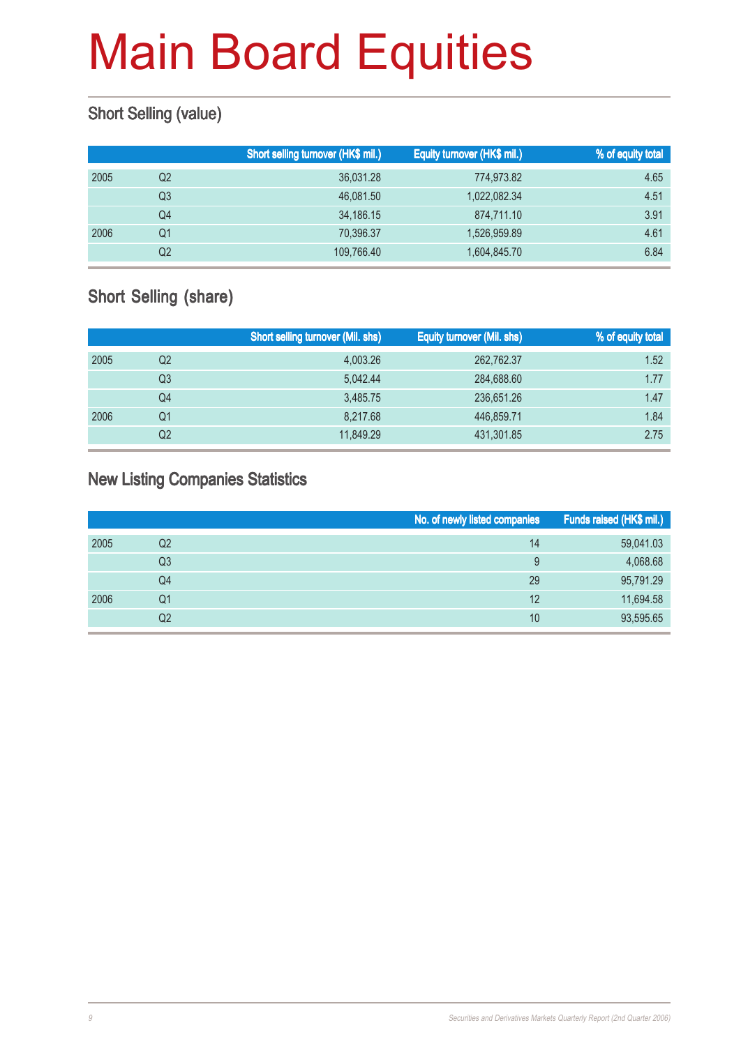# Main Board Equities

## Short Selling (value)

| | | Short selling turnover (HK$ mil.) | Equity turnover (HK$ mil.) | % of equity total |
|---|---|---|---|---|
| 2005 | Q2 | 36,031.28 | 774,973.82 | 4.65 |
| | Q3 | 46,081.50 | 1,022,082.34 | 4.51 |
| | Q4 | 34,186.15 | 874,711.10 | 3.91 |
| 2006 | Q1 | 70,396.37 | 1,526,959.89 | 4.61 |
| | Q2 | 109,766.40 | 1,604,845.70 | 6.84 |

## Short Selling (share)

| | | Short selling turnover (Mil. shs) | Equity turnover (Mil. shs) | % of equity total |
|---|---|---|---|---|
| 2005 | Q2 | 4,003.26 | 262,762.37 | 1.52 |
| | Q3 | 5,042.44 | 284,688.60 | 1.77 |
| | Q4 | 3,485.75 | 236,651.26 | 1.47 |
| 2006 | Q1 | 8,217.68 | 446,859.71 | 1.84 |
| | Q2 | 11,849.29 | 431,301.85 | 2.75 |

## New Listing Companies Statistics

| | | No. of newly listed companies | Funds raised (HK$ mil.) |
|---|---|---|---|
| 2005 | Q2 | 14 | 59,041.03 |
| | Q3 | 9 | 4,068.68 |
| | Q4 | 29 | 95,791.29 |
| 2006 | Q1 | 12 | 11,694.58 |
| | Q2 | 10 | 93,595.65 |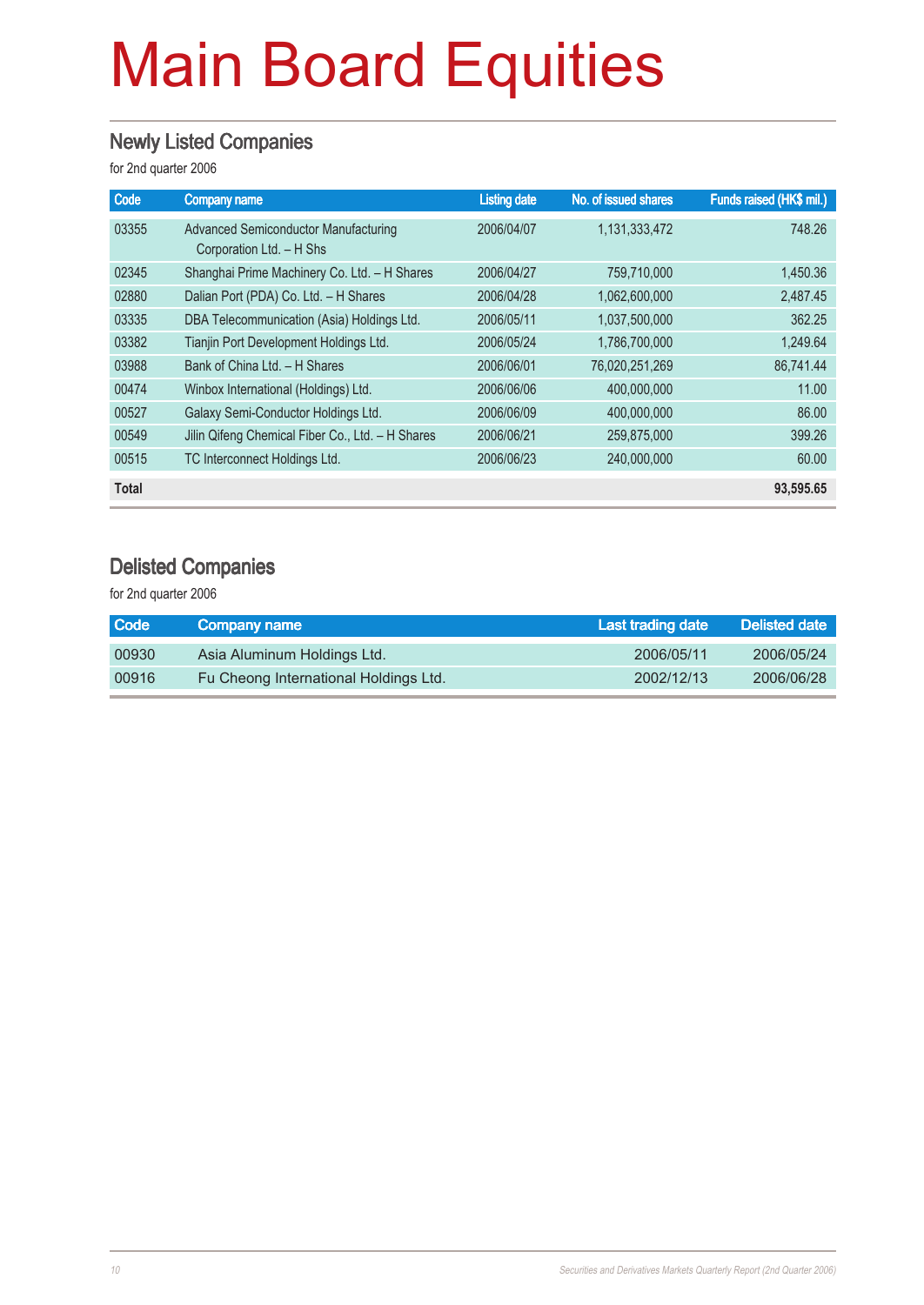# Main Board Equities

## Newly Listed Companies

for 2nd quarter 2006

| Code | Company name | Listing date | No. of issued shares | Funds raised (HK$ mil.) |
|---|---|---|---|---|
| 03355 | Advanced Semiconductor Manufacturing Corporation Ltd. – H Shs | 2006/04/07 | 1,131,333,472 | 748.26 |
| 02345 | Shanghai Prime Machinery Co. Ltd. – H Shares | 2006/04/27 | 759,710,000 | 1,450.36 |
| 02880 | Dalian Port (PDA) Co. Ltd. – H Shares | 2006/04/28 | 1,062,600,000 | 2,487.45 |
| 03335 | DBA Telecommunication (Asia) Holdings Ltd. | 2006/05/11 | 1,037,500,000 | 362.25 |
| 03382 | Tianjin Port Development Holdings Ltd. | 2006/05/24 | 1,786,700,000 | 1,249.64 |
| 03988 | Bank of China Ltd. – H Shares | 2006/06/01 | 76,020,251,269 | 86,741.44 |
| 00474 | Winbox International (Holdings) Ltd. | 2006/06/06 | 400,000,000 | 11.00 |
| 00527 | Galaxy Semi-Conductor Holdings Ltd. | 2006/06/09 | 400,000,000 | 86.00 |
| 00549 | Jilin Qifeng Chemical Fiber Co., Ltd. – H Shares | 2006/06/21 | 259,875,000 | 399.26 |
| 00515 | TC Interconnect Holdings Ltd. | 2006/06/23 | 240,000,000 | 60.00 |
| **Total** | | | | **93,595.65** |

## Delisted Companies

for 2nd quarter 2006

| Code | Company name | Last trading date | Delisted date |
|---|---|---|---|
| 00930 | Asia Aluminum Holdings Ltd. | 2006/05/11 | 2006/05/24 |
| 00916 | Fu Cheong International Holdings Ltd. | 2002/12/13 | 2006/06/28 |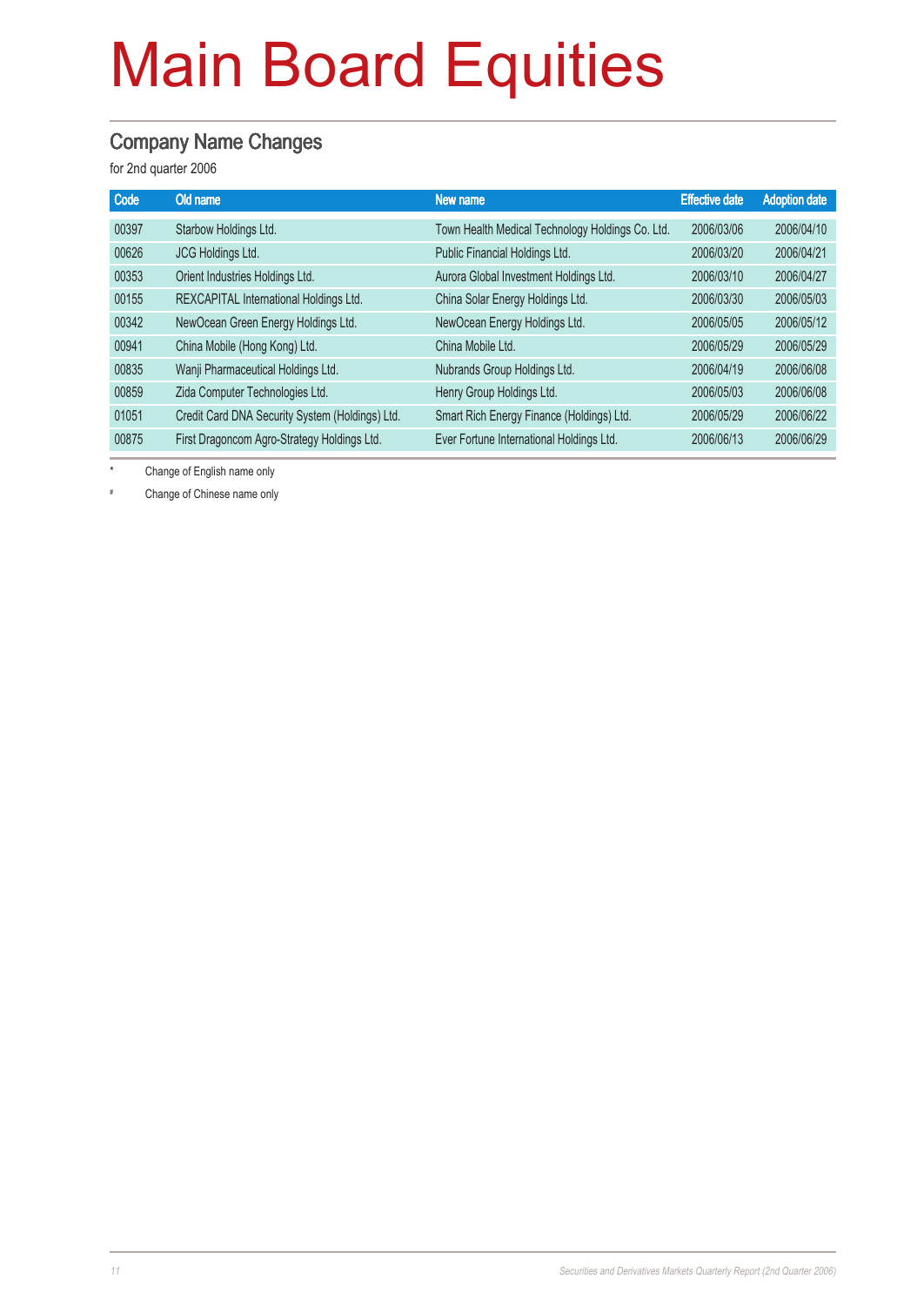# Main Board Equities

## Company Name Changes

for 2nd quarter 2006

| Code | Old name | New name | Effective date | Adoption date |
|---|---|---|---|---|
| 00397 | Starbow Holdings Ltd. | Town Health Medical Technology Holdings Co. Ltd. | 2006/03/06 | 2006/04/10 |
| 00626 | JCG Holdings Ltd. | Public Financial Holdings Ltd. | 2006/03/20 | 2006/04/21 |
| 00353 | Orient Industries Holdings Ltd. | Aurora Global Investment Holdings Ltd. | 2006/03/10 | 2006/04/27 |
| 00155 | REXCAPITAL International Holdings Ltd. | China Solar Energy Holdings Ltd. | 2006/03/30 | 2006/05/03 |
| 00342 | NewOcean Green Energy Holdings Ltd. | NewOcean Energy Holdings Ltd. | 2006/05/05 | 2006/05/12 |
| 00941 | China Mobile (Hong Kong) Ltd. | China Mobile Ltd. | 2006/05/29 | 2006/05/29 |
| 00835 | Wanji Pharmaceutical Holdings Ltd. | Nubrands Group Holdings Ltd. | 2006/04/19 | 2006/06/08 |
| 00859 | Zida Computer Technologies Ltd. | Henry Group Holdings Ltd. | 2006/05/03 | 2006/06/08 |
| 01051 | Credit Card DNA Security System (Holdings) Ltd. | Smart Rich Energy Finance (Holdings) Ltd. | 2006/05/29 | 2006/06/22 |
| 00875 | First Dragoncom Agro-Strategy Holdings Ltd. | Ever Fortune International Holdings Ltd. | 2006/06/13 | 2006/06/29 |

\* Change of English name only

\# Change of Chinese name only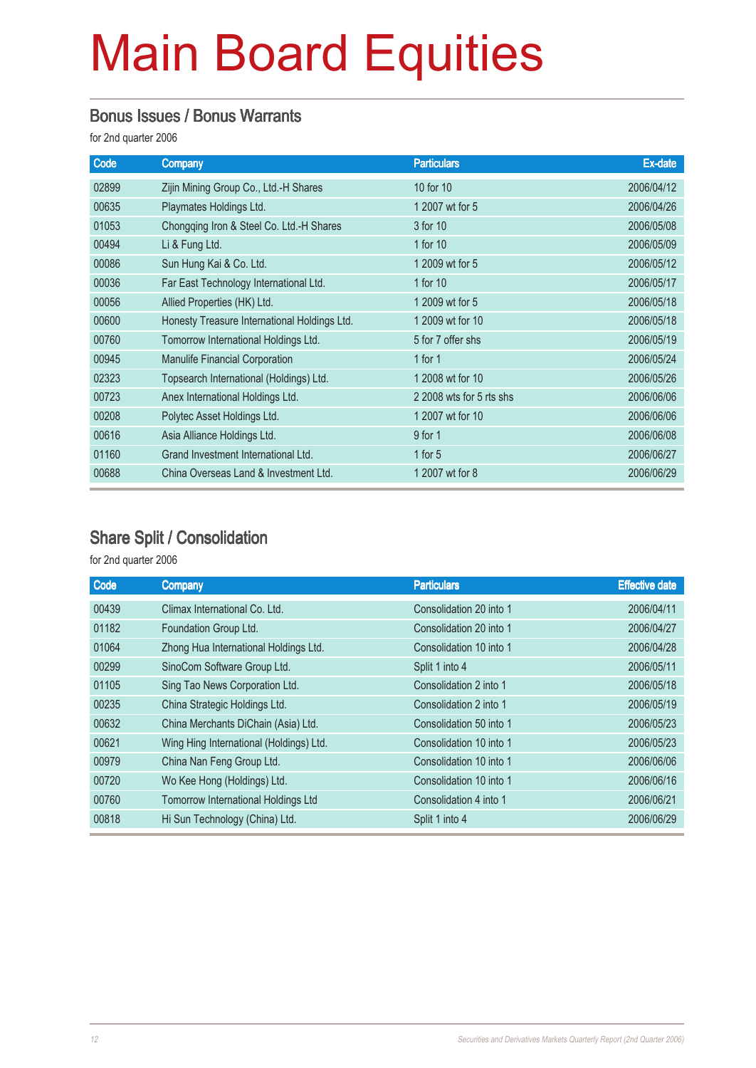# Main Board Equities

## Bonus Issues / Bonus Warrants

for 2nd quarter 2006

| Code | Company | Particulars | Ex-date |
|---|---|---|---|
| 02899 | Zijin Mining Group Co., Ltd.-H Shares | 10 for 10 | 2006/04/12 |
| 00635 | Playmates Holdings Ltd. | 1 2007 wt for 5 | 2006/04/26 |
| 01053 | Chongqing Iron & Steel Co. Ltd.-H Shares | 3 for 10 | 2006/05/08 |
| 00494 | Li & Fung Ltd. | 1 for 10 | 2006/05/09 |
| 00086 | Sun Hung Kai & Co. Ltd. | 1 2009 wt for 5 | 2006/05/12 |
| 00036 | Far East Technology International Ltd. | 1 for 10 | 2006/05/17 |
| 00056 | Allied Properties (HK) Ltd. | 1 2009 wt for 5 | 2006/05/18 |
| 00600 | Honesty Treasure International Holdings Ltd. | 1 2009 wt for 10 | 2006/05/18 |
| 00760 | Tomorrow International Holdings Ltd. | 5 for 7 offer shs | 2006/05/19 |
| 00945 | Manulife Financial Corporation | 1 for 1 | 2006/05/24 |
| 02323 | Topsearch International (Holdings) Ltd. | 1 2008 wt for 10 | 2006/05/26 |
| 00723 | Anex International Holdings Ltd. | 2 2008 wts for 5 rts shs | 2006/06/06 |
| 00208 | Polytec Asset Holdings Ltd. | 1 2007 wt for 10 | 2006/06/06 |
| 00616 | Asia Alliance Holdings Ltd. | 9 for 1 | 2006/06/08 |
| 01160 | Grand Investment International Ltd. | 1 for 5 | 2006/06/27 |
| 00688 | China Overseas Land & Investment Ltd. | 1 2007 wt for 8 | 2006/06/29 |

## Share Split / Consolidation

for 2nd quarter 2006

| Code | Company | Particulars | Effective date |
|---|---|---|---|
| 00439 | Climax International Co. Ltd. | Consolidation 20 into 1 | 2006/04/11 |
| 01182 | Foundation Group Ltd. | Consolidation 20 into 1 | 2006/04/27 |
| 01064 | Zhong Hua International Holdings Ltd. | Consolidation 10 into 1 | 2006/04/28 |
| 00299 | SinoCom Software Group Ltd. | Split 1 into 4 | 2006/05/11 |
| 01105 | Sing Tao News Corporation Ltd. | Consolidation 2 into 1 | 2006/05/18 |
| 00235 | China Strategic Holdings Ltd. | Consolidation 2 into 1 | 2006/05/19 |
| 00632 | China Merchants DiChain (Asia) Ltd. | Consolidation 50 into 1 | 2006/05/23 |
| 00621 | Wing Hing International (Holdings) Ltd. | Consolidation 10 into 1 | 2006/05/23 |
| 00979 | China Nan Feng Group Ltd. | Consolidation 10 into 1 | 2006/06/06 |
| 00720 | Wo Kee Hong (Holdings) Ltd. | Consolidation 10 into 1 | 2006/06/16 |
| 00760 | Tomorrow International Holdings Ltd | Consolidation 4 into 1 | 2006/06/21 |
| 00818 | Hi Sun Technology (China) Ltd. | Split 1 into 4 | 2006/06/29 |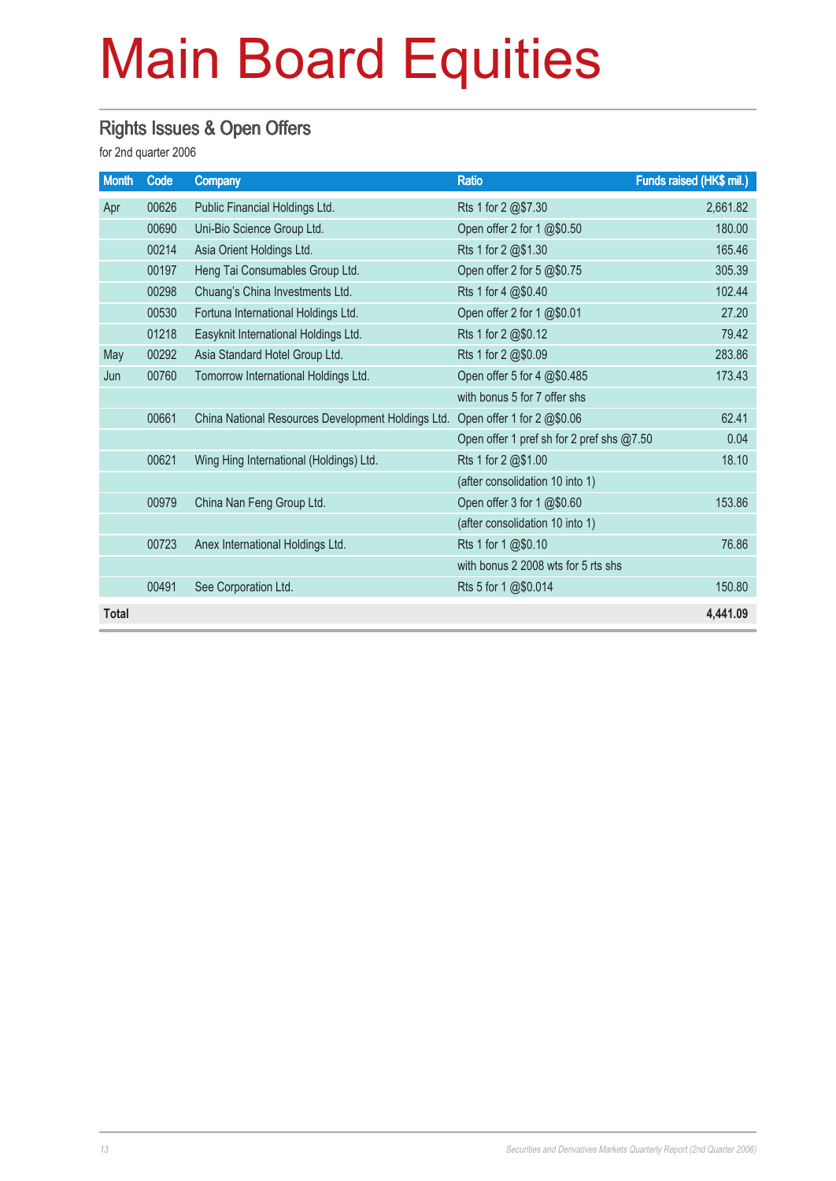# Main Board Equities

## Rights Issues & Open Offers

for 2nd quarter 2006

| Month | Code | Company | Ratio | Funds raised (HK$ mil.) |
|---|---|---|---|---|
| Apr | 00626 | Public Financial Holdings Ltd. | Rts 1 for 2 @$7.30 | 2,661.82 |
| | 00690 | Uni-Bio Science Group Ltd. | Open offer 2 for 1 @$0.50 | 180.00 |
| | 00214 | Asia Orient Holdings Ltd. | Rts 1 for 2 @$1.30 | 165.46 |
| | 00197 | Heng Tai Consumables Group Ltd. | Open offer 2 for 5 @$0.75 | 305.39 |
| | 00298 | Chuang's China Investments Ltd. | Rts 1 for 4 @$0.40 | 102.44 |
| | 00530 | Fortuna International Holdings Ltd. | Open offer 2 for 1 @$0.01 | 27.20 |
| | 01218 | Easyknit International Holdings Ltd. | Rts 1 for 2 @$0.12 | 79.42 |
| May | 00292 | Asia Standard Hotel Group Ltd. | Rts 1 for 2 @$0.09 | 283.86 |
| Jun | 00760 | Tomorrow International Holdings Ltd. | Open offer 5 for 4 @$0.485 | 173.43 |
| | | | with bonus 5 for 7 offer shs | |
| | 00661 | China National Resources Development Holdings Ltd. | Open offer 1 for 2 @$0.06 | 62.41 |
| | | | Open offer 1 pref sh for 2 pref shs @7.50 | 0.04 |
| | 00621 | Wing Hing International (Holdings) Ltd. | Rts 1 for 2 @$1.00 | 18.10 |
| | | | (after consolidation 10 into 1) | |
| | 00979 | China Nan Feng Group Ltd. | Open offer 3 for 1 @$0.60 | 153.86 |
| | | | (after consolidation 10 into 1) | |
| | 00723 | Anex International Holdings Ltd. | Rts 1 for 1 @$0.10 | 76.86 |
| | | | with bonus 2 2008 wts for 5 rts shs | |
| | 00491 | See Corporation Ltd. | Rts 5 for 1 @$0.014 | 150.80 |
| **Total** | | | | **4,441.09** |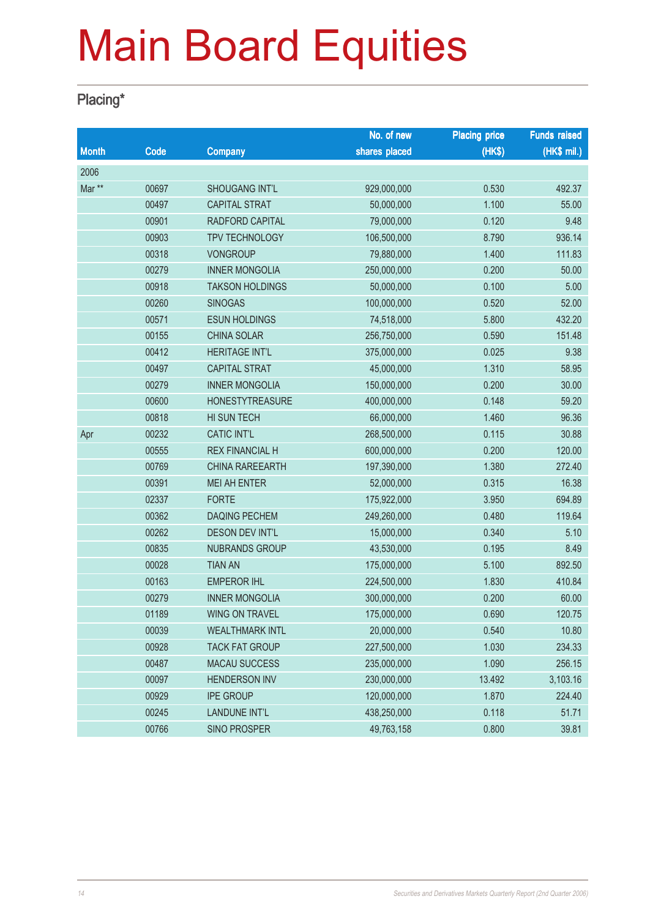# Main Board Equities

## Placing*

| Month | Code | Company | No. of new shares placed | Placing price (HK$) | Funds raised (HK$ mil.) |
|---|---|---|---|---|---|
| 2006 | | | | | |
| Mar ** | 00697 | SHOUGANG INT'L | 929,000,000 | 0.530 | 492.37 |
| | 00497 | CAPITAL STRAT | 50,000,000 | 1.100 | 55.00 |
| | 00901 | RADFORD CAPITAL | 79,000,000 | 0.120 | 9.48 |
| | 00903 | TPV TECHNOLOGY | 106,500,000 | 8.790 | 936.14 |
| | 00318 | VONGROUP | 79,880,000 | 1.400 | 111.83 |
| | 00279 | INNER MONGOLIA | 250,000,000 | 0.200 | 50.00 |
| | 00918 | TAKSON HOLDINGS | 50,000,000 | 0.100 | 5.00 |
| | 00260 | SINOGAS | 100,000,000 | 0.520 | 52.00 |
| | 00571 | ESUN HOLDINGS | 74,518,000 | 5.800 | 432.20 |
| | 00155 | CHINA SOLAR | 256,750,000 | 0.590 | 151.48 |
| | 00412 | HERITAGE INT'L | 375,000,000 | 0.025 | 9.38 |
| | 00497 | CAPITAL STRAT | 45,000,000 | 1.310 | 58.95 |
| | 00279 | INNER MONGOLIA | 150,000,000 | 0.200 | 30.00 |
| | 00600 | HONESTYTREASURE | 400,000,000 | 0.148 | 59.20 |
| | 00818 | HI SUN TECH | 66,000,000 | 1.460 | 96.36 |
| Apr | 00232 | CATIC INT'L | 268,500,000 | 0.115 | 30.88 |
| | 00555 | REX FINANCIAL H | 600,000,000 | 0.200 | 120.00 |
| | 00769 | CHINA RAREEARTH | 197,390,000 | 1.380 | 272.40 |
| | 00391 | MEI AH ENTER | 52,000,000 | 0.315 | 16.38 |
| | 02337 | FORTE | 175,922,000 | 3.950 | 694.89 |
| | 00362 | DAQING PECHEM | 249,260,000 | 0.480 | 119.64 |
| | 00262 | DESON DEV INT'L | 15,000,000 | 0.340 | 5.10 |
| | 00835 | NUBRANDS GROUP | 43,530,000 | 0.195 | 8.49 |
| | 00028 | TIAN AN | 175,000,000 | 5.100 | 892.50 |
| | 00163 | EMPEROR IHL | 224,500,000 | 1.830 | 410.84 |
| | 00279 | INNER MONGOLIA | 300,000,000 | 0.200 | 60.00 |
| | 01189 | WING ON TRAVEL | 175,000,000 | 0.690 | 120.75 |
| | 00039 | WEALTHMARK INTL | 20,000,000 | 0.540 | 10.80 |
| | 00928 | TACK FAT GROUP | 227,500,000 | 1.030 | 234.33 |
| | 00487 | MACAU SUCCESS | 235,000,000 | 1.090 | 256.15 |
| | 00097 | HENDERSON INV | 230,000,000 | 13.492 | 3,103.16 |
| | 00929 | IPE GROUP | 120,000,000 | 1.870 | 224.40 |
| | 00245 | LANDUNE INT'L | 438,250,000 | 0.118 | 51.71 |
| | 00766 | SINO PROSPER | 49,763,158 | 0.800 | 39.81 |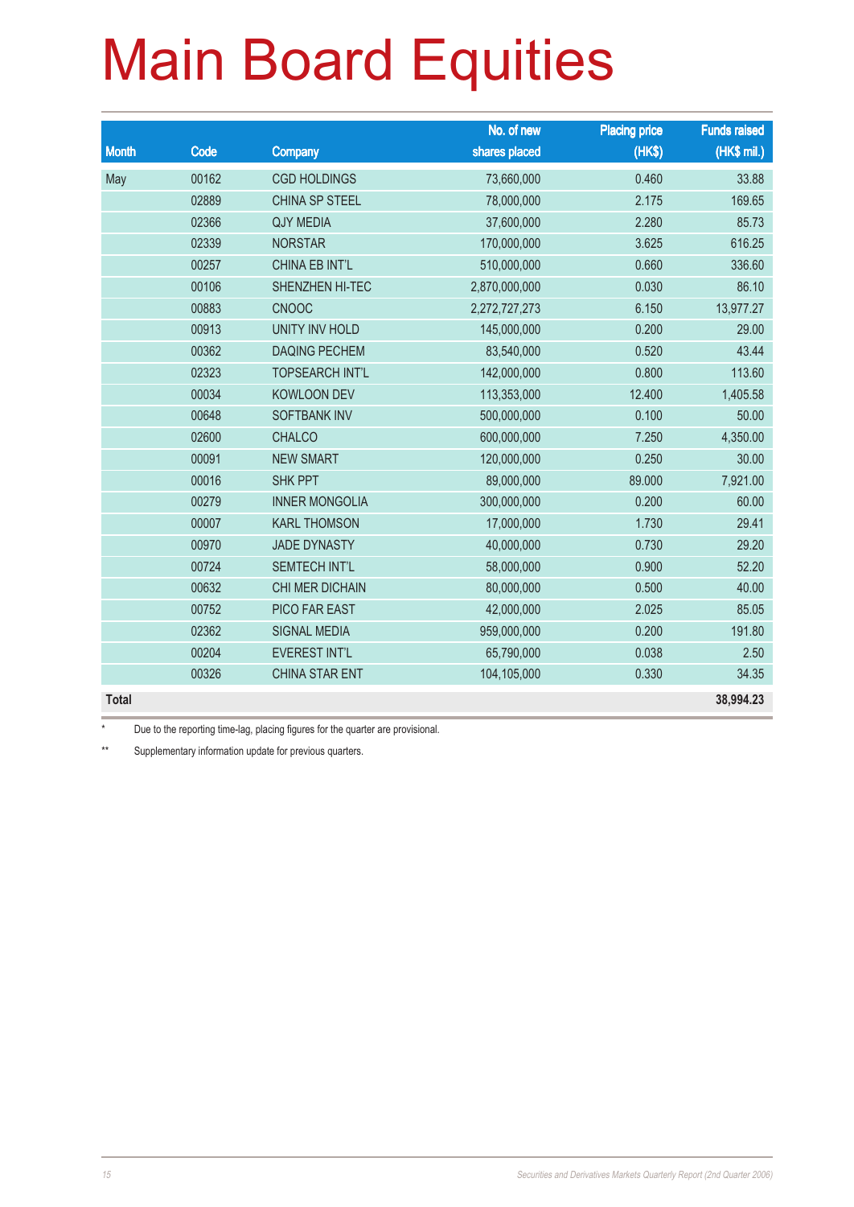# Main Board Equities

| Month | Code | Company | No. of new shares placed | Placing price (HK$) | Funds raised (HK$ mil.) |
|---|---|---|---|---|---|
| May | 00162 | CGD HOLDINGS | 73,660,000 | 0.460 | 33.88 |
| | 02889 | CHINA SP STEEL | 78,000,000 | 2.175 | 169.65 |
| | 02366 | QJY MEDIA | 37,600,000 | 2.280 | 85.73 |
| | 02339 | NORSTAR | 170,000,000 | 3.625 | 616.25 |
| | 00257 | CHINA EB INT'L | 510,000,000 | 0.660 | 336.60 |
| | 00106 | SHENZHEN HI-TEC | 2,870,000,000 | 0.030 | 86.10 |
| | 00883 | CNOOC | 2,272,727,273 | 6.150 | 13,977.27 |
| | 00913 | UNITY INV HOLD | 145,000,000 | 0.200 | 29.00 |
| | 00362 | DAQING PECHEM | 83,540,000 | 0.520 | 43.44 |
| | 02323 | TOPSEARCH INT'L | 142,000,000 | 0.800 | 113.60 |
| | 00034 | KOWLOON DEV | 113,353,000 | 12.400 | 1,405.58 |
| | 00648 | SOFTBANK INV | 500,000,000 | 0.100 | 50.00 |
| | 02600 | CHALCO | 600,000,000 | 7.250 | 4,350.00 |
| | 00091 | NEW SMART | 120,000,000 | 0.250 | 30.00 |
| | 00016 | SHK PPT | 89,000,000 | 89.000 | 7,921.00 |
| | 00279 | INNER MONGOLIA | 300,000,000 | 0.200 | 60.00 |
| | 00007 | KARL THOMSON | 17,000,000 | 1.730 | 29.41 |
| | 00970 | JADE DYNASTY | 40,000,000 | 0.730 | 29.20 |
| | 00724 | SEMTECH INT'L | 58,000,000 | 0.900 | 52.20 |
| | 00632 | CHI MER DICHAIN | 80,000,000 | 0.500 | 40.00 |
| | 00752 | PICO FAR EAST | 42,000,000 | 2.025 | 85.05 |
| | 02362 | SIGNAL MEDIA | 959,000,000 | 0.200 | 191.80 |
| | 00204 | EVEREST INT'L | 65,790,000 | 0.038 | 2.50 |
| | 00326 | CHINA STAR ENT | 104,105,000 | 0.330 | 34.35 |
| **Total** | | | | | **38,994.23** |

\* Due to the reporting time-lag, placing figures for the quarter are provisional.

\*\* Supplementary information update for previous quarters.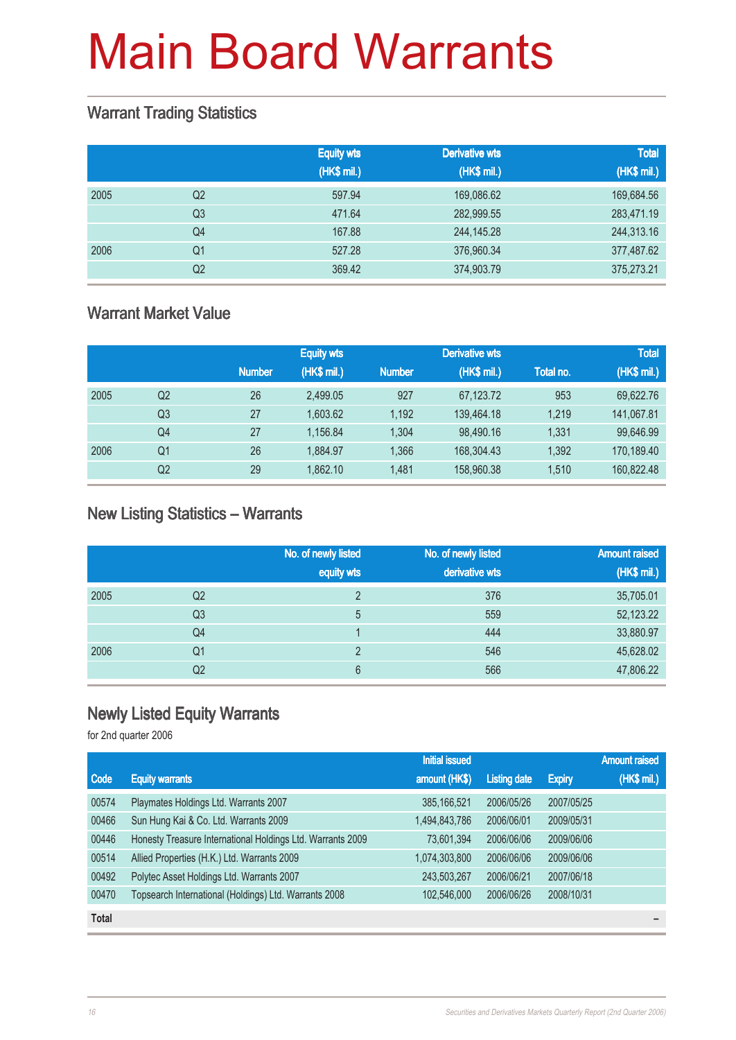# Main Board Warrants

## Warrant Trading Statistics

| | | Equity wts (HK$ mil.) | Derivative wts (HK$ mil.) | Total (HK$ mil.) |
|---|---|---|---|---|
| 2005 | Q2 | 597.94 | 169,086.62 | 169,684.56 |
| | Q3 | 471.64 | 282,999.55 | 283,471.19 |
| | Q4 | 167.88 | 244,145.28 | 244,313.16 |
| 2006 | Q1 | 527.28 | 376,960.34 | 377,487.62 |
| | Q2 | 369.42 | 374,903.79 | 375,273.21 |

## Warrant Market Value

| | | Number | Equity wts (HK$ mil.) | Number | Derivative wts (HK$ mil.) | Total no. | Total (HK$ mil.) |
|---|---|---|---|---|---|---|---|
| 2005 | Q2 | 26 | 2,499.05 | 927 | 67,123.72 | 953 | 69,622.76 |
| | Q3 | 27 | 1,603.62 | 1,192 | 139,464.18 | 1,219 | 141,067.81 |
| | Q4 | 27 | 1,156.84 | 1,304 | 98,490.16 | 1,331 | 99,646.99 |
| 2006 | Q1 | 26 | 1,884.97 | 1,366 | 168,304.43 | 1,392 | 170,189.40 |
| | Q2 | 29 | 1,862.10 | 1,481 | 158,960.38 | 1,510 | 160,822.48 |

## New Listing Statistics – Warrants

| | | No. of newly listed equity wts | No. of newly listed derivative wts | Amount raised (HK$ mil.) |
|---|---|---|---|---|
| 2005 | Q2 | 2 | 376 | 35,705.01 |
| | Q3 | 5 | 559 | 52,123.22 |
| | Q4 | 1 | 444 | 33,880.97 |
| 2006 | Q1 | 2 | 546 | 45,628.02 |
| | Q2 | 6 | 566 | 47,806.22 |

## Newly Listed Equity Warrants

for 2nd quarter 2006

| Code | Equity warrants | Initial issued amount (HK$) | Listing date | Expiry | Amount raised (HK$ mil.) |
|---|---|---|---|---|---|
| 00574 | Playmates Holdings Ltd. Warrants 2007 | 385,166,521 | 2006/05/26 | 2007/05/25 | |
| 00466 | Sun Hung Kai & Co. Ltd. Warrants 2009 | 1,494,843,786 | 2006/06/01 | 2009/05/31 | |
| 00446 | Honesty Treasure International Holdings Ltd. Warrants 2009 | 73,601,394 | 2006/06/06 | 2009/06/06 | |
| 00514 | Allied Properties (H.K.) Ltd. Warrants 2009 | 1,074,303,800 | 2006/06/06 | 2009/06/06 | |
| 00492 | Polytec Asset Holdings Ltd. Warrants 2007 | 243,503,267 | 2006/06/21 | 2007/06/18 | |
| 00470 | Topsearch International (Holdings) Ltd. Warrants 2008 | 102,546,000 | 2006/06/26 | 2008/10/31 | |
| **Total** | | | | | – |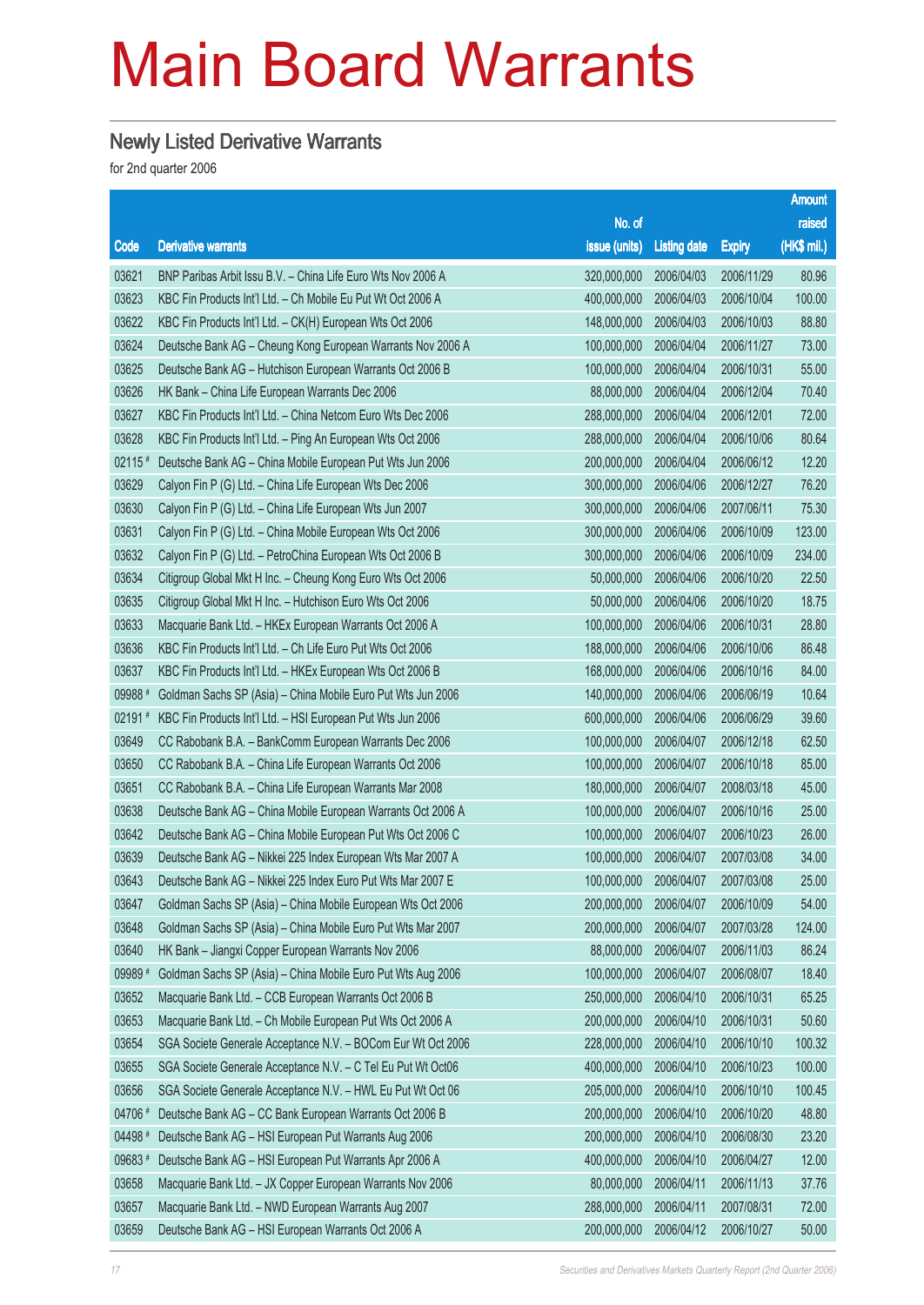# Main Board Warrants

## Newly Listed Derivative Warrants

for 2nd quarter 2006

| Code | Derivative warrants | No. of issue (units) | Listing date | Expiry | Amount raised (HK$ mil.) |
|---|---|---|---|---|---|
| 03621 | BNP Paribas Arbit Issu B.V. – China Life Euro Wts Nov 2006 A | 320,000,000 | 2006/04/03 | 2006/11/29 | 80.96 |
| 03623 | KBC Fin Products Int'l Ltd. – Ch Mobile Eu Put Wt Oct 2006 A | 400,000,000 | 2006/04/03 | 2006/10/04 | 100.00 |
| 03622 | KBC Fin Products Int'l Ltd. – CK(H) European Wts Oct 2006 | 148,000,000 | 2006/04/03 | 2006/10/03 | 88.80 |
| 03624 | Deutsche Bank AG – Cheung Kong European Warrants Nov 2006 A | 100,000,000 | 2006/04/04 | 2006/11/27 | 73.00 |
| 03625 | Deutsche Bank AG – Hutchison European Warrants Oct 2006 B | 100,000,000 | 2006/04/04 | 2006/10/31 | 55.00 |
| 03626 | HK Bank – China Life European Warrants Dec 2006 | 88,000,000 | 2006/04/04 | 2006/12/04 | 70.40 |
| 03627 | KBC Fin Products Int'l Ltd. – China Netcom Euro Wts Dec 2006 | 288,000,000 | 2006/04/04 | 2006/12/01 | 72.00 |
| 03628 | KBC Fin Products Int'l Ltd. – Ping An European Wts Oct 2006 | 288,000,000 | 2006/04/04 | 2006/10/06 | 80.64 |
| 02115 # | Deutsche Bank AG – China Mobile European Put Wts Jun 2006 | 200,000,000 | 2006/04/04 | 2006/06/12 | 12.20 |
| 03629 | Calyon Fin P (G) Ltd. – China Life European Wts Dec 2006 | 300,000,000 | 2006/04/06 | 2006/12/27 | 76.20 |
| 03630 | Calyon Fin P (G) Ltd. – China Life European Wts Jun 2007 | 300,000,000 | 2006/04/06 | 2007/06/11 | 75.30 |
| 03631 | Calyon Fin P (G) Ltd. – China Mobile European Wts Oct 2006 | 300,000,000 | 2006/04/06 | 2006/10/09 | 123.00 |
| 03632 | Calyon Fin P (G) Ltd. – PetroChina European Wts Oct 2006 B | 300,000,000 | 2006/04/06 | 2006/10/09 | 234.00 |
| 03634 | Citigroup Global Mkt H Inc. – Cheung Kong Euro Wts Oct 2006 | 50,000,000 | 2006/04/06 | 2006/10/20 | 22.50 |
| 03635 | Citigroup Global Mkt H Inc. – Hutchison Euro Wts Oct 2006 | 50,000,000 | 2006/04/06 | 2006/10/20 | 18.75 |
| 03633 | Macquarie Bank Ltd. – HKEx European Warrants Oct 2006 A | 100,000,000 | 2006/04/06 | 2006/10/31 | 28.80 |
| 03636 | KBC Fin Products Int'l Ltd. – Ch Life Euro Put Wts Oct 2006 | 188,000,000 | 2006/04/06 | 2006/10/06 | 86.48 |
| 03637 | KBC Fin Products Int'l Ltd. – HKEx European Wts Oct 2006 B | 168,000,000 | 2006/04/06 | 2006/10/16 | 84.00 |
| 09988 # | Goldman Sachs SP (Asia) – China Mobile Euro Put Wts Jun 2006 | 140,000,000 | 2006/04/06 | 2006/06/19 | 10.64 |
| 02191 # | KBC Fin Products Int'l Ltd. – HSI European Put Wts Jun 2006 | 600,000,000 | 2006/04/06 | 2006/06/29 | 39.60 |
| 03649 | CC Rabobank B.A. – BankComm European Warrants Dec 2006 | 100,000,000 | 2006/04/07 | 2006/12/18 | 62.50 |
| 03650 | CC Rabobank B.A. – China Life European Warrants Oct 2006 | 100,000,000 | 2006/04/07 | 2006/10/18 | 85.00 |
| 03651 | CC Rabobank B.A. – China Life European Warrants Mar 2008 | 180,000,000 | 2006/04/07 | 2008/03/18 | 45.00 |
| 03638 | Deutsche Bank AG – China Mobile European Warrants Oct 2006 A | 100,000,000 | 2006/04/07 | 2006/10/16 | 25.00 |
| 03642 | Deutsche Bank AG – China Mobile European Put Wts Oct 2006 C | 100,000,000 | 2006/04/07 | 2006/10/23 | 26.00 |
| 03639 | Deutsche Bank AG – Nikkei 225 Index European Wts Mar 2007 A | 100,000,000 | 2006/04/07 | 2007/03/08 | 34.00 |
| 03643 | Deutsche Bank AG – Nikkei 225 Index Euro Put Wts Mar 2007 E | 100,000,000 | 2006/04/07 | 2007/03/08 | 25.00 |
| 03647 | Goldman Sachs SP (Asia) – China Mobile European Wts Oct 2006 | 200,000,000 | 2006/04/07 | 2006/10/09 | 54.00 |
| 03648 | Goldman Sachs SP (Asia) – China Mobile Euro Put Wts Mar 2007 | 200,000,000 | 2006/04/07 | 2007/03/28 | 124.00 |
| 03640 | HK Bank – Jiangxi Copper European Warrants Nov 2006 | 88,000,000 | 2006/04/07 | 2006/11/03 | 86.24 |
| 09989 # | Goldman Sachs SP (Asia) – China Mobile Euro Put Wts Aug 2006 | 100,000,000 | 2006/04/07 | 2006/08/07 | 18.40 |
| 03652 | Macquarie Bank Ltd. – CCB European Warrants Oct 2006 B | 250,000,000 | 2006/04/10 | 2006/10/31 | 65.25 |
| 03653 | Macquarie Bank Ltd. – Ch Mobile European Put Wts Oct 2006 A | 200,000,000 | 2006/04/10 | 2006/10/31 | 50.60 |
| 03654 | SGA Societe Generale Acceptance N.V. – BOCom Eur Wt Oct 2006 | 228,000,000 | 2006/04/10 | 2006/10/10 | 100.32 |
| 03655 | SGA Societe Generale Acceptance N.V. – C Tel Eu Put Wt Oct06 | 400,000,000 | 2006/04/10 | 2006/10/23 | 100.00 |
| 03656 | SGA Societe Generale Acceptance N.V. – HWL Eu Put Wt Oct 06 | 205,000,000 | 2006/04/10 | 2006/10/10 | 100.45 |
| 04706 # | Deutsche Bank AG – CC Bank European Warrants Oct 2006 B | 200,000,000 | 2006/04/10 | 2006/10/20 | 48.80 |
| 04498 # | Deutsche Bank AG – HSI European Put Warrants Aug 2006 | 200,000,000 | 2006/04/10 | 2006/08/30 | 23.20 |
| 09683 # | Deutsche Bank AG – HSI European Put Warrants Apr 2006 A | 400,000,000 | 2006/04/10 | 2006/04/27 | 12.00 |
| 03658 | Macquarie Bank Ltd. – JX Copper European Warrants Nov 2006 | 80,000,000 | 2006/04/11 | 2006/11/13 | 37.76 |
| 03657 | Macquarie Bank Ltd. – NWD European Warrants Aug 2007 | 288,000,000 | 2006/04/11 | 2007/08/31 | 72.00 |
| 03659 | Deutsche Bank AG – HSI European Warrants Oct 2006 A | 200,000,000 | 2006/04/12 | 2006/10/27 | 50.00 |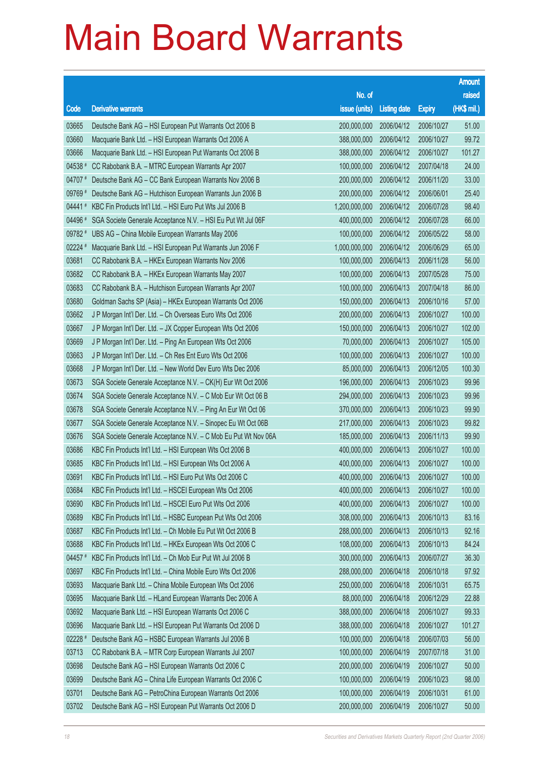# Main Board Warrants

| Code | Derivative warrants | No. of issue (units) | Listing date | Expiry | Amount raised (HK$ mil.) |
|---|---|---|---|---|---|
| 03665 | Deutsche Bank AG – HSI European Put Warrants Oct 2006 B | 200,000,000 | 2006/04/12 | 2006/10/27 | 51.00 |
| 03660 | Macquarie Bank Ltd. – HSI European Warrants Oct 2006 A | 388,000,000 | 2006/04/12 | 2006/10/27 | 99.72 |
| 03666 | Macquarie Bank Ltd. – HSI European Put Warrants Oct 2006 B | 388,000,000 | 2006/04/12 | 2006/10/27 | 101.27 |
| 04538 # | CC Rabobank B.A. – MTRC European Warrants Apr 2007 | 100,000,000 | 2006/04/12 | 2007/04/18 | 24.00 |
| 04707 # | Deutsche Bank AG – CC Bank European Warrants Nov 2006 B | 200,000,000 | 2006/04/12 | 2006/11/20 | 33.00 |
| 09769 # | Deutsche Bank AG – Hutchison European Warrants Jun 2006 B | 200,000,000 | 2006/04/12 | 2006/06/01 | 25.40 |
| 04441 # | KBC Fin Products Int'l Ltd. – HSI Euro Put Wts Jul 2006 B | 1,200,000,000 | 2006/04/12 | 2006/07/28 | 98.40 |
| 04496 # | SGA Societe Generale Acceptance N.V. – HSI Eu Put Wt Jul 06F | 400,000,000 | 2006/04/12 | 2006/07/28 | 66.00 |
| 09782 # | UBS AG – China Mobile European Warrants May 2006 | 100,000,000 | 2006/04/12 | 2006/05/22 | 58.00 |
| 02224 # | Macquarie Bank Ltd. – HSI European Put Warrants Jun 2006 F | 1,000,000,000 | 2006/04/12 | 2006/06/29 | 65.00 |
| 03681 | CC Rabobank B.A. – HKEx European Warrants Nov 2006 | 100,000,000 | 2006/04/13 | 2006/11/28 | 56.00 |
| 03682 | CC Rabobank B.A. – HKEx European Warrants May 2007 | 100,000,000 | 2006/04/13 | 2007/05/28 | 75.00 |
| 03683 | CC Rabobank B.A. – Hutchison European Warrants Apr 2007 | 100,000,000 | 2006/04/13 | 2007/04/18 | 86.00 |
| 03680 | Goldman Sachs SP (Asia) – HKEx European Warrants Oct 2006 | 150,000,000 | 2006/04/13 | 2006/10/16 | 57.00 |
| 03662 | J P Morgan Int'l Der. Ltd. – Ch Overseas Euro Wts Oct 2006 | 200,000,000 | 2006/04/13 | 2006/10/27 | 100.00 |
| 03667 | J P Morgan Int'l Der. Ltd. – JX Copper European Wts Oct 2006 | 150,000,000 | 2006/04/13 | 2006/10/27 | 102.00 |
| 03669 | J P Morgan Int'l Der. Ltd. – Ping An European Wts Oct 2006 | 70,000,000 | 2006/04/13 | 2006/10/27 | 105.00 |
| 03663 | J P Morgan Int'l Der. Ltd. – Ch Res Ent Euro Wts Oct 2006 | 100,000,000 | 2006/04/13 | 2006/10/27 | 100.00 |
| 03668 | J P Morgan Int'l Der. Ltd. – New World Dev Euro Wts Dec 2006 | 85,000,000 | 2006/04/13 | 2006/12/05 | 100.30 |
| 03673 | SGA Societe Generale Acceptance N.V. – CK(H) Eur Wt Oct 2006 | 196,000,000 | 2006/04/13 | 2006/10/23 | 99.96 |
| 03674 | SGA Societe Generale Acceptance N.V. – C Mob Eur Wt Oct 06 B | 294,000,000 | 2006/04/13 | 2006/10/23 | 99.96 |
| 03678 | SGA Societe Generale Acceptance N.V. – Ping An Eur Wt Oct 06 | 370,000,000 | 2006/04/13 | 2006/10/23 | 99.90 |
| 03677 | SGA Societe Generale Acceptance N.V. – Sinopec Eu Wt Oct 06B | 217,000,000 | 2006/04/13 | 2006/10/23 | 99.82 |
| 03676 | SGA Societe Generale Acceptance N.V. – C Mob Eu Put Wt Nov 06A | 185,000,000 | 2006/04/13 | 2006/11/13 | 99.90 |
| 03686 | KBC Fin Products Int'l Ltd. – HSI European Wts Oct 2006 B | 400,000,000 | 2006/04/13 | 2006/10/27 | 100.00 |
| 03685 | KBC Fin Products Int'l Ltd. – HSI European Wts Oct 2006 A | 400,000,000 | 2006/04/13 | 2006/10/27 | 100.00 |
| 03691 | KBC Fin Products Int'l Ltd. – HSI Euro Put Wts Oct 2006 C | 400,000,000 | 2006/04/13 | 2006/10/27 | 100.00 |
| 03684 | KBC Fin Products Int'l Ltd. – HSCEI European Wts Oct 2006 | 400,000,000 | 2006/04/13 | 2006/10/27 | 100.00 |
| 03690 | KBC Fin Products Int'l Ltd. – HSCEI Euro Put Wts Oct 2006 | 400,000,000 | 2006/04/13 | 2006/10/27 | 100.00 |
| 03689 | KBC Fin Products Int'l Ltd. – HSBC European Put Wts Oct 2006 | 308,000,000 | 2006/04/13 | 2006/10/13 | 83.16 |
| 03687 | KBC Fin Products Int'l Ltd. – Ch Mobile Eu Put Wt Oct 2006 B | 288,000,000 | 2006/04/13 | 2006/10/13 | 92.16 |
| 03688 | KBC Fin Products Int'l Ltd. – HKEx European Wts Oct 2006 C | 108,000,000 | 2006/04/13 | 2006/10/13 | 84.24 |
| 04457 # | KBC Fin Products Int'l Ltd. – Ch Mob Eur Put Wt Jul 2006 B | 300,000,000 | 2006/04/13 | 2006/07/27 | 36.30 |
| 03697 | KBC Fin Products Int'l Ltd. – China Mobile Euro Wts Oct 2006 | 288,000,000 | 2006/04/18 | 2006/10/18 | 97.92 |
| 03693 | Macquarie Bank Ltd. – China Mobile European Wts Oct 2006 | 250,000,000 | 2006/04/18 | 2006/10/31 | 65.75 |
| 03695 | Macquarie Bank Ltd. – HLand European Warrants Dec 2006 A | 88,000,000 | 2006/04/18 | 2006/12/29 | 22.88 |
| 03692 | Macquarie Bank Ltd. – HSI European Warrants Oct 2006 C | 388,000,000 | 2006/04/18 | 2006/10/27 | 99.33 |
| 03696 | Macquarie Bank Ltd. – HSI European Put Warrants Oct 2006 D | 388,000,000 | 2006/04/18 | 2006/10/27 | 101.27 |
| 02228 # | Deutsche Bank AG – HSBC European Warrants Jul 2006 B | 100,000,000 | 2006/04/18 | 2006/07/03 | 56.00 |
| 03713 | CC Rabobank B.A. – MTR Corp European Warrants Jul 2007 | 100,000,000 | 2006/04/19 | 2007/07/18 | 31.00 |
| 03698 | Deutsche Bank AG – HSI European Warrants Oct 2006 C | 200,000,000 | 2006/04/19 | 2006/10/27 | 50.00 |
| 03699 | Deutsche Bank AG – China Life European Warrants Oct 2006 C | 100,000,000 | 2006/04/19 | 2006/10/23 | 98.00 |
| 03701 | Deutsche Bank AG – PetroChina European Warrants Oct 2006 | 100,000,000 | 2006/04/19 | 2006/10/31 | 61.00 |
| 03702 | Deutsche Bank AG – HSI European Put Warrants Oct 2006 D | 200,000,000 | 2006/04/19 | 2006/10/27 | 50.00 |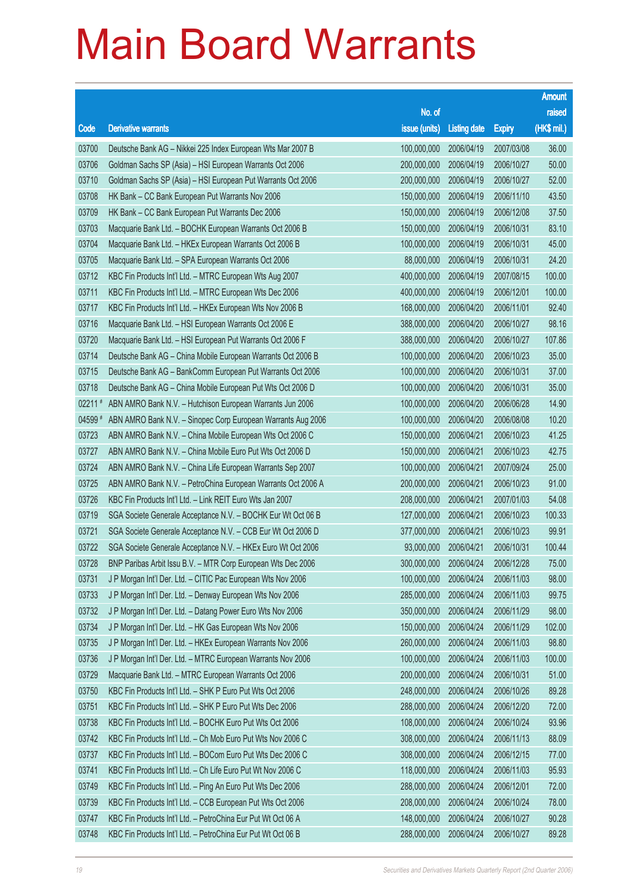# Main Board Warrants

| Code | Derivative warrants | No. of issue (units) | Listing date | Expiry | Amount raised (HK$ mil.) |
|---|---|---|---|---|---|
| 03700 | Deutsche Bank AG – Nikkei 225 Index European Wts Mar 2007 B | 100,000,000 | 2006/04/19 | 2007/03/08 | 36.00 |
| 03706 | Goldman Sachs SP (Asia) – HSI European Warrants Oct 2006 | 200,000,000 | 2006/04/19 | 2006/10/27 | 50.00 |
| 03710 | Goldman Sachs SP (Asia) – HSI European Put Warrants Oct 2006 | 200,000,000 | 2006/04/19 | 2006/10/27 | 52.00 |
| 03708 | HK Bank – CC Bank European Put Warrants Nov 2006 | 150,000,000 | 2006/04/19 | 2006/11/10 | 43.50 |
| 03709 | HK Bank – CC Bank European Put Warrants Dec 2006 | 150,000,000 | 2006/04/19 | 2006/12/08 | 37.50 |
| 03703 | Macquarie Bank Ltd. – BOCHK European Warrants Oct 2006 B | 150,000,000 | 2006/04/19 | 2006/10/31 | 83.10 |
| 03704 | Macquarie Bank Ltd. – HKEx European Warrants Oct 2006 B | 100,000,000 | 2006/04/19 | 2006/10/31 | 45.00 |
| 03705 | Macquarie Bank Ltd. – SPA European Warrants Oct 2006 | 88,000,000 | 2006/04/19 | 2006/10/31 | 24.20 |
| 03712 | KBC Fin Products Int'l Ltd. – MTRC European Wts Aug 2007 | 400,000,000 | 2006/04/19 | 2007/08/15 | 100.00 |
| 03711 | KBC Fin Products Int'l Ltd. – MTRC European Wts Dec 2006 | 400,000,000 | 2006/04/19 | 2006/12/01 | 100.00 |
| 03717 | KBC Fin Products Int'l Ltd. – HKEx European Wts Nov 2006 B | 168,000,000 | 2006/04/20 | 2006/11/01 | 92.40 |
| 03716 | Macquarie Bank Ltd. – HSI European Warrants Oct 2006 E | 388,000,000 | 2006/04/20 | 2006/10/27 | 98.16 |
| 03720 | Macquarie Bank Ltd. – HSI European Put Warrants Oct 2006 F | 388,000,000 | 2006/04/20 | 2006/10/27 | 107.86 |
| 03714 | Deutsche Bank AG – China Mobile European Warrants Oct 2006 B | 100,000,000 | 2006/04/20 | 2006/10/23 | 35.00 |
| 03715 | Deutsche Bank AG – BankComm European Put Warrants Oct 2006 | 100,000,000 | 2006/04/20 | 2006/10/31 | 37.00 |
| 03718 | Deutsche Bank AG – China Mobile European Put Wts Oct 2006 D | 100,000,000 | 2006/04/20 | 2006/10/31 | 35.00 |
| 02211 # | ABN AMRO Bank N.V. – Hutchison European Warrants Jun 2006 | 100,000,000 | 2006/04/20 | 2006/06/28 | 14.90 |
| 04599 # | ABN AMRO Bank N.V. – Sinopec Corp European Warrants Aug 2006 | 100,000,000 | 2006/04/20 | 2006/08/08 | 10.20 |
| 03723 | ABN AMRO Bank N.V. – China Mobile European Wts Oct 2006 C | 150,000,000 | 2006/04/21 | 2006/10/23 | 41.25 |
| 03727 | ABN AMRO Bank N.V. – China Mobile Euro Put Wts Oct 2006 D | 150,000,000 | 2006/04/21 | 2006/10/23 | 42.75 |
| 03724 | ABN AMRO Bank N.V. – China Life European Warrants Sep 2007 | 100,000,000 | 2006/04/21 | 2007/09/24 | 25.00 |
| 03725 | ABN AMRO Bank N.V. – PetroChina European Warrants Oct 2006 A | 200,000,000 | 2006/04/21 | 2006/10/23 | 91.00 |
| 03726 | KBC Fin Products Int'l Ltd. – Link REIT Euro Wts Jan 2007 | 208,000,000 | 2006/04/21 | 2007/01/03 | 54.08 |
| 03719 | SGA Societe Generale Acceptance N.V. – BOCHK Eur Wt Oct 06 B | 127,000,000 | 2006/04/21 | 2006/10/23 | 100.33 |
| 03721 | SGA Societe Generale Acceptance N.V. – CCB Eur Wt Oct 2006 D | 377,000,000 | 2006/04/21 | 2006/10/23 | 99.91 |
| 03722 | SGA Societe Generale Acceptance N.V. – HKEx Euro Wt Oct 2006 | 93,000,000 | 2006/04/21 | 2006/10/31 | 100.44 |
| 03728 | BNP Paribas Arbit Issu B.V. – MTR Corp European Wts Dec 2006 | 300,000,000 | 2006/04/24 | 2006/12/28 | 75.00 |
| 03731 | J P Morgan Int'l Der. Ltd. – CITIC Pac European Wts Nov 2006 | 100,000,000 | 2006/04/24 | 2006/11/03 | 98.00 |
| 03733 | J P Morgan Int'l Der. Ltd. – Denway European Wts Nov 2006 | 285,000,000 | 2006/04/24 | 2006/11/03 | 99.75 |
| 03732 | J P Morgan Int'l Der. Ltd. – Datang Power Euro Wts Nov 2006 | 350,000,000 | 2006/04/24 | 2006/11/29 | 98.00 |
| 03734 | J P Morgan Int'l Der. Ltd. – HK Gas European Wts Nov 2006 | 150,000,000 | 2006/04/24 | 2006/11/29 | 102.00 |
| 03735 | J P Morgan Int'l Der. Ltd. – HKEx European Warrants Nov 2006 | 260,000,000 | 2006/04/24 | 2006/11/03 | 98.80 |
| 03736 | J P Morgan Int'l Der. Ltd. – MTRC European Warrants Nov 2006 | 100,000,000 | 2006/04/24 | 2006/11/03 | 100.00 |
| 03729 | Macquarie Bank Ltd. – MTRC European Warrants Oct 2006 | 200,000,000 | 2006/04/24 | 2006/10/31 | 51.00 |
| 03750 | KBC Fin Products Int'l Ltd. – SHK P Euro Put Wts Oct 2006 | 248,000,000 | 2006/04/24 | 2006/10/26 | 89.28 |
| 03751 | KBC Fin Products Int'l Ltd. – SHK P Euro Put Wts Dec 2006 | 288,000,000 | 2006/04/24 | 2006/12/20 | 72.00 |
| 03738 | KBC Fin Products Int'l Ltd. – BOCHK Euro Put Wts Oct 2006 | 108,000,000 | 2006/04/24 | 2006/10/24 | 93.96 |
| 03742 | KBC Fin Products Int'l Ltd. – Ch Mob Euro Put Wts Nov 2006 C | 308,000,000 | 2006/04/24 | 2006/11/13 | 88.09 |
| 03737 | KBC Fin Products Int'l Ltd. – BOCom Euro Put Wts Dec 2006 C | 308,000,000 | 2006/04/24 | 2006/12/15 | 77.00 |
| 03741 | KBC Fin Products Int'l Ltd. – Ch Life Euro Put Wt Nov 2006 C | 118,000,000 | 2006/04/24 | 2006/11/03 | 95.93 |
| 03749 | KBC Fin Products Int'l Ltd. – Ping An Euro Put Wts Dec 2006 | 288,000,000 | 2006/04/24 | 2006/12/01 | 72.00 |
| 03739 | KBC Fin Products Int'l Ltd. – CCB European Put Wts Oct 2006 | 208,000,000 | 2006/04/24 | 2006/10/24 | 78.00 |
| 03747 | KBC Fin Products Int'l Ltd. – PetroChina Eur Put Wt Oct 06 A | 148,000,000 | 2006/04/24 | 2006/10/27 | 90.28 |
| 03748 | KBC Fin Products Int'l Ltd. – PetroChina Eur Put Wt Oct 06 B | 288,000,000 | 2006/04/24 | 2006/10/27 | 89.28 |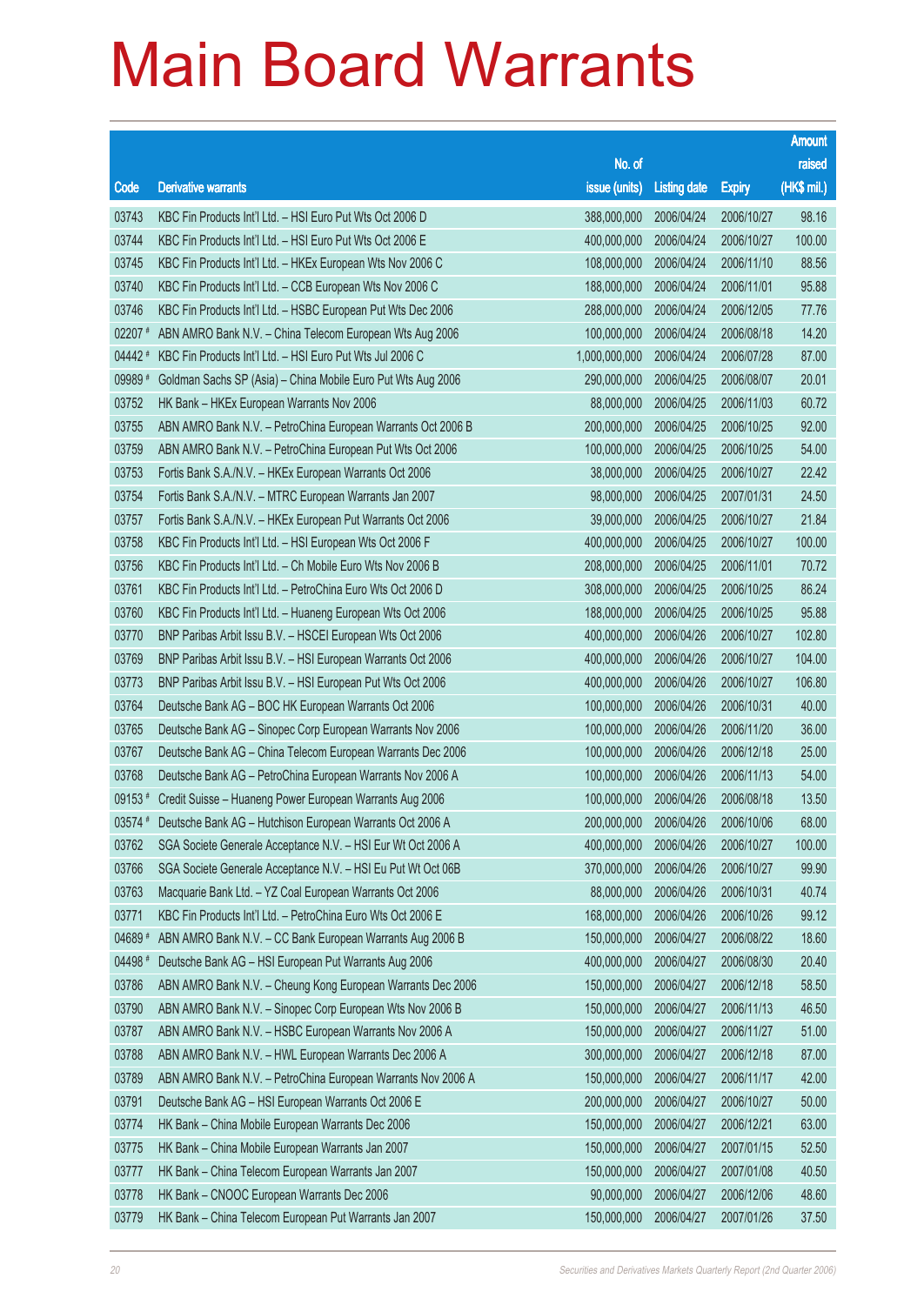# Main Board Warrants

| Code | Derivative warrants | No. of issue (units) | Listing date | Expiry | Amount raised (HK$ mil.) |
|---|---|---|---|---|---|
| 03743 | KBC Fin Products Int'l Ltd. – HSI Euro Put Wts Oct 2006 D | 388,000,000 | 2006/04/24 | 2006/10/27 | 98.16 |
| 03744 | KBC Fin Products Int'l Ltd. – HSI Euro Put Wts Oct 2006 E | 400,000,000 | 2006/04/24 | 2006/10/27 | 100.00 |
| 03745 | KBC Fin Products Int'l Ltd. – HKEx European Wts Nov 2006 C | 108,000,000 | 2006/04/24 | 2006/11/10 | 88.56 |
| 03740 | KBC Fin Products Int'l Ltd. – CCB European Wts Nov 2006 C | 188,000,000 | 2006/04/24 | 2006/11/01 | 95.88 |
| 03746 | KBC Fin Products Int'l Ltd. – HSBC European Put Wts Dec 2006 | 288,000,000 | 2006/04/24 | 2006/12/05 | 77.76 |
| 02207 # | ABN AMRO Bank N.V. – China Telecom European Wts Aug 2006 | 100,000,000 | 2006/04/24 | 2006/08/18 | 14.20 |
| 04442 # | KBC Fin Products Int'l Ltd. – HSI Euro Put Wts Jul 2006 C | 1,000,000,000 | 2006/04/24 | 2006/07/28 | 87.00 |
| 09989 # | Goldman Sachs SP (Asia) – China Mobile Euro Put Wts Aug 2006 | 290,000,000 | 2006/04/25 | 2006/08/07 | 20.01 |
| 03752 | HK Bank – HKEx European Warrants Nov 2006 | 88,000,000 | 2006/04/25 | 2006/11/03 | 60.72 |
| 03755 | ABN AMRO Bank N.V. – PetroChina European Warrants Oct 2006 B | 200,000,000 | 2006/04/25 | 2006/10/25 | 92.00 |
| 03759 | ABN AMRO Bank N.V. – PetroChina European Put Wts Oct 2006 | 100,000,000 | 2006/04/25 | 2006/10/25 | 54.00 |
| 03753 | Fortis Bank S.A./N.V. – HKEx European Warrants Oct 2006 | 38,000,000 | 2006/04/25 | 2006/10/27 | 22.42 |
| 03754 | Fortis Bank S.A./N.V. – MTRC European Warrants Jan 2007 | 98,000,000 | 2006/04/25 | 2007/01/31 | 24.50 |
| 03757 | Fortis Bank S.A./N.V. – HKEx European Put Warrants Oct 2006 | 39,000,000 | 2006/04/25 | 2006/10/27 | 21.84 |
| 03758 | KBC Fin Products Int'l Ltd. – HSI European Wts Oct 2006 F | 400,000,000 | 2006/04/25 | 2006/10/27 | 100.00 |
| 03756 | KBC Fin Products Int'l Ltd. – Ch Mobile Euro Wts Nov 2006 B | 208,000,000 | 2006/04/25 | 2006/11/01 | 70.72 |
| 03761 | KBC Fin Products Int'l Ltd. – PetroChina Euro Wts Oct 2006 D | 308,000,000 | 2006/04/25 | 2006/10/25 | 86.24 |
| 03760 | KBC Fin Products Int'l Ltd. – Huaneng European Wts Oct 2006 | 188,000,000 | 2006/04/25 | 2006/10/25 | 95.88 |
| 03770 | BNP Paribas Arbit Issu B.V. – HSCEI European Wts Oct 2006 | 400,000,000 | 2006/04/26 | 2006/10/27 | 102.80 |
| 03769 | BNP Paribas Arbit Issu B.V. – HSI European Warrants Oct 2006 | 400,000,000 | 2006/04/26 | 2006/10/27 | 104.00 |
| 03773 | BNP Paribas Arbit Issu B.V. – HSI European Put Wts Oct 2006 | 400,000,000 | 2006/04/26 | 2006/10/27 | 106.80 |
| 03764 | Deutsche Bank AG – BOC HK European Warrants Oct 2006 | 100,000,000 | 2006/04/26 | 2006/10/31 | 40.00 |
| 03765 | Deutsche Bank AG – Sinopec Corp European Warrants Nov 2006 | 100,000,000 | 2006/04/26 | 2006/11/20 | 36.00 |
| 03767 | Deutsche Bank AG – China Telecom European Warrants Dec 2006 | 100,000,000 | 2006/04/26 | 2006/12/18 | 25.00 |
| 03768 | Deutsche Bank AG – PetroChina European Warrants Nov 2006 A | 100,000,000 | 2006/04/26 | 2006/11/13 | 54.00 |
| 09153 # | Credit Suisse – Huaneng Power European Warrants Aug 2006 | 100,000,000 | 2006/04/26 | 2006/08/18 | 13.50 |
| 03574 # | Deutsche Bank AG – Hutchison European Warrants Oct 2006 A | 200,000,000 | 2006/04/26 | 2006/10/06 | 68.00 |
| 03762 | SGA Societe Generale Acceptance N.V. – HSI Eur Wt Oct 2006 A | 400,000,000 | 2006/04/26 | 2006/10/27 | 100.00 |
| 03766 | SGA Societe Generale Acceptance N.V. – HSI Eu Put Wt Oct 06B | 370,000,000 | 2006/04/26 | 2006/10/27 | 99.90 |
| 03763 | Macquarie Bank Ltd. – YZ Coal European Warrants Oct 2006 | 88,000,000 | 2006/04/26 | 2006/10/31 | 40.74 |
| 03771 | KBC Fin Products Int'l Ltd. – PetroChina Euro Wts Oct 2006 E | 168,000,000 | 2006/04/26 | 2006/10/26 | 99.12 |
| 04689 # | ABN AMRO Bank N.V. – CC Bank European Warrants Aug 2006 B | 150,000,000 | 2006/04/27 | 2006/08/22 | 18.60 |
| 04498 # | Deutsche Bank AG – HSI European Put Warrants Aug 2006 | 400,000,000 | 2006/04/27 | 2006/08/30 | 20.40 |
| 03786 | ABN AMRO Bank N.V. – Cheung Kong European Warrants Dec 2006 | 150,000,000 | 2006/04/27 | 2006/12/18 | 58.50 |
| 03790 | ABN AMRO Bank N.V. – Sinopec Corp European Wts Nov 2006 B | 150,000,000 | 2006/04/27 | 2006/11/13 | 46.50 |
| 03787 | ABN AMRO Bank N.V. – HSBC European Warrants Nov 2006 A | 150,000,000 | 2006/04/27 | 2006/11/27 | 51.00 |
| 03788 | ABN AMRO Bank N.V. – HWL European Warrants Dec 2006 A | 300,000,000 | 2006/04/27 | 2006/12/18 | 87.00 |
| 03789 | ABN AMRO Bank N.V. – PetroChina European Warrants Nov 2006 A | 150,000,000 | 2006/04/27 | 2006/11/17 | 42.00 |
| 03791 | Deutsche Bank AG – HSI European Warrants Oct 2006 E | 200,000,000 | 2006/04/27 | 2006/10/27 | 50.00 |
| 03774 | HK Bank – China Mobile European Warrants Dec 2006 | 150,000,000 | 2006/04/27 | 2006/12/21 | 63.00 |
| 03775 | HK Bank – China Mobile European Warrants Jan 2007 | 150,000,000 | 2006/04/27 | 2007/01/15 | 52.50 |
| 03777 | HK Bank – China Telecom European Warrants Jan 2007 | 150,000,000 | 2006/04/27 | 2007/01/08 | 40.50 |
| 03778 | HK Bank – CNOOC European Warrants Dec 2006 | 90,000,000 | 2006/04/27 | 2006/12/06 | 48.60 |
| 03779 | HK Bank – China Telecom European Put Warrants Jan 2007 | 150,000,000 | 2006/04/27 | 2007/01/26 | 37.50 |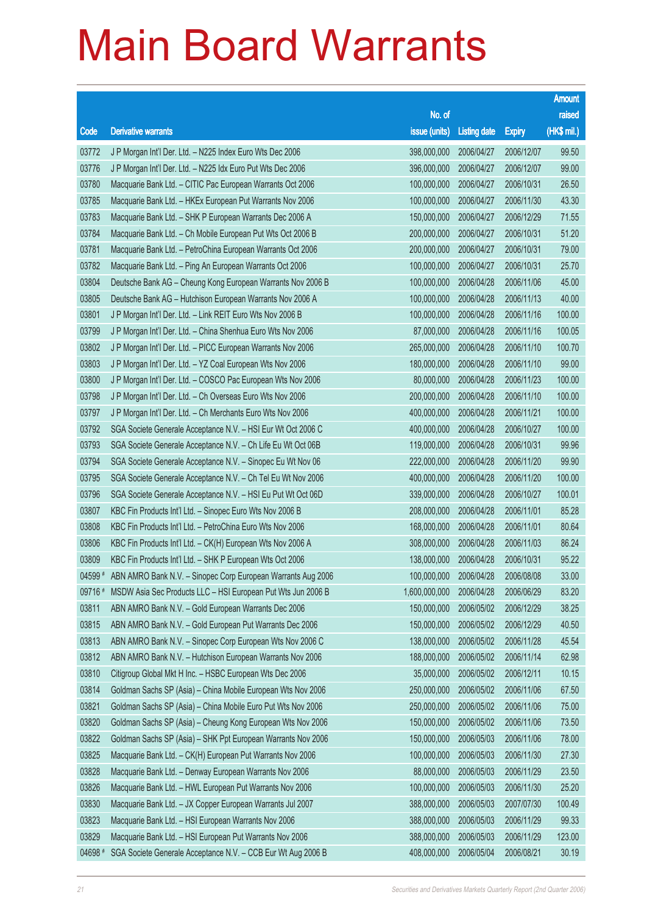# Main Board Warrants

| Code | Derivative warrants | No. of issue (units) | Listing date | Expiry | Amount raised (HK$ mil.) |
|---|---|---|---|---|---|
| 03772 | J P Morgan Int'l Der. Ltd. – N225 Index Euro Wts Dec 2006 | 398,000,000 | 2006/04/27 | 2006/12/07 | 99.50 |
| 03776 | J P Morgan Int'l Der. Ltd. – N225 Idx Euro Put Wts Dec 2006 | 396,000,000 | 2006/04/27 | 2006/12/07 | 99.00 |
| 03780 | Macquarie Bank Ltd. – CITIC Pac European Warrants Oct 2006 | 100,000,000 | 2006/04/27 | 2006/10/31 | 26.50 |
| 03785 | Macquarie Bank Ltd. – HKEx European Put Warrants Nov 2006 | 100,000,000 | 2006/04/27 | 2006/11/30 | 43.30 |
| 03783 | Macquarie Bank Ltd. – SHK P European Warrants Dec 2006 A | 150,000,000 | 2006/04/27 | 2006/12/29 | 71.55 |
| 03784 | Macquarie Bank Ltd. – Ch Mobile European Put Wts Oct 2006 B | 200,000,000 | 2006/04/27 | 2006/10/31 | 51.20 |
| 03781 | Macquarie Bank Ltd. – PetroChina European Warrants Oct 2006 | 200,000,000 | 2006/04/27 | 2006/10/31 | 79.00 |
| 03782 | Macquarie Bank Ltd. – Ping An European Warrants Oct 2006 | 100,000,000 | 2006/04/27 | 2006/10/31 | 25.70 |
| 03804 | Deutsche Bank AG – Cheung Kong European Warrants Nov 2006 B | 100,000,000 | 2006/04/28 | 2006/11/06 | 45.00 |
| 03805 | Deutsche Bank AG – Hutchison European Warrants Nov 2006 A | 100,000,000 | 2006/04/28 | 2006/11/13 | 40.00 |
| 03801 | J P Morgan Int'l Der. Ltd. – Link REIT Euro Wts Nov 2006 B | 100,000,000 | 2006/04/28 | 2006/11/16 | 100.00 |
| 03799 | J P Morgan Int'l Der. Ltd. – China Shenhua Euro Wts Nov 2006 | 87,000,000 | 2006/04/28 | 2006/11/16 | 100.05 |
| 03802 | J P Morgan Int'l Der. Ltd. – PICC European Warrants Nov 2006 | 265,000,000 | 2006/04/28 | 2006/11/10 | 100.70 |
| 03803 | J P Morgan Int'l Der. Ltd. – YZ Coal European Wts Nov 2006 | 180,000,000 | 2006/04/28 | 2006/11/10 | 99.00 |
| 03800 | J P Morgan Int'l Der. Ltd. – COSCO Pac European Wts Nov 2006 | 80,000,000 | 2006/04/28 | 2006/11/23 | 100.00 |
| 03798 | J P Morgan Int'l Der. Ltd. – Ch Overseas Euro Wts Nov 2006 | 200,000,000 | 2006/04/28 | 2006/11/10 | 100.00 |
| 03797 | J P Morgan Int'l Der. Ltd. – Ch Merchants Euro Wts Nov 2006 | 400,000,000 | 2006/04/28 | 2006/11/21 | 100.00 |
| 03792 | SGA Societe Generale Acceptance N.V. – HSI Eur Wt Oct 2006 C | 400,000,000 | 2006/04/28 | 2006/10/27 | 100.00 |
| 03793 | SGA Societe Generale Acceptance N.V. – Ch Life Eu Wt Oct 06B | 119,000,000 | 2006/04/28 | 2006/10/31 | 99.96 |
| 03794 | SGA Societe Generale Acceptance N.V. – Sinopec Eu Wt Nov 06 | 222,000,000 | 2006/04/28 | 2006/11/20 | 99.90 |
| 03795 | SGA Societe Generale Acceptance N.V. – Ch Tel Eu Wt Nov 2006 | 400,000,000 | 2006/04/28 | 2006/11/20 | 100.00 |
| 03796 | SGA Societe Generale Acceptance N.V. – HSI Eu Put Wt Oct 06D | 339,000,000 | 2006/04/28 | 2006/10/27 | 100.01 |
| 03807 | KBC Fin Products Int'l Ltd. – Sinopec Euro Wts Nov 2006 B | 208,000,000 | 2006/04/28 | 2006/11/01 | 85.28 |
| 03808 | KBC Fin Products Int'l Ltd. – PetroChina Euro Wts Nov 2006 | 168,000,000 | 2006/04/28 | 2006/11/01 | 80.64 |
| 03806 | KBC Fin Products Int'l Ltd. – CK(H) European Wts Nov 2006 A | 308,000,000 | 2006/04/28 | 2006/11/03 | 86.24 |
| 03809 | KBC Fin Products Int'l Ltd. – SHK P European Wts Oct 2006 | 138,000,000 | 2006/04/28 | 2006/10/31 | 95.22 |
| 04599 # | ABN AMRO Bank N.V. – Sinopec Corp European Warrants Aug 2006 | 100,000,000 | 2006/04/28 | 2006/08/08 | 33.00 |
| 09716 # | MSDW Asia Sec Products LLC – HSI European Put Wts Jun 2006 B | 1,600,000,000 | 2006/04/28 | 2006/06/29 | 83.20 |
| 03811 | ABN AMRO Bank N.V. – Gold European Warrants Dec 2006 | 150,000,000 | 2006/05/02 | 2006/12/29 | 38.25 |
| 03815 | ABN AMRO Bank N.V. – Gold European Put Warrants Dec 2006 | 150,000,000 | 2006/05/02 | 2006/12/29 | 40.50 |
| 03813 | ABN AMRO Bank N.V. – Sinopec Corp European Wts Nov 2006 C | 138,000,000 | 2006/05/02 | 2006/11/28 | 45.54 |
| 03812 | ABN AMRO Bank N.V. – Hutchison European Warrants Nov 2006 | 188,000,000 | 2006/05/02 | 2006/11/14 | 62.98 |
| 03810 | Citigroup Global Mkt H Inc. – HSBC European Wts Dec 2006 | 35,000,000 | 2006/05/02 | 2006/12/11 | 10.15 |
| 03814 | Goldman Sachs SP (Asia) – China Mobile European Wts Nov 2006 | 250,000,000 | 2006/05/02 | 2006/11/06 | 67.50 |
| 03821 | Goldman Sachs SP (Asia) – China Mobile Euro Put Wts Nov 2006 | 250,000,000 | 2006/05/02 | 2006/11/06 | 75.00 |
| 03820 | Goldman Sachs SP (Asia) – Cheung Kong European Wts Nov 2006 | 150,000,000 | 2006/05/02 | 2006/11/06 | 73.50 |
| 03822 | Goldman Sachs SP (Asia) – SHK Ppt European Warrants Nov 2006 | 150,000,000 | 2006/05/03 | 2006/11/06 | 78.00 |
| 03825 | Macquarie Bank Ltd. – CK(H) European Put Warrants Nov 2006 | 100,000,000 | 2006/05/03 | 2006/11/30 | 27.30 |
| 03828 | Macquarie Bank Ltd. – Denway European Warrants Nov 2006 | 88,000,000 | 2006/05/03 | 2006/11/29 | 23.50 |
| 03826 | Macquarie Bank Ltd. – HWL European Put Warrants Nov 2006 | 100,000,000 | 2006/05/03 | 2006/11/30 | 25.20 |
| 03830 | Macquarie Bank Ltd. – JX Copper European Warrants Jul 2007 | 388,000,000 | 2006/05/03 | 2007/07/30 | 100.49 |
| 03823 | Macquarie Bank Ltd. – HSI European Warrants Nov 2006 | 388,000,000 | 2006/05/03 | 2006/11/29 | 99.33 |
| 03829 | Macquarie Bank Ltd. – HSI European Put Warrants Nov 2006 | 388,000,000 | 2006/05/03 | 2006/11/29 | 123.00 |
| 04698 # | SGA Societe Generale Acceptance N.V. – CCB Eur Wt Aug 2006 B | 408,000,000 | 2006/05/04 | 2006/08/21 | 30.19 |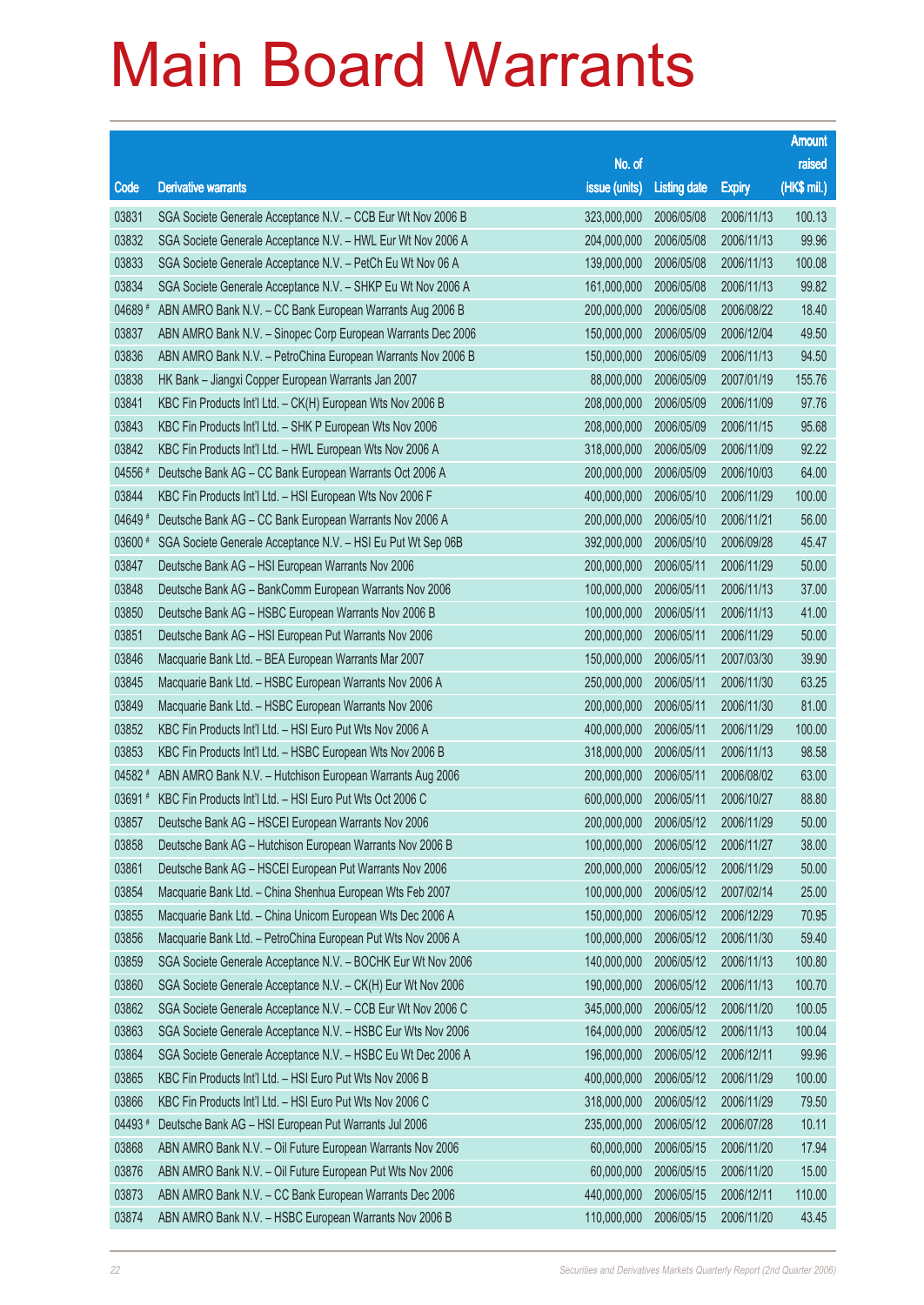# Main Board Warrants

| Code | Derivative warrants | No. of issue (units) | Listing date | Expiry | Amount raised (HK$ mil.) |
|---|---|---|---|---|---|
| 03831 | SGA Societe Generale Acceptance N.V. – CCB Eur Wt Nov 2006 B | 323,000,000 | 2006/05/08 | 2006/11/13 | 100.13 |
| 03832 | SGA Societe Generale Acceptance N.V. – HWL Eur Wt Nov 2006 A | 204,000,000 | 2006/05/08 | 2006/11/13 | 99.96 |
| 03833 | SGA Societe Generale Acceptance N.V. – PetCh Eu Wt Nov 06 A | 139,000,000 | 2006/05/08 | 2006/11/13 | 100.08 |
| 03834 | SGA Societe Generale Acceptance N.V. – SHKP Eu Wt Nov 2006 A | 161,000,000 | 2006/05/08 | 2006/11/13 | 99.82 |
| 04689 # | ABN AMRO Bank N.V. – CC Bank European Warrants Aug 2006 B | 200,000,000 | 2006/05/08 | 2006/08/22 | 18.40 |
| 03837 | ABN AMRO Bank N.V. – Sinopec Corp European Warrants Dec 2006 | 150,000,000 | 2006/05/09 | 2006/12/04 | 49.50 |
| 03836 | ABN AMRO Bank N.V. – PetroChina European Warrants Nov 2006 B | 150,000,000 | 2006/05/09 | 2006/11/13 | 94.50 |
| 03838 | HK Bank – Jiangxi Copper European Warrants Jan 2007 | 88,000,000 | 2006/05/09 | 2007/01/19 | 155.76 |
| 03841 | KBC Fin Products Int'l Ltd. – CK(H) European Wts Nov 2006 B | 208,000,000 | 2006/05/09 | 2006/11/09 | 97.76 |
| 03843 | KBC Fin Products Int'l Ltd. – SHK P European Wts Nov 2006 | 208,000,000 | 2006/05/09 | 2006/11/15 | 95.68 |
| 03842 | KBC Fin Products Int'l Ltd. – HWL European Wts Nov 2006 A | 318,000,000 | 2006/05/09 | 2006/11/09 | 92.22 |
| 04556 # | Deutsche Bank AG – CC Bank European Warrants Oct 2006 A | 200,000,000 | 2006/05/09 | 2006/10/03 | 64.00 |
| 03844 | KBC Fin Products Int'l Ltd. – HSI European Wts Nov 2006 F | 400,000,000 | 2006/05/10 | 2006/11/29 | 100.00 |
| 04649 # | Deutsche Bank AG – CC Bank European Warrants Nov 2006 A | 200,000,000 | 2006/05/10 | 2006/11/21 | 56.00 |
| 03600 # | SGA Societe Generale Acceptance N.V. – HSI Eu Put Wt Sep 06B | 392,000,000 | 2006/05/10 | 2006/09/28 | 45.47 |
| 03847 | Deutsche Bank AG – HSI European Warrants Nov 2006 | 200,000,000 | 2006/05/11 | 2006/11/29 | 50.00 |
| 03848 | Deutsche Bank AG – BankComm European Warrants Nov 2006 | 100,000,000 | 2006/05/11 | 2006/11/13 | 37.00 |
| 03850 | Deutsche Bank AG – HSBC European Warrants Nov 2006 B | 100,000,000 | 2006/05/11 | 2006/11/13 | 41.00 |
| 03851 | Deutsche Bank AG – HSI European Put Warrants Nov 2006 | 200,000,000 | 2006/05/11 | 2006/11/29 | 50.00 |
| 03846 | Macquarie Bank Ltd. – BEA European Warrants Mar 2007 | 150,000,000 | 2006/05/11 | 2007/03/30 | 39.90 |
| 03845 | Macquarie Bank Ltd. – HSBC European Warrants Nov 2006 A | 250,000,000 | 2006/05/11 | 2006/11/30 | 63.25 |
| 03849 | Macquarie Bank Ltd. – HSBC European Warrants Nov 2006 | 200,000,000 | 2006/05/11 | 2006/11/30 | 81.00 |
| 03852 | KBC Fin Products Int'l Ltd. – HSI Euro Put Wts Nov 2006 A | 400,000,000 | 2006/05/11 | 2006/11/29 | 100.00 |
| 03853 | KBC Fin Products Int'l Ltd. – HSBC European Wts Nov 2006 B | 318,000,000 | 2006/05/11 | 2006/11/13 | 98.58 |
| 04582 # | ABN AMRO Bank N.V. – Hutchison European Warrants Aug 2006 | 200,000,000 | 2006/05/11 | 2006/08/02 | 63.00 |
| 03691 # | KBC Fin Products Int'l Ltd. – HSI Euro Put Wts Oct 2006 C | 600,000,000 | 2006/05/11 | 2006/10/27 | 88.80 |
| 03857 | Deutsche Bank AG – HSCEI European Warrants Nov 2006 | 200,000,000 | 2006/05/12 | 2006/11/29 | 50.00 |
| 03858 | Deutsche Bank AG – Hutchison European Warrants Nov 2006 B | 100,000,000 | 2006/05/12 | 2006/11/27 | 38.00 |
| 03861 | Deutsche Bank AG – HSCEI European Put Warrants Nov 2006 | 200,000,000 | 2006/05/12 | 2006/11/29 | 50.00 |
| 03854 | Macquarie Bank Ltd. – China Shenhua European Wts Feb 2007 | 100,000,000 | 2006/05/12 | 2007/02/14 | 25.00 |
| 03855 | Macquarie Bank Ltd. – China Unicom European Wts Dec 2006 A | 150,000,000 | 2006/05/12 | 2006/12/29 | 70.95 |
| 03856 | Macquarie Bank Ltd. – PetroChina European Put Wts Nov 2006 A | 100,000,000 | 2006/05/12 | 2006/11/30 | 59.40 |
| 03859 | SGA Societe Generale Acceptance N.V. – BOCHK Eur Wt Nov 2006 | 140,000,000 | 2006/05/12 | 2006/11/13 | 100.80 |
| 03860 | SGA Societe Generale Acceptance N.V. – CK(H) Eur Wt Nov 2006 | 190,000,000 | 2006/05/12 | 2006/11/13 | 100.70 |
| 03862 | SGA Societe Generale Acceptance N.V. – CCB Eur Wt Nov 2006 C | 345,000,000 | 2006/05/12 | 2006/11/20 | 100.05 |
| 03863 | SGA Societe Generale Acceptance N.V. – HSBC Eur Wts Nov 2006 | 164,000,000 | 2006/05/12 | 2006/11/13 | 100.04 |
| 03864 | SGA Societe Generale Acceptance N.V. – HSBC Eu Wt Dec 2006 A | 196,000,000 | 2006/05/12 | 2006/12/11 | 99.96 |
| 03865 | KBC Fin Products Int'l Ltd. – HSI Euro Put Wts Nov 2006 B | 400,000,000 | 2006/05/12 | 2006/11/29 | 100.00 |
| 03866 | KBC Fin Products Int'l Ltd. – HSI Euro Put Wts Nov 2006 C | 318,000,000 | 2006/05/12 | 2006/11/29 | 79.50 |
| 04493 # | Deutsche Bank AG – HSI European Put Warrants Jul 2006 | 235,000,000 | 2006/05/12 | 2006/07/28 | 10.11 |
| 03868 | ABN AMRO Bank N.V. – Oil Future European Warrants Nov 2006 | 60,000,000 | 2006/05/15 | 2006/11/20 | 17.94 |
| 03876 | ABN AMRO Bank N.V. – Oil Future European Put Wts Nov 2006 | 60,000,000 | 2006/05/15 | 2006/11/20 | 15.00 |
| 03873 | ABN AMRO Bank N.V. – CC Bank European Warrants Dec 2006 | 440,000,000 | 2006/05/15 | 2006/12/11 | 110.00 |
| 03874 | ABN AMRO Bank N.V. – HSBC European Warrants Nov 2006 B | 110,000,000 | 2006/05/15 | 2006/11/20 | 43.45 |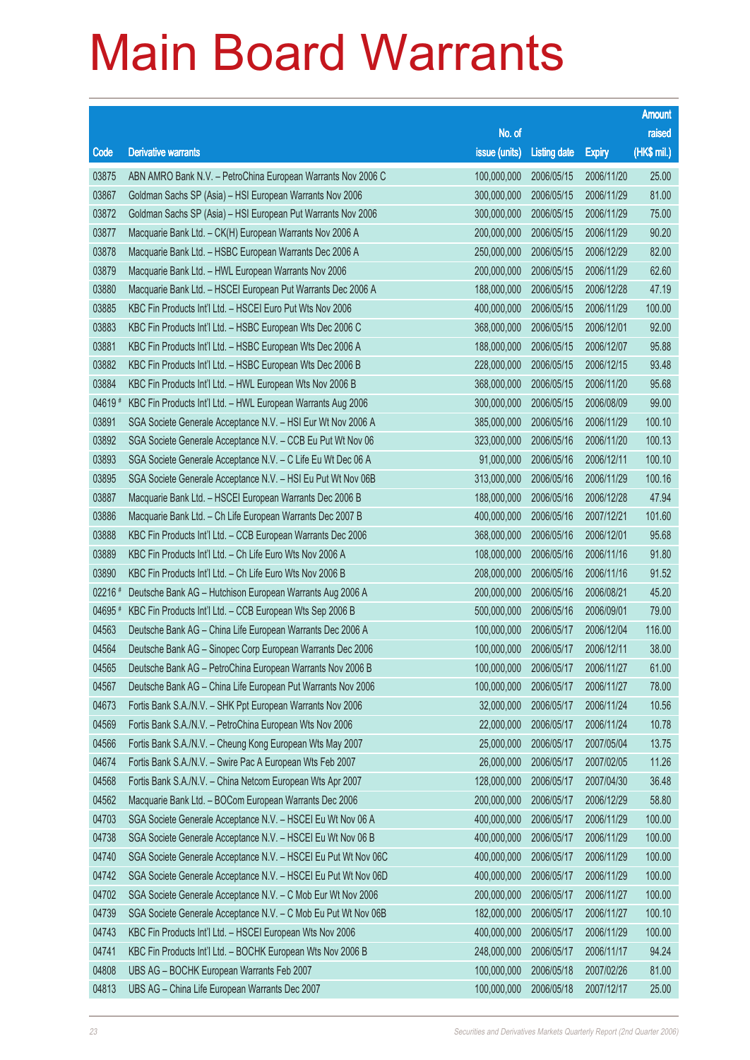# Main Board Warrants

| Code | Derivative warrants | No. of issue (units) | Listing date | Expiry | Amount raised (HK$ mil.) |
|---|---|---|---|---|---|
| 03875 | ABN AMRO Bank N.V. – PetroChina European Warrants Nov 2006 C | 100,000,000 | 2006/05/15 | 2006/11/20 | 25.00 |
| 03867 | Goldman Sachs SP (Asia) – HSI European Warrants Nov 2006 | 300,000,000 | 2006/05/15 | 2006/11/29 | 81.00 |
| 03872 | Goldman Sachs SP (Asia) – HSI European Put Warrants Nov 2006 | 300,000,000 | 2006/05/15 | 2006/11/29 | 75.00 |
| 03877 | Macquarie Bank Ltd. – CK(H) European Warrants Nov 2006 A | 200,000,000 | 2006/05/15 | 2006/11/29 | 90.20 |
| 03878 | Macquarie Bank Ltd. – HSBC European Warrants Dec 2006 A | 250,000,000 | 2006/05/15 | 2006/12/29 | 82.00 |
| 03879 | Macquarie Bank Ltd. – HWL European Warrants Nov 2006 | 200,000,000 | 2006/05/15 | 2006/11/29 | 62.60 |
| 03880 | Macquarie Bank Ltd. – HSCEI European Put Warrants Dec 2006 A | 188,000,000 | 2006/05/15 | 2006/12/28 | 47.19 |
| 03885 | KBC Fin Products Int'l Ltd. – HSCEI Euro Put Wts Nov 2006 | 400,000,000 | 2006/05/15 | 2006/11/29 | 100.00 |
| 03883 | KBC Fin Products Int'l Ltd. – HSBC European Wts Dec 2006 C | 368,000,000 | 2006/05/15 | 2006/12/01 | 92.00 |
| 03881 | KBC Fin Products Int'l Ltd. – HSBC European Wts Dec 2006 A | 188,000,000 | 2006/05/15 | 2006/12/07 | 95.88 |
| 03882 | KBC Fin Products Int'l Ltd. – HSBC European Wts Dec 2006 B | 228,000,000 | 2006/05/15 | 2006/12/15 | 93.48 |
| 03884 | KBC Fin Products Int'l Ltd. – HWL European Wts Nov 2006 B | 368,000,000 | 2006/05/15 | 2006/11/20 | 95.68 |
| 04619 # | KBC Fin Products Int'l Ltd. – HWL European Warrants Aug 2006 | 300,000,000 | 2006/05/15 | 2006/08/09 | 99.00 |
| 03891 | SGA Societe Generale Acceptance N.V. – HSI Eur Wt Nov 2006 A | 385,000,000 | 2006/05/16 | 2006/11/29 | 100.10 |
| 03892 | SGA Societe Generale Acceptance N.V. – CCB Eu Put Wt Nov 06 | 323,000,000 | 2006/05/16 | 2006/11/20 | 100.13 |
| 03893 | SGA Societe Generale Acceptance N.V. – C Life Eu Wt Dec 06 A | 91,000,000 | 2006/05/16 | 2006/12/11 | 100.10 |
| 03895 | SGA Societe Generale Acceptance N.V. – HSI Eu Put Wt Nov 06B | 313,000,000 | 2006/05/16 | 2006/11/29 | 100.16 |
| 03887 | Macquarie Bank Ltd. – HSCEI European Warrants Dec 2006 B | 188,000,000 | 2006/05/16 | 2006/12/28 | 47.94 |
| 03886 | Macquarie Bank Ltd. – Ch Life European Warrants Dec 2007 B | 400,000,000 | 2006/05/16 | 2007/12/21 | 101.60 |
| 03888 | KBC Fin Products Int'l Ltd. – CCB European Warrants Dec 2006 | 368,000,000 | 2006/05/16 | 2006/12/01 | 95.68 |
| 03889 | KBC Fin Products Int'l Ltd. – Ch Life Euro Wts Nov 2006 A | 108,000,000 | 2006/05/16 | 2006/11/16 | 91.80 |
| 03890 | KBC Fin Products Int'l Ltd. – Ch Life Euro Wts Nov 2006 B | 208,000,000 | 2006/05/16 | 2006/11/16 | 91.52 |
| 02216 # | Deutsche Bank AG – Hutchison European Warrants Aug 2006 A | 200,000,000 | 2006/05/16 | 2006/08/21 | 45.20 |
| 04695 # | KBC Fin Products Int'l Ltd. – CCB European Wts Sep 2006 B | 500,000,000 | 2006/05/16 | 2006/09/01 | 79.00 |
| 04563 | Deutsche Bank AG – China Life European Warrants Dec 2006 A | 100,000,000 | 2006/05/17 | 2006/12/04 | 116.00 |
| 04564 | Deutsche Bank AG – Sinopec Corp European Warrants Dec 2006 | 100,000,000 | 2006/05/17 | 2006/12/11 | 38.00 |
| 04565 | Deutsche Bank AG – PetroChina European Warrants Nov 2006 B | 100,000,000 | 2006/05/17 | 2006/11/27 | 61.00 |
| 04567 | Deutsche Bank AG – China Life European Put Warrants Nov 2006 | 100,000,000 | 2006/05/17 | 2006/11/27 | 78.00 |
| 04673 | Fortis Bank S.A./N.V. – SHK Ppt European Warrants Nov 2006 | 32,000,000 | 2006/05/17 | 2006/11/24 | 10.56 |
| 04569 | Fortis Bank S.A./N.V. – PetroChina European Wts Nov 2006 | 22,000,000 | 2006/05/17 | 2006/11/24 | 10.78 |
| 04566 | Fortis Bank S.A./N.V. – Cheung Kong European Wts May 2007 | 25,000,000 | 2006/05/17 | 2007/05/04 | 13.75 |
| 04674 | Fortis Bank S.A./N.V. – Swire Pac A European Wts Feb 2007 | 26,000,000 | 2006/05/17 | 2007/02/05 | 11.26 |
| 04568 | Fortis Bank S.A./N.V. – China Netcom European Wts Apr 2007 | 128,000,000 | 2006/05/17 | 2007/04/30 | 36.48 |
| 04562 | Macquarie Bank Ltd. – BOCom European Warrants Dec 2006 | 200,000,000 | 2006/05/17 | 2006/12/29 | 58.80 |
| 04703 | SGA Societe Generale Acceptance N.V. – HSCEI Eu Wt Nov 06 A | 400,000,000 | 2006/05/17 | 2006/11/29 | 100.00 |
| 04738 | SGA Societe Generale Acceptance N.V. – HSCEI Eu Wt Nov 06 B | 400,000,000 | 2006/05/17 | 2006/11/29 | 100.00 |
| 04740 | SGA Societe Generale Acceptance N.V. – HSCEI Eu Put Wt Nov 06C | 400,000,000 | 2006/05/17 | 2006/11/29 | 100.00 |
| 04742 | SGA Societe Generale Acceptance N.V. – HSCEI Eu Put Wt Nov 06D | 400,000,000 | 2006/05/17 | 2006/11/29 | 100.00 |
| 04702 | SGA Societe Generale Acceptance N.V. – C Mob Eur Wt Nov 2006 | 200,000,000 | 2006/05/17 | 2006/11/27 | 100.00 |
| 04739 | SGA Societe Generale Acceptance N.V. – C Mob Eu Put Wt Nov 06B | 182,000,000 | 2006/05/17 | 2006/11/27 | 100.10 |
| 04743 | KBC Fin Products Int'l Ltd. – HSCEI European Wts Nov 2006 | 400,000,000 | 2006/05/17 | 2006/11/29 | 100.00 |
| 04741 | KBC Fin Products Int'l Ltd. – BOCHK European Wts Nov 2006 B | 248,000,000 | 2006/05/17 | 2006/11/17 | 94.24 |
| 04808 | UBS AG – BOCHK European Warrants Feb 2007 | 100,000,000 | 2006/05/18 | 2007/02/26 | 81.00 |
| 04813 | UBS AG – China Life European Warrants Dec 2007 | 100,000,000 | 2006/05/18 | 2007/12/17 | 25.00 |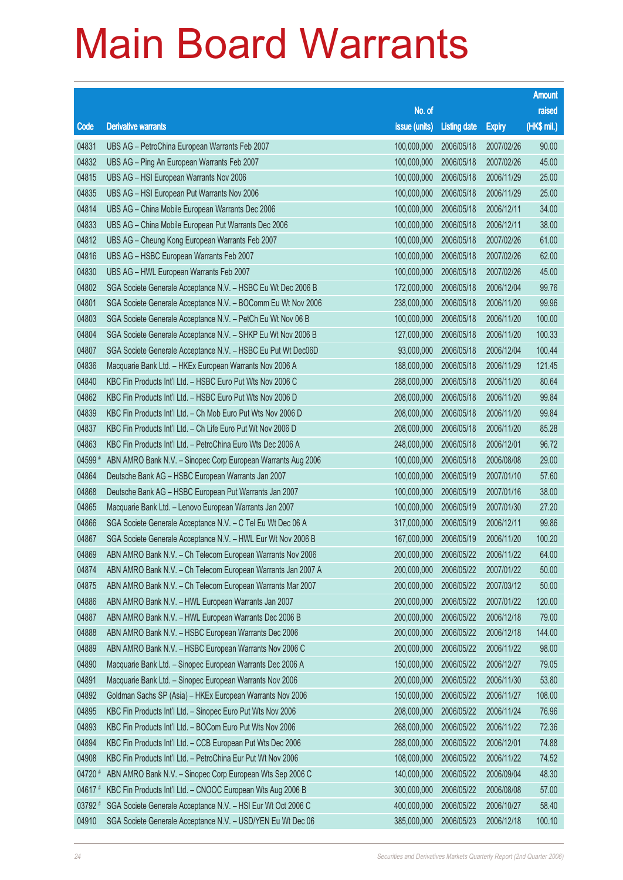# Main Board Warrants

| Code | Derivative warrants | No. of issue (units) | Listing date | Expiry | Amount raised (HK$ mil.) |
|---|---|---|---|---|---|
| 04831 | UBS AG – PetroChina European Warrants Feb 2007 | 100,000,000 | 2006/05/18 | 2007/02/26 | 90.00 |
| 04832 | UBS AG – Ping An European Warrants Feb 2007 | 100,000,000 | 2006/05/18 | 2007/02/26 | 45.00 |
| 04815 | UBS AG – HSI European Warrants Nov 2006 | 100,000,000 | 2006/05/18 | 2006/11/29 | 25.00 |
| 04835 | UBS AG – HSI European Put Warrants Nov 2006 | 100,000,000 | 2006/05/18 | 2006/11/29 | 25.00 |
| 04814 | UBS AG – China Mobile European Warrants Dec 2006 | 100,000,000 | 2006/05/18 | 2006/12/11 | 34.00 |
| 04833 | UBS AG – China Mobile European Put Warrants Dec 2006 | 100,000,000 | 2006/05/18 | 2006/12/11 | 38.00 |
| 04812 | UBS AG – Cheung Kong European Warrants Feb 2007 | 100,000,000 | 2006/05/18 | 2007/02/26 | 61.00 |
| 04816 | UBS AG – HSBC European Warrants Feb 2007 | 100,000,000 | 2006/05/18 | 2007/02/26 | 62.00 |
| 04830 | UBS AG – HWL European Warrants Feb 2007 | 100,000,000 | 2006/05/18 | 2007/02/26 | 45.00 |
| 04802 | SGA Societe Generale Acceptance N.V. – HSBC Eu Wt Dec 2006 B | 172,000,000 | 2006/05/18 | 2006/12/04 | 99.76 |
| 04801 | SGA Societe Generale Acceptance N.V. – BOComm Eu Wt Nov 2006 | 238,000,000 | 2006/05/18 | 2006/11/20 | 99.96 |
| 04803 | SGA Societe Generale Acceptance N.V. – PetCh Eu Wt Nov 06 B | 100,000,000 | 2006/05/18 | 2006/11/20 | 100.00 |
| 04804 | SGA Societe Generale Acceptance N.V. – SHKP Eu Wt Nov 2006 B | 127,000,000 | 2006/05/18 | 2006/11/20 | 100.33 |
| 04807 | SGA Societe Generale Acceptance N.V. – HSBC Eu Put Wt Dec06D | 93,000,000 | 2006/05/18 | 2006/12/04 | 100.44 |
| 04836 | Macquarie Bank Ltd. – HKEx European Warrants Nov 2006 A | 188,000,000 | 2006/05/18 | 2006/11/29 | 121.45 |
| 04840 | KBC Fin Products Int'l Ltd. – HSBC Euro Put Wts Nov 2006 C | 288,000,000 | 2006/05/18 | 2006/11/20 | 80.64 |
| 04862 | KBC Fin Products Int'l Ltd. – HSBC Euro Put Wts Nov 2006 D | 208,000,000 | 2006/05/18 | 2006/11/20 | 99.84 |
| 04839 | KBC Fin Products Int'l Ltd. – Ch Mob Euro Put Wts Nov 2006 D | 208,000,000 | 2006/05/18 | 2006/11/20 | 99.84 |
| 04837 | KBC Fin Products Int'l Ltd. – Ch Life Euro Put Wt Nov 2006 D | 208,000,000 | 2006/05/18 | 2006/11/20 | 85.28 |
| 04863 | KBC Fin Products Int'l Ltd. – PetroChina Euro Wts Dec 2006 A | 248,000,000 | 2006/05/18 | 2006/12/01 | 96.72 |
| 04599 # | ABN AMRO Bank N.V. – Sinopec Corp European Warrants Aug 2006 | 100,000,000 | 2006/05/18 | 2006/08/08 | 29.00 |
| 04864 | Deutsche Bank AG – HSBC European Warrants Jan 2007 | 100,000,000 | 2006/05/19 | 2007/01/10 | 57.60 |
| 04868 | Deutsche Bank AG – HSBC European Put Warrants Jan 2007 | 100,000,000 | 2006/05/19 | 2007/01/16 | 38.00 |
| 04865 | Macquarie Bank Ltd. – Lenovo European Warrants Jan 2007 | 100,000,000 | 2006/05/19 | 2007/01/30 | 27.20 |
| 04866 | SGA Societe Generale Acceptance N.V. – C Tel Eu Wt Dec 06 A | 317,000,000 | 2006/05/19 | 2006/12/11 | 99.86 |
| 04867 | SGA Societe Generale Acceptance N.V. – HWL Eur Wt Nov 2006 B | 167,000,000 | 2006/05/19 | 2006/11/20 | 100.20 |
| 04869 | ABN AMRO Bank N.V. – Ch Telecom European Warrants Nov 2006 | 200,000,000 | 2006/05/22 | 2006/11/22 | 64.00 |
| 04874 | ABN AMRO Bank N.V. – Ch Telecom European Warrants Jan 2007 A | 200,000,000 | 2006/05/22 | 2007/01/22 | 50.00 |
| 04875 | ABN AMRO Bank N.V. – Ch Telecom European Warrants Mar 2007 | 200,000,000 | 2006/05/22 | 2007/03/12 | 50.00 |
| 04886 | ABN AMRO Bank N.V. – HWL European Warrants Jan 2007 | 200,000,000 | 2006/05/22 | 2007/01/22 | 120.00 |
| 04887 | ABN AMRO Bank N.V. – HWL European Warrants Dec 2006 B | 200,000,000 | 2006/05/22 | 2006/12/18 | 79.00 |
| 04888 | ABN AMRO Bank N.V. – HSBC European Warrants Dec 2006 | 200,000,000 | 2006/05/22 | 2006/12/18 | 144.00 |
| 04889 | ABN AMRO Bank N.V. – HSBC European Warrants Nov 2006 C | 200,000,000 | 2006/05/22 | 2006/11/22 | 98.00 |
| 04890 | Macquarie Bank Ltd. – Sinopec European Warrants Dec 2006 A | 150,000,000 | 2006/05/22 | 2006/12/27 | 79.05 |
| 04891 | Macquarie Bank Ltd. – Sinopec European Warrants Nov 2006 | 200,000,000 | 2006/05/22 | 2006/11/30 | 53.80 |
| 04892 | Goldman Sachs SP (Asia) – HKEx European Warrants Nov 2006 | 150,000,000 | 2006/05/22 | 2006/11/27 | 108.00 |
| 04895 | KBC Fin Products Int'l Ltd. – Sinopec Euro Put Wts Nov 2006 | 208,000,000 | 2006/05/22 | 2006/11/24 | 76.96 |
| 04893 | KBC Fin Products Int'l Ltd. – BOCom Euro Put Wts Nov 2006 | 268,000,000 | 2006/05/22 | 2006/11/22 | 72.36 |
| 04894 | KBC Fin Products Int'l Ltd. – CCB European Put Wts Dec 2006 | 288,000,000 | 2006/05/22 | 2006/12/01 | 74.88 |
| 04908 | KBC Fin Products Int'l Ltd. – PetroChina Eur Put Wt Nov 2006 | 108,000,000 | 2006/05/22 | 2006/11/22 | 74.52 |
| 04720 # | ABN AMRO Bank N.V. – Sinopec Corp European Wts Sep 2006 C | 140,000,000 | 2006/05/22 | 2006/09/04 | 48.30 |
| 04617 # | KBC Fin Products Int'l Ltd. – CNOOC European Wts Aug 2006 B | 300,000,000 | 2006/05/22 | 2006/08/08 | 57.00 |
| 03792 # | SGA Societe Generale Acceptance N.V. – HSI Eur Wt Oct 2006 C | 400,000,000 | 2006/05/22 | 2006/10/27 | 58.40 |
| 04910 | SGA Societe Generale Acceptance N.V. – USD/YEN Eu Wt Dec 06 | 385,000,000 | 2006/05/23 | 2006/12/18 | 100.10 |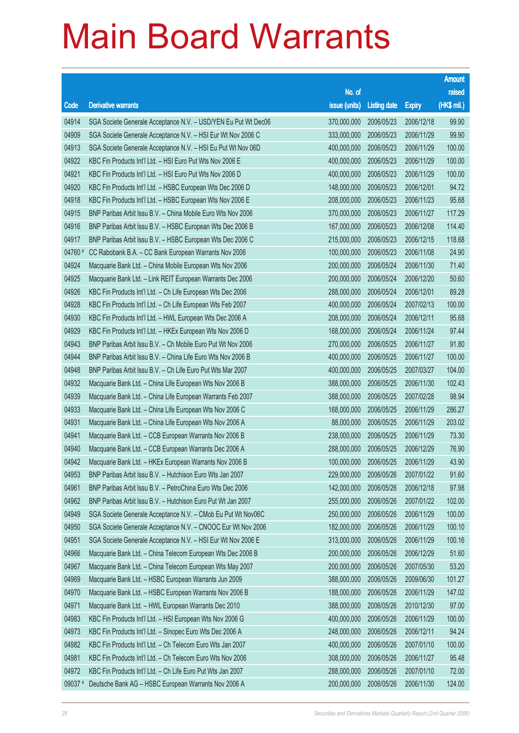# Main Board Warrants

| Code | Derivative warrants | No. of issue (units) | Listing date | Expiry | Amount raised (HK$ mil.) |
|---|---|---|---|---|---|
| 04914 | SGA Societe Generale Acceptance N.V. – USD/YEN Eu Put Wt Dec06 | 370,000,000 | 2006/05/23 | 2006/12/18 | 99.90 |
| 04909 | SGA Societe Generale Acceptance N.V. – HSI Eur Wt Nov 2006 C | 333,000,000 | 2006/05/23 | 2006/11/29 | 99.90 |
| 04913 | SGA Societe Generale Acceptance N.V. – HSI Eu Put Wt Nov 06D | 400,000,000 | 2006/05/23 | 2006/11/29 | 100.00 |
| 04922 | KBC Fin Products Int'l Ltd. – HSI Euro Put Wts Nov 2006 E | 400,000,000 | 2006/05/23 | 2006/11/29 | 100.00 |
| 04921 | KBC Fin Products Int'l Ltd. – HSI Euro Put Wts Nov 2006 D | 400,000,000 | 2006/05/23 | 2006/11/29 | 100.00 |
| 04920 | KBC Fin Products Int'l Ltd. – HSBC European Wts Dec 2006 D | 148,000,000 | 2006/05/23 | 2006/12/01 | 94.72 |
| 04918 | KBC Fin Products Int'l Ltd. – HSBC European Wts Nov 2006 E | 208,000,000 | 2006/05/23 | 2006/11/23 | 95.68 |
| 04915 | BNP Paribas Arbit Issu B.V. – China Mobile Euro Wts Nov 2006 | 370,000,000 | 2006/05/23 | 2006/11/27 | 117.29 |
| 04916 | BNP Paribas Arbit Issu B.V. – HSBC European Wts Dec 2006 B | 167,000,000 | 2006/05/23 | 2006/12/08 | 114.40 |
| 04917 | BNP Paribas Arbit Issu B.V. – HSBC European Wts Dec 2006 C | 215,000,000 | 2006/05/23 | 2006/12/15 | 118.68 |
| 04760 # | CC Rabobank B.A. – CC Bank European Warrants Nov 2006 | 100,000,000 | 2006/05/23 | 2006/11/08 | 24.90 |
| 04924 | Macquarie Bank Ltd. – China Mobile European Wts Nov 2006 | 200,000,000 | 2006/05/24 | 2006/11/30 | 71.40 |
| 04925 | Macquarie Bank Ltd. – Link REIT European Warrants Dec 2006 | 200,000,000 | 2006/05/24 | 2006/12/20 | 50.60 |
| 04926 | KBC Fin Products Int'l Ltd. – Ch Life European Wts Dec 2006 | 288,000,000 | 2006/05/24 | 2006/12/01 | 89.28 |
| 04928 | KBC Fin Products Int'l Ltd. – Ch Life European Wts Feb 2007 | 400,000,000 | 2006/05/24 | 2007/02/13 | 100.00 |
| 04930 | KBC Fin Products Int'l Ltd. – HWL European Wts Dec 2006 A | 208,000,000 | 2006/05/24 | 2006/12/11 | 95.68 |
| 04929 | KBC Fin Products Int'l Ltd. – HKEx European Wts Nov 2006 D | 168,000,000 | 2006/05/24 | 2006/11/24 | 97.44 |
| 04943 | BNP Paribas Arbit Issu B.V. – Ch Mobile Euro Put Wt Nov 2006 | 270,000,000 | 2006/05/25 | 2006/11/27 | 91.80 |
| 04944 | BNP Paribas Arbit Issu B.V. – China Life Euro Wts Nov 2006 B | 400,000,000 | 2006/05/25 | 2006/11/27 | 100.00 |
| 04948 | BNP Paribas Arbit Issu B.V. – Ch Life Euro Put Wts Mar 2007 | 400,000,000 | 2006/05/25 | 2007/03/27 | 104.00 |
| 04932 | Macquarie Bank Ltd. – China Life European Wts Nov 2006 B | 388,000,000 | 2006/05/25 | 2006/11/30 | 102.43 |
| 04939 | Macquarie Bank Ltd. – China Life European Warrants Feb 2007 | 388,000,000 | 2006/05/25 | 2007/02/28 | 98.94 |
| 04933 | Macquarie Bank Ltd. – China Life European Wts Nov 2006 C | 168,000,000 | 2006/05/25 | 2006/11/29 | 286.27 |
| 04931 | Macquarie Bank Ltd. – China Life European Wts Nov 2006 A | 88,000,000 | 2006/05/25 | 2006/11/29 | 203.02 |
| 04941 | Macquarie Bank Ltd. – CCB European Warrants Nov 2006 B | 238,000,000 | 2006/05/25 | 2006/11/29 | 73.30 |
| 04940 | Macquarie Bank Ltd. – CCB European Warrants Dec 2006 A | 288,000,000 | 2006/05/25 | 2006/12/29 | 76.90 |
| 04942 | Macquarie Bank Ltd. – HKEx European Warrants Nov 2006 B | 100,000,000 | 2006/05/25 | 2006/11/29 | 43.90 |
| 04953 | BNP Paribas Arbit Issu B.V. – Hutchison Euro Wts Jan 2007 | 229,000,000 | 2006/05/26 | 2007/01/22 | 91.60 |
| 04961 | BNP Paribas Arbit Issu B.V. – PetroChina Euro Wts Dec 2006 | 142,000,000 | 2006/05/26 | 2006/12/18 | 97.98 |
| 04962 | BNP Paribas Arbit Issu B.V. – Hutchison Euro Put Wt Jan 2007 | 255,000,000 | 2006/05/26 | 2007/01/22 | 102.00 |
| 04949 | SGA Societe Generale Acceptance N.V. – CMob Eu Put Wt Nov06C | 250,000,000 | 2006/05/26 | 2006/11/29 | 100.00 |
| 04950 | SGA Societe Generale Acceptance N.V. – CNOOC Eur Wt Nov 2006 | 182,000,000 | 2006/05/26 | 2006/11/29 | 100.10 |
| 04951 | SGA Societe Generale Acceptance N.V. – HSI Eur Wt Nov 2006 E | 313,000,000 | 2006/05/26 | 2006/11/29 | 100.16 |
| 04966 | Macquarie Bank Ltd. – China Telecom European Wts Dec 2006 B | 200,000,000 | 2006/05/26 | 2006/12/29 | 51.60 |
| 04967 | Macquarie Bank Ltd. – China Telecom European Wts May 2007 | 200,000,000 | 2006/05/26 | 2007/05/30 | 53.20 |
| 04969 | Macquarie Bank Ltd. – HSBC European Warrants Jun 2009 | 388,000,000 | 2006/05/26 | 2009/06/30 | 101.27 |
| 04970 | Macquarie Bank Ltd. – HSBC European Warrants Nov 2006 B | 188,000,000 | 2006/05/26 | 2006/11/29 | 147.02 |
| 04971 | Macquarie Bank Ltd. – HWL European Warrants Dec 2010 | 388,000,000 | 2006/05/26 | 2010/12/30 | 97.00 |
| 04983 | KBC Fin Products Int'l Ltd. – HSI European Wts Nov 2006 G | 400,000,000 | 2006/05/26 | 2006/11/29 | 100.00 |
| 04973 | KBC Fin Products Int'l Ltd. – Sinopec Euro Wts Dec 2006 A | 248,000,000 | 2006/05/26 | 2006/12/11 | 94.24 |
| 04982 | KBC Fin Products Int'l Ltd. – Ch Telecom Euro Wts Jan 2007 | 400,000,000 | 2006/05/26 | 2007/01/10 | 100.00 |
| 04981 | KBC Fin Products Int'l Ltd. – Ch Telecom Euro Wts Nov 2006 | 308,000,000 | 2006/05/26 | 2006/11/27 | 95.48 |
| 04972 | KBC Fin Products Int'l Ltd. – Ch Life Euro Put Wts Jan 2007 | 288,000,000 | 2006/05/26 | 2007/01/10 | 72.00 |
| 09037 # | Deutsche Bank AG – HSBC European Warrants Nov 2006 A | 200,000,000 | 2006/05/26 | 2006/11/30 | 124.00 |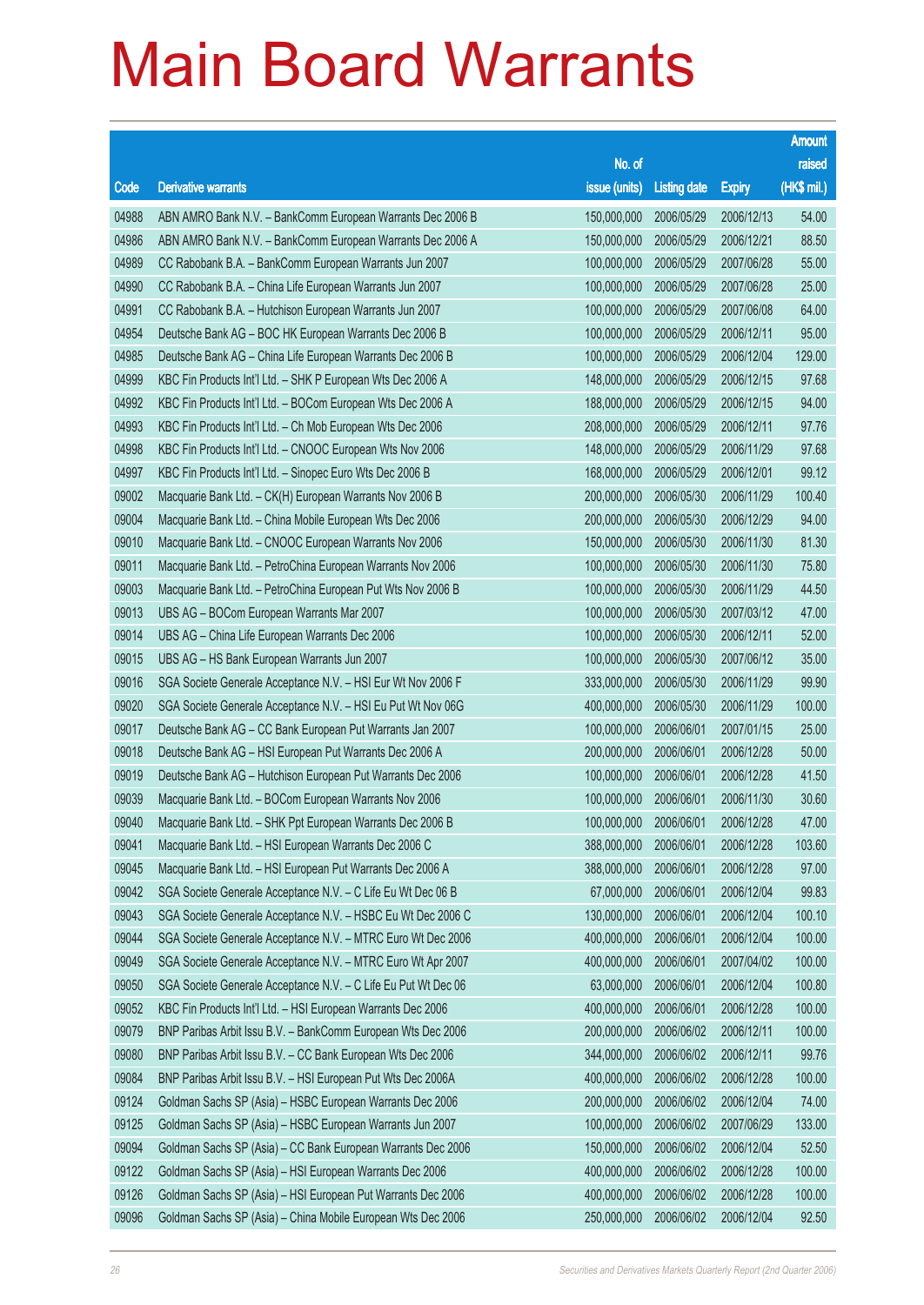# Main Board Warrants

| Code | Derivative warrants | No. of issue (units) | Listing date | Expiry | Amount raised (HK$ mil.) |
|---|---|---|---|---|---|
| 04988 | ABN AMRO Bank N.V. – BankComm European Warrants Dec 2006 B | 150,000,000 | 2006/05/29 | 2006/12/13 | 54.00 |
| 04986 | ABN AMRO Bank N.V. – BankComm European Warrants Dec 2006 A | 150,000,000 | 2006/05/29 | 2006/12/21 | 88.50 |
| 04989 | CC Rabobank B.A. – BankComm European Warrants Jun 2007 | 100,000,000 | 2006/05/29 | 2007/06/28 | 55.00 |
| 04990 | CC Rabobank B.A. – China Life European Warrants Jun 2007 | 100,000,000 | 2006/05/29 | 2007/06/28 | 25.00 |
| 04991 | CC Rabobank B.A. – Hutchison European Warrants Jun 2007 | 100,000,000 | 2006/05/29 | 2007/06/08 | 64.00 |
| 04954 | Deutsche Bank AG – BOC HK European Warrants Dec 2006 B | 100,000,000 | 2006/05/29 | 2006/12/11 | 95.00 |
| 04985 | Deutsche Bank AG – China Life European Warrants Dec 2006 B | 100,000,000 | 2006/05/29 | 2006/12/04 | 129.00 |
| 04999 | KBC Fin Products Int'l Ltd. – SHK P European Wts Dec 2006 A | 148,000,000 | 2006/05/29 | 2006/12/15 | 97.68 |
| 04992 | KBC Fin Products Int'l Ltd. – BOCom European Wts Dec 2006 A | 188,000,000 | 2006/05/29 | 2006/12/15 | 94.00 |
| 04993 | KBC Fin Products Int'l Ltd. – Ch Mob European Wts Dec 2006 | 208,000,000 | 2006/05/29 | 2006/12/11 | 97.76 |
| 04998 | KBC Fin Products Int'l Ltd. – CNOOC European Wts Nov 2006 | 148,000,000 | 2006/05/29 | 2006/11/29 | 97.68 |
| 04997 | KBC Fin Products Int'l Ltd. – Sinopec Euro Wts Dec 2006 B | 168,000,000 | 2006/05/29 | 2006/12/01 | 99.12 |
| 09002 | Macquarie Bank Ltd. – CK(H) European Warrants Nov 2006 B | 200,000,000 | 2006/05/30 | 2006/11/29 | 100.40 |
| 09004 | Macquarie Bank Ltd. – China Mobile European Wts Dec 2006 | 200,000,000 | 2006/05/30 | 2006/12/29 | 94.00 |
| 09010 | Macquarie Bank Ltd. – CNOOC European Warrants Nov 2006 | 150,000,000 | 2006/05/30 | 2006/11/30 | 81.30 |
| 09011 | Macquarie Bank Ltd. – PetroChina European Warrants Nov 2006 | 100,000,000 | 2006/05/30 | 2006/11/30 | 75.80 |
| 09003 | Macquarie Bank Ltd. – PetroChina European Put Wts Nov 2006 B | 100,000,000 | 2006/05/30 | 2006/11/29 | 44.50 |
| 09013 | UBS AG – BOCom European Warrants Mar 2007 | 100,000,000 | 2006/05/30 | 2007/03/12 | 47.00 |
| 09014 | UBS AG – China Life European Warrants Dec 2006 | 100,000,000 | 2006/05/30 | 2006/12/11 | 52.00 |
| 09015 | UBS AG – HS Bank European Warrants Jun 2007 | 100,000,000 | 2006/05/30 | 2007/06/12 | 35.00 |
| 09016 | SGA Societe Generale Acceptance N.V. – HSI Eur Wt Nov 2006 F | 333,000,000 | 2006/05/30 | 2006/11/29 | 99.90 |
| 09020 | SGA Societe Generale Acceptance N.V. – HSI Eu Put Wt Nov 06G | 400,000,000 | 2006/05/30 | 2006/11/29 | 100.00 |
| 09017 | Deutsche Bank AG – CC Bank European Put Warrants Jan 2007 | 100,000,000 | 2006/06/01 | 2007/01/15 | 25.00 |
| 09018 | Deutsche Bank AG – HSI European Put Warrants Dec 2006 A | 200,000,000 | 2006/06/01 | 2006/12/28 | 50.00 |
| 09019 | Deutsche Bank AG – Hutchison European Put Warrants Dec 2006 | 100,000,000 | 2006/06/01 | 2006/12/28 | 41.50 |
| 09039 | Macquarie Bank Ltd. – BOCom European Warrants Nov 2006 | 100,000,000 | 2006/06/01 | 2006/11/30 | 30.60 |
| 09040 | Macquarie Bank Ltd. – SHK Ppt European Warrants Dec 2006 B | 100,000,000 | 2006/06/01 | 2006/12/28 | 47.00 |
| 09041 | Macquarie Bank Ltd. – HSI European Warrants Dec 2006 C | 388,000,000 | 2006/06/01 | 2006/12/28 | 103.60 |
| 09045 | Macquarie Bank Ltd. – HSI European Put Warrants Dec 2006 A | 388,000,000 | 2006/06/01 | 2006/12/28 | 97.00 |
| 09042 | SGA Societe Generale Acceptance N.V. – C Life Eu Wt Dec 06 B | 67,000,000 | 2006/06/01 | 2006/12/04 | 99.83 |
| 09043 | SGA Societe Generale Acceptance N.V. – HSBC Eu Wt Dec 2006 C | 130,000,000 | 2006/06/01 | 2006/12/04 | 100.10 |
| 09044 | SGA Societe Generale Acceptance N.V. – MTRC Euro Wt Dec 2006 | 400,000,000 | 2006/06/01 | 2006/12/04 | 100.00 |
| 09049 | SGA Societe Generale Acceptance N.V. – MTRC Euro Wt Apr 2007 | 400,000,000 | 2006/06/01 | 2007/04/02 | 100.00 |
| 09050 | SGA Societe Generale Acceptance N.V. – C Life Eu Put Wt Dec 06 | 63,000,000 | 2006/06/01 | 2006/12/04 | 100.80 |
| 09052 | KBC Fin Products Int'l Ltd. – HSI European Warrants Dec 2006 | 400,000,000 | 2006/06/01 | 2006/12/28 | 100.00 |
| 09079 | BNP Paribas Arbit Issu B.V. – BankComm European Wts Dec 2006 | 200,000,000 | 2006/06/02 | 2006/12/11 | 100.00 |
| 09080 | BNP Paribas Arbit Issu B.V. – CC Bank European Wts Dec 2006 | 344,000,000 | 2006/06/02 | 2006/12/11 | 99.76 |
| 09084 | BNP Paribas Arbit Issu B.V. – HSI European Put Wts Dec 2006A | 400,000,000 | 2006/06/02 | 2006/12/28 | 100.00 |
| 09124 | Goldman Sachs SP (Asia) – HSBC European Warrants Dec 2006 | 200,000,000 | 2006/06/02 | 2006/12/04 | 74.00 |
| 09125 | Goldman Sachs SP (Asia) – HSBC European Warrants Jun 2007 | 100,000,000 | 2006/06/02 | 2007/06/29 | 133.00 |
| 09094 | Goldman Sachs SP (Asia) – CC Bank European Warrants Dec 2006 | 150,000,000 | 2006/06/02 | 2006/12/04 | 52.50 |
| 09122 | Goldman Sachs SP (Asia) – HSI European Warrants Dec 2006 | 400,000,000 | 2006/06/02 | 2006/12/28 | 100.00 |
| 09126 | Goldman Sachs SP (Asia) – HSI European Put Warrants Dec 2006 | 400,000,000 | 2006/06/02 | 2006/12/28 | 100.00 |
| 09096 | Goldman Sachs SP (Asia) – China Mobile European Wts Dec 2006 | 250,000,000 | 2006/06/02 | 2006/12/04 | 92.50 |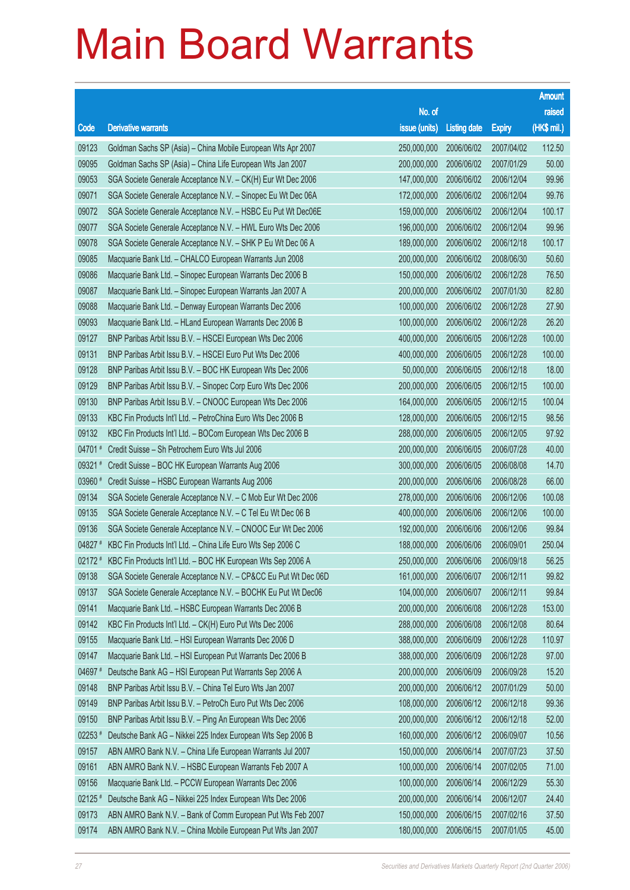# Main Board Warrants

| Code | Derivative warrants | No. of issue (units) | Listing date | Expiry | Amount raised (HK$ mil.) |
|---|---|---|---|---|---|
| 09123 | Goldman Sachs SP (Asia) – China Mobile European Wts Apr 2007 | 250,000,000 | 2006/06/02 | 2007/04/02 | 112.50 |
| 09095 | Goldman Sachs SP (Asia) – China Life European Wts Jan 2007 | 200,000,000 | 2006/06/02 | 2007/01/29 | 50.00 |
| 09053 | SGA Societe Generale Acceptance N.V. – CK(H) Eur Wt Dec 2006 | 147,000,000 | 2006/06/02 | 2006/12/04 | 99.96 |
| 09071 | SGA Societe Generale Acceptance N.V. – Sinopec Eu Wt Dec 06A | 172,000,000 | 2006/06/02 | 2006/12/04 | 99.76 |
| 09072 | SGA Societe Generale Acceptance N.V. – HSBC Eu Put Wt Dec06E | 159,000,000 | 2006/06/02 | 2006/12/04 | 100.17 |
| 09077 | SGA Societe Generale Acceptance N.V. – HWL Euro Wts Dec 2006 | 196,000,000 | 2006/06/02 | 2006/12/04 | 99.96 |
| 09078 | SGA Societe Generale Acceptance N.V. – SHK P Eu Wt Dec 06 A | 189,000,000 | 2006/06/02 | 2006/12/18 | 100.17 |
| 09085 | Macquarie Bank Ltd. – CHALCO European Warrants Jun 2008 | 200,000,000 | 2006/06/02 | 2008/06/30 | 50.60 |
| 09086 | Macquarie Bank Ltd. – Sinopec European Warrants Dec 2006 B | 150,000,000 | 2006/06/02 | 2006/12/28 | 76.50 |
| 09087 | Macquarie Bank Ltd. – Sinopec European Warrants Jan 2007 A | 200,000,000 | 2006/06/02 | 2007/01/30 | 82.80 |
| 09088 | Macquarie Bank Ltd. – Denway European Warrants Dec 2006 | 100,000,000 | 2006/06/02 | 2006/12/28 | 27.90 |
| 09093 | Macquarie Bank Ltd. – HLand European Warrants Dec 2006 B | 100,000,000 | 2006/06/02 | 2006/12/28 | 26.20 |
| 09127 | BNP Paribas Arbit Issu B.V. – HSCEI European Wts Dec 2006 | 400,000,000 | 2006/06/05 | 2006/12/28 | 100.00 |
| 09131 | BNP Paribas Arbit Issu B.V. – HSCEI Euro Put Wts Dec 2006 | 400,000,000 | 2006/06/05 | 2006/12/28 | 100.00 |
| 09128 | BNP Paribas Arbit Issu B.V. – BOC HK European Wts Dec 2006 | 50,000,000 | 2006/06/05 | 2006/12/18 | 18.00 |
| 09129 | BNP Paribas Arbit Issu B.V. – Sinopec Corp Euro Wts Dec 2006 | 200,000,000 | 2006/06/05 | 2006/12/15 | 100.00 |
| 09130 | BNP Paribas Arbit Issu B.V. – CNOOC European Wts Dec 2006 | 164,000,000 | 2006/06/05 | 2006/12/15 | 100.04 |
| 09133 | KBC Fin Products Int'l Ltd. – PetroChina Euro Wts Dec 2006 B | 128,000,000 | 2006/06/05 | 2006/12/15 | 98.56 |
| 09132 | KBC Fin Products Int'l Ltd. – BOCom European Wts Dec 2006 B | 288,000,000 | 2006/06/05 | 2006/12/05 | 97.92 |
| 04701 # | Credit Suisse – Sh Petrochem Euro Wts Jul 2006 | 200,000,000 | 2006/06/05 | 2006/07/28 | 40.00 |
| 09321 # | Credit Suisse – BOC HK European Warrants Aug 2006 | 300,000,000 | 2006/06/05 | 2006/08/08 | 14.70 |
| 03960 # | Credit Suisse – HSBC European Warrants Aug 2006 | 200,000,000 | 2006/06/06 | 2006/08/28 | 66.00 |
| 09134 | SGA Societe Generale Acceptance N.V. – C Mob Eur Wt Dec 2006 | 278,000,000 | 2006/06/06 | 2006/12/06 | 100.08 |
| 09135 | SGA Societe Generale Acceptance N.V. – C Tel Eu Wt Dec 06 B | 400,000,000 | 2006/06/06 | 2006/12/06 | 100.00 |
| 09136 | SGA Societe Generale Acceptance N.V. – CNOOC Eur Wt Dec 2006 | 192,000,000 | 2006/06/06 | 2006/12/06 | 99.84 |
| 04827 # | KBC Fin Products Int'l Ltd. – China Life Euro Wts Sep 2006 C | 188,000,000 | 2006/06/06 | 2006/09/01 | 250.04 |
| 02172 # | KBC Fin Products Int'l Ltd. – BOC HK European Wts Sep 2006 A | 250,000,000 | 2006/06/06 | 2006/09/18 | 56.25 |
| 09138 | SGA Societe Generale Acceptance N.V. – CP&CC Eu Put Wt Dec 06D | 161,000,000 | 2006/06/07 | 2006/12/11 | 99.82 |
| 09137 | SGA Societe Generale Acceptance N.V. – BOCHK Eu Put Wt Dec06 | 104,000,000 | 2006/06/07 | 2006/12/11 | 99.84 |
| 09141 | Macquarie Bank Ltd. – HSBC European Warrants Dec 2006 B | 200,000,000 | 2006/06/08 | 2006/12/28 | 153.00 |
| 09142 | KBC Fin Products Int'l Ltd. – CK(H) Euro Put Wts Dec 2006 | 288,000,000 | 2006/06/08 | 2006/12/08 | 80.64 |
| 09155 | Macquarie Bank Ltd. – HSI European Warrants Dec 2006 D | 388,000,000 | 2006/06/09 | 2006/12/28 | 110.97 |
| 09147 | Macquarie Bank Ltd. – HSI European Put Warrants Dec 2006 B | 388,000,000 | 2006/06/09 | 2006/12/28 | 97.00 |
| 04697 # | Deutsche Bank AG – HSI European Put Warrants Sep 2006 A | 200,000,000 | 2006/06/09 | 2006/09/28 | 15.20 |
| 09148 | BNP Paribas Arbit Issu B.V. – China Tel Euro Wts Jan 2007 | 200,000,000 | 2006/06/12 | 2007/01/29 | 50.00 |
| 09149 | BNP Paribas Arbit Issu B.V. – PetroCh Euro Put Wts Dec 2006 | 108,000,000 | 2006/06/12 | 2006/12/18 | 99.36 |
| 09150 | BNP Paribas Arbit Issu B.V. – Ping An European Wts Dec 2006 | 200,000,000 | 2006/06/12 | 2006/12/18 | 52.00 |
| 02253 # | Deutsche Bank AG – Nikkei 225 Index European Wts Sep 2006 B | 160,000,000 | 2006/06/12 | 2006/09/07 | 10.56 |
| 09157 | ABN AMRO Bank N.V. – China Life European Wts Jul 2007 | 150,000,000 | 2006/06/14 | 2007/07/23 | 37.50 |
| 09161 | ABN AMRO Bank N.V. – HSBC European Warrants Feb 2007 A | 100,000,000 | 2006/06/14 | 2007/02/05 | 71.00 |
| 09156 | Macquarie Bank Ltd. – PCCW European Warrants Dec 2006 | 100,000,000 | 2006/06/14 | 2006/12/29 | 55.30 |
| 02125 # | Deutsche Bank AG – Nikkei 225 Index European Wts Dec 2006 | 200,000,000 | 2006/06/14 | 2006/12/07 | 24.40 |
| 09173 | ABN AMRO Bank N.V. – Bank of Comm European Put Wts Feb 2007 | 150,000,000 | 2006/06/15 | 2007/02/16 | 37.50 |
| 09174 | ABN AMRO Bank N.V. – China Mobile European Put Wts Jan 2007 | 180,000,000 | 2006/06/15 | 2007/01/05 | 45.00 |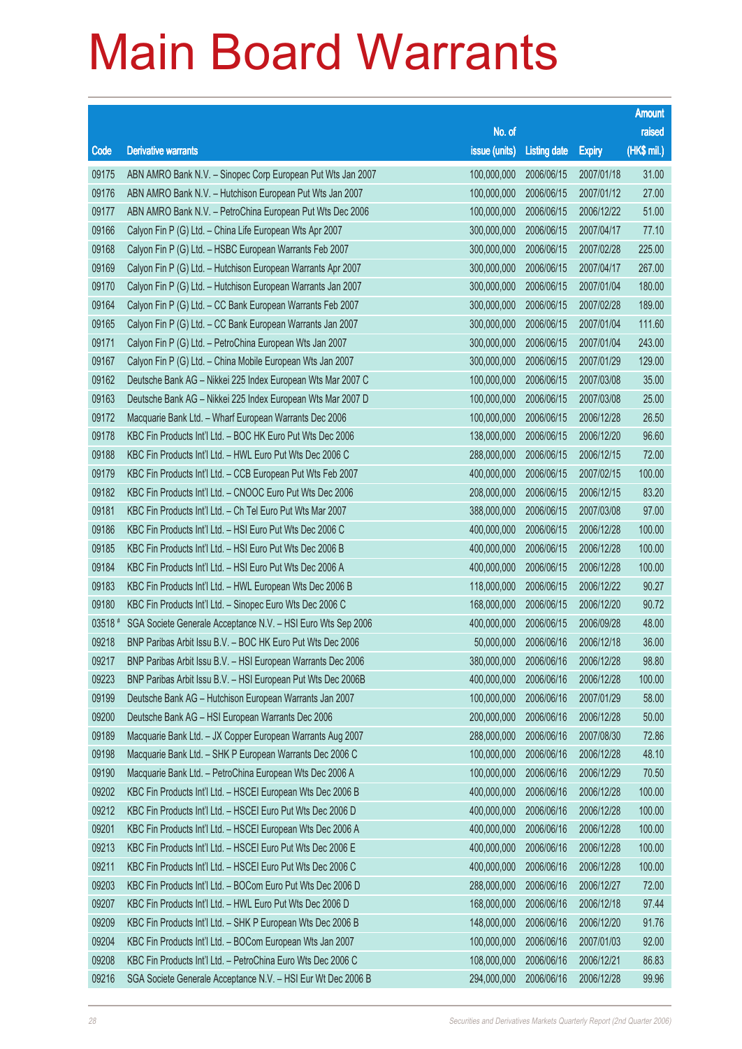# Main Board Warrants

| Code | Derivative warrants | No. of issue (units) | Listing date | Expiry | Amount raised (HK$ mil.) |
|---|---|---|---|---|---|
| 09175 | ABN AMRO Bank N.V. – Sinopec Corp European Put Wts Jan 2007 | 100,000,000 | 2006/06/15 | 2007/01/18 | 31.00 |
| 09176 | ABN AMRO Bank N.V. – Hutchison European Put Wts Jan 2007 | 100,000,000 | 2006/06/15 | 2007/01/12 | 27.00 |
| 09177 | ABN AMRO Bank N.V. – PetroChina European Put Wts Dec 2006 | 100,000,000 | 2006/06/15 | 2006/12/22 | 51.00 |
| 09166 | Calyon Fin P (G) Ltd. – China Life European Wts Apr 2007 | 300,000,000 | 2006/06/15 | 2007/04/17 | 77.10 |
| 09168 | Calyon Fin P (G) Ltd. – HSBC European Warrants Feb 2007 | 300,000,000 | 2006/06/15 | 2007/02/28 | 225.00 |
| 09169 | Calyon Fin P (G) Ltd. – Hutchison European Warrants Apr 2007 | 300,000,000 | 2006/06/15 | 2007/04/17 | 267.00 |
| 09170 | Calyon Fin P (G) Ltd. – Hutchison European Warrants Jan 2007 | 300,000,000 | 2006/06/15 | 2007/01/04 | 180.00 |
| 09164 | Calyon Fin P (G) Ltd. – CC Bank European Warrants Feb 2007 | 300,000,000 | 2006/06/15 | 2007/02/28 | 189.00 |
| 09165 | Calyon Fin P (G) Ltd. – CC Bank European Warrants Jan 2007 | 300,000,000 | 2006/06/15 | 2007/01/04 | 111.60 |
| 09171 | Calyon Fin P (G) Ltd. – PetroChina European Wts Jan 2007 | 300,000,000 | 2006/06/15 | 2007/01/04 | 243.00 |
| 09167 | Calyon Fin P (G) Ltd. – China Mobile European Wts Jan 2007 | 300,000,000 | 2006/06/15 | 2007/01/29 | 129.00 |
| 09162 | Deutsche Bank AG – Nikkei 225 Index European Wts Mar 2007 C | 100,000,000 | 2006/06/15 | 2007/03/08 | 35.00 |
| 09163 | Deutsche Bank AG – Nikkei 225 Index European Wts Mar 2007 D | 100,000,000 | 2006/06/15 | 2007/03/08 | 25.00 |
| 09172 | Macquarie Bank Ltd. – Wharf European Warrants Dec 2006 | 100,000,000 | 2006/06/15 | 2006/12/28 | 26.50 |
| 09178 | KBC Fin Products Int'l Ltd. – BOC HK Euro Put Wts Dec 2006 | 138,000,000 | 2006/06/15 | 2006/12/20 | 96.60 |
| 09188 | KBC Fin Products Int'l Ltd. – HWL Euro Put Wts Dec 2006 C | 288,000,000 | 2006/06/15 | 2006/12/15 | 72.00 |
| 09179 | KBC Fin Products Int'l Ltd. – CCB European Put Wts Feb 2007 | 400,000,000 | 2006/06/15 | 2007/02/15 | 100.00 |
| 09182 | KBC Fin Products Int'l Ltd. – CNOOC Euro Put Wts Dec 2006 | 208,000,000 | 2006/06/15 | 2006/12/15 | 83.20 |
| 09181 | KBC Fin Products Int'l Ltd. – Ch Tel Euro Put Wts Mar 2007 | 388,000,000 | 2006/06/15 | 2007/03/08 | 97.00 |
| 09186 | KBC Fin Products Int'l Ltd. – HSI Euro Put Wts Dec 2006 C | 400,000,000 | 2006/06/15 | 2006/12/28 | 100.00 |
| 09185 | KBC Fin Products Int'l Ltd. – HSI Euro Put Wts Dec 2006 B | 400,000,000 | 2006/06/15 | 2006/12/28 | 100.00 |
| 09184 | KBC Fin Products Int'l Ltd. – HSI Euro Put Wts Dec 2006 A | 400,000,000 | 2006/06/15 | 2006/12/28 | 100.00 |
| 09183 | KBC Fin Products Int'l Ltd. – HWL European Wts Dec 2006 B | 118,000,000 | 2006/06/15 | 2006/12/22 | 90.27 |
| 09180 | KBC Fin Products Int'l Ltd. – Sinopec Euro Wts Dec 2006 C | 168,000,000 | 2006/06/15 | 2006/12/20 | 90.72 |
| 03518 # | SGA Societe Generale Acceptance N.V. – HSI Euro Wts Sep 2006 | 400,000,000 | 2006/06/15 | 2006/09/28 | 48.00 |
| 09218 | BNP Paribas Arbit Issu B.V. – BOC HK Euro Put Wts Dec 2006 | 50,000,000 | 2006/06/16 | 2006/12/18 | 36.00 |
| 09217 | BNP Paribas Arbit Issu B.V. – HSI European Warrants Dec 2006 | 380,000,000 | 2006/06/16 | 2006/12/28 | 98.80 |
| 09223 | BNP Paribas Arbit Issu B.V. – HSI European Put Wts Dec 2006B | 400,000,000 | 2006/06/16 | 2006/12/28 | 100.00 |
| 09199 | Deutsche Bank AG – Hutchison European Warrants Jan 2007 | 100,000,000 | 2006/06/16 | 2007/01/29 | 58.00 |
| 09200 | Deutsche Bank AG – HSI European Warrants Dec 2006 | 200,000,000 | 2006/06/16 | 2006/12/28 | 50.00 |
| 09189 | Macquarie Bank Ltd. – JX Copper European Warrants Aug 2007 | 288,000,000 | 2006/06/16 | 2007/08/30 | 72.86 |
| 09198 | Macquarie Bank Ltd. – SHK P European Warrants Dec 2006 C | 100,000,000 | 2006/06/16 | 2006/12/28 | 48.10 |
| 09190 | Macquarie Bank Ltd. – PetroChina European Wts Dec 2006 A | 100,000,000 | 2006/06/16 | 2006/12/29 | 70.50 |
| 09202 | KBC Fin Products Int'l Ltd. – HSCEI European Wts Dec 2006 B | 400,000,000 | 2006/06/16 | 2006/12/28 | 100.00 |
| 09212 | KBC Fin Products Int'l Ltd. – HSCEI Euro Put Wts Dec 2006 D | 400,000,000 | 2006/06/16 | 2006/12/28 | 100.00 |
| 09201 | KBC Fin Products Int'l Ltd. – HSCEI European Wts Dec 2006 A | 400,000,000 | 2006/06/16 | 2006/12/28 | 100.00 |
| 09213 | KBC Fin Products Int'l Ltd. – HSCEI Euro Put Wts Dec 2006 E | 400,000,000 | 2006/06/16 | 2006/12/28 | 100.00 |
| 09211 | KBC Fin Products Int'l Ltd. – HSCEI Euro Put Wts Dec 2006 C | 400,000,000 | 2006/06/16 | 2006/12/28 | 100.00 |
| 09203 | KBC Fin Products Int'l Ltd. – BOCom Euro Put Wts Dec 2006 D | 288,000,000 | 2006/06/16 | 2006/12/27 | 72.00 |
| 09207 | KBC Fin Products Int'l Ltd. – HWL Euro Put Wts Dec 2006 D | 168,000,000 | 2006/06/16 | 2006/12/18 | 97.44 |
| 09209 | KBC Fin Products Int'l Ltd. – SHK P European Wts Dec 2006 B | 148,000,000 | 2006/06/16 | 2006/12/20 | 91.76 |
| 09204 | KBC Fin Products Int'l Ltd. – BOCom European Wts Jan 2007 | 100,000,000 | 2006/06/16 | 2007/01/03 | 92.00 |
| 09208 | KBC Fin Products Int'l Ltd. – PetroChina Euro Wts Dec 2006 C | 108,000,000 | 2006/06/16 | 2006/12/21 | 86.83 |
| 09216 | SGA Societe Generale Acceptance N.V. – HSI Eur Wt Dec 2006 B | 294,000,000 | 2006/06/16 | 2006/12/28 | 99.96 |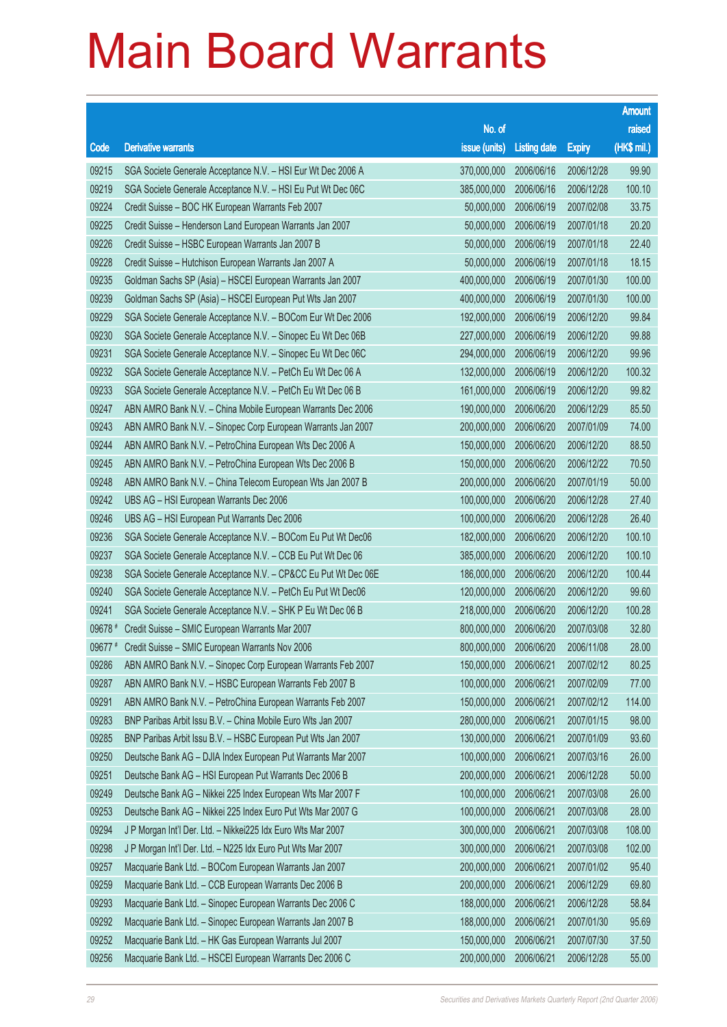# Main Board Warrants

| Code | Derivative warrants | No. of issue (units) | Listing date | Expiry | Amount raised (HK$ mil.) |
|---|---|---|---|---|---|
| 09215 | SGA Societe Generale Acceptance N.V. – HSI Eur Wt Dec 2006 A | 370,000,000 | 2006/06/16 | 2006/12/28 | 99.90 |
| 09219 | SGA Societe Generale Acceptance N.V. – HSI Eu Put Wt Dec 06C | 385,000,000 | 2006/06/16 | 2006/12/28 | 100.10 |
| 09224 | Credit Suisse – BOC HK European Warrants Feb 2007 | 50,000,000 | 2006/06/19 | 2007/02/08 | 33.75 |
| 09225 | Credit Suisse – Henderson Land European Warrants Jan 2007 | 50,000,000 | 2006/06/19 | 2007/01/18 | 20.20 |
| 09226 | Credit Suisse – HSBC European Warrants Jan 2007 B | 50,000,000 | 2006/06/19 | 2007/01/18 | 22.40 |
| 09228 | Credit Suisse – Hutchison European Warrants Jan 2007 A | 50,000,000 | 2006/06/19 | 2007/01/18 | 18.15 |
| 09235 | Goldman Sachs SP (Asia) – HSCEI European Warrants Jan 2007 | 400,000,000 | 2006/06/19 | 2007/01/30 | 100.00 |
| 09239 | Goldman Sachs SP (Asia) – HSCEI European Put Wts Jan 2007 | 400,000,000 | 2006/06/19 | 2007/01/30 | 100.00 |
| 09229 | SGA Societe Generale Acceptance N.V. – BOCom Eur Wt Dec 2006 | 192,000,000 | 2006/06/19 | 2006/12/20 | 99.84 |
| 09230 | SGA Societe Generale Acceptance N.V. – Sinopec Eu Wt Dec 06B | 227,000,000 | 2006/06/19 | 2006/12/20 | 99.88 |
| 09231 | SGA Societe Generale Acceptance N.V. – Sinopec Eu Wt Dec 06C | 294,000,000 | 2006/06/19 | 2006/12/20 | 99.96 |
| 09232 | SGA Societe Generale Acceptance N.V. – PetCh Eu Wt Dec 06 A | 132,000,000 | 2006/06/19 | 2006/12/20 | 100.32 |
| 09233 | SGA Societe Generale Acceptance N.V. – PetCh Eu Wt Dec 06 B | 161,000,000 | 2006/06/19 | 2006/12/20 | 99.82 |
| 09247 | ABN AMRO Bank N.V. – China Mobile European Warrants Dec 2006 | 190,000,000 | 2006/06/20 | 2006/12/29 | 85.50 |
| 09243 | ABN AMRO Bank N.V. – Sinopec Corp European Warrants Jan 2007 | 200,000,000 | 2006/06/20 | 2007/01/09 | 74.00 |
| 09244 | ABN AMRO Bank N.V. – PetroChina European Wts Dec 2006 A | 150,000,000 | 2006/06/20 | 2006/12/20 | 88.50 |
| 09245 | ABN AMRO Bank N.V. – PetroChina European Wts Dec 2006 B | 150,000,000 | 2006/06/20 | 2006/12/22 | 70.50 |
| 09248 | ABN AMRO Bank N.V. – China Telecom European Wts Jan 2007 B | 200,000,000 | 2006/06/20 | 2007/01/19 | 50.00 |
| 09242 | UBS AG – HSI European Warrants Dec 2006 | 100,000,000 | 2006/06/20 | 2006/12/28 | 27.40 |
| 09246 | UBS AG – HSI European Put Warrants Dec 2006 | 100,000,000 | 2006/06/20 | 2006/12/28 | 26.40 |
| 09236 | SGA Societe Generale Acceptance N.V. – BOCom Eu Put Wt Dec06 | 182,000,000 | 2006/06/20 | 2006/12/20 | 100.10 |
| 09237 | SGA Societe Generale Acceptance N.V. – CCB Eu Put Wt Dec 06 | 385,000,000 | 2006/06/20 | 2006/12/20 | 100.10 |
| 09238 | SGA Societe Generale Acceptance N.V. – CP&CC Eu Put Wt Dec 06E | 186,000,000 | 2006/06/20 | 2006/12/20 | 100.44 |
| 09240 | SGA Societe Generale Acceptance N.V. – PetCh Eu Put Wt Dec06 | 120,000,000 | 2006/06/20 | 2006/12/20 | 99.60 |
| 09241 | SGA Societe Generale Acceptance N.V. – SHK P Eu Wt Dec 06 B | 218,000,000 | 2006/06/20 | 2006/12/20 | 100.28 |
| 09678 # | Credit Suisse – SMIC European Warrants Mar 2007 | 800,000,000 | 2006/06/20 | 2007/03/08 | 32.80 |
| 09677 # | Credit Suisse – SMIC European Warrants Nov 2006 | 800,000,000 | 2006/06/20 | 2006/11/08 | 28.00 |
| 09286 | ABN AMRO Bank N.V. – Sinopec Corp European Warrants Feb 2007 | 150,000,000 | 2006/06/21 | 2007/02/12 | 80.25 |
| 09287 | ABN AMRO Bank N.V. – HSBC European Warrants Feb 2007 B | 100,000,000 | 2006/06/21 | 2007/02/09 | 77.00 |
| 09291 | ABN AMRO Bank N.V. – PetroChina European Warrants Feb 2007 | 150,000,000 | 2006/06/21 | 2007/02/12 | 114.00 |
| 09283 | BNP Paribas Arbit Issu B.V. – China Mobile Euro Wts Jan 2007 | 280,000,000 | 2006/06/21 | 2007/01/15 | 98.00 |
| 09285 | BNP Paribas Arbit Issu B.V. – HSBC European Put Wts Jan 2007 | 130,000,000 | 2006/06/21 | 2007/01/09 | 93.60 |
| 09250 | Deutsche Bank AG – DJIA Index European Put Warrants Mar 2007 | 100,000,000 | 2006/06/21 | 2007/03/16 | 26.00 |
| 09251 | Deutsche Bank AG – HSI European Put Warrants Dec 2006 B | 200,000,000 | 2006/06/21 | 2006/12/28 | 50.00 |
| 09249 | Deutsche Bank AG – Nikkei 225 Index European Wts Mar 2007 F | 100,000,000 | 2006/06/21 | 2007/03/08 | 26.00 |
| 09253 | Deutsche Bank AG – Nikkei 225 Index Euro Put Wts Mar 2007 G | 100,000,000 | 2006/06/21 | 2007/03/08 | 28.00 |
| 09294 | J P Morgan Int'l Der. Ltd. – Nikkei225 Idx Euro Wts Mar 2007 | 300,000,000 | 2006/06/21 | 2007/03/08 | 108.00 |
| 09298 | J P Morgan Int'l Der. Ltd. – N225 Idx Euro Put Wts Mar 2007 | 300,000,000 | 2006/06/21 | 2007/03/08 | 102.00 |
| 09257 | Macquarie Bank Ltd. – BOCom European Warrants Jan 2007 | 200,000,000 | 2006/06/21 | 2007/01/02 | 95.40 |
| 09259 | Macquarie Bank Ltd. – CCB European Warrants Dec 2006 B | 200,000,000 | 2006/06/21 | 2006/12/29 | 69.80 |
| 09293 | Macquarie Bank Ltd. – Sinopec European Warrants Dec 2006 C | 188,000,000 | 2006/06/21 | 2006/12/28 | 58.84 |
| 09292 | Macquarie Bank Ltd. – Sinopec European Warrants Jan 2007 B | 188,000,000 | 2006/06/21 | 2007/01/30 | 95.69 |
| 09252 | Macquarie Bank Ltd. – HK Gas European Warrants Jul 2007 | 150,000,000 | 2006/06/21 | 2007/07/30 | 37.50 |
| 09256 | Macquarie Bank Ltd. – HSCEI European Warrants Dec 2006 C | 200,000,000 | 2006/06/21 | 2006/12/28 | 55.00 |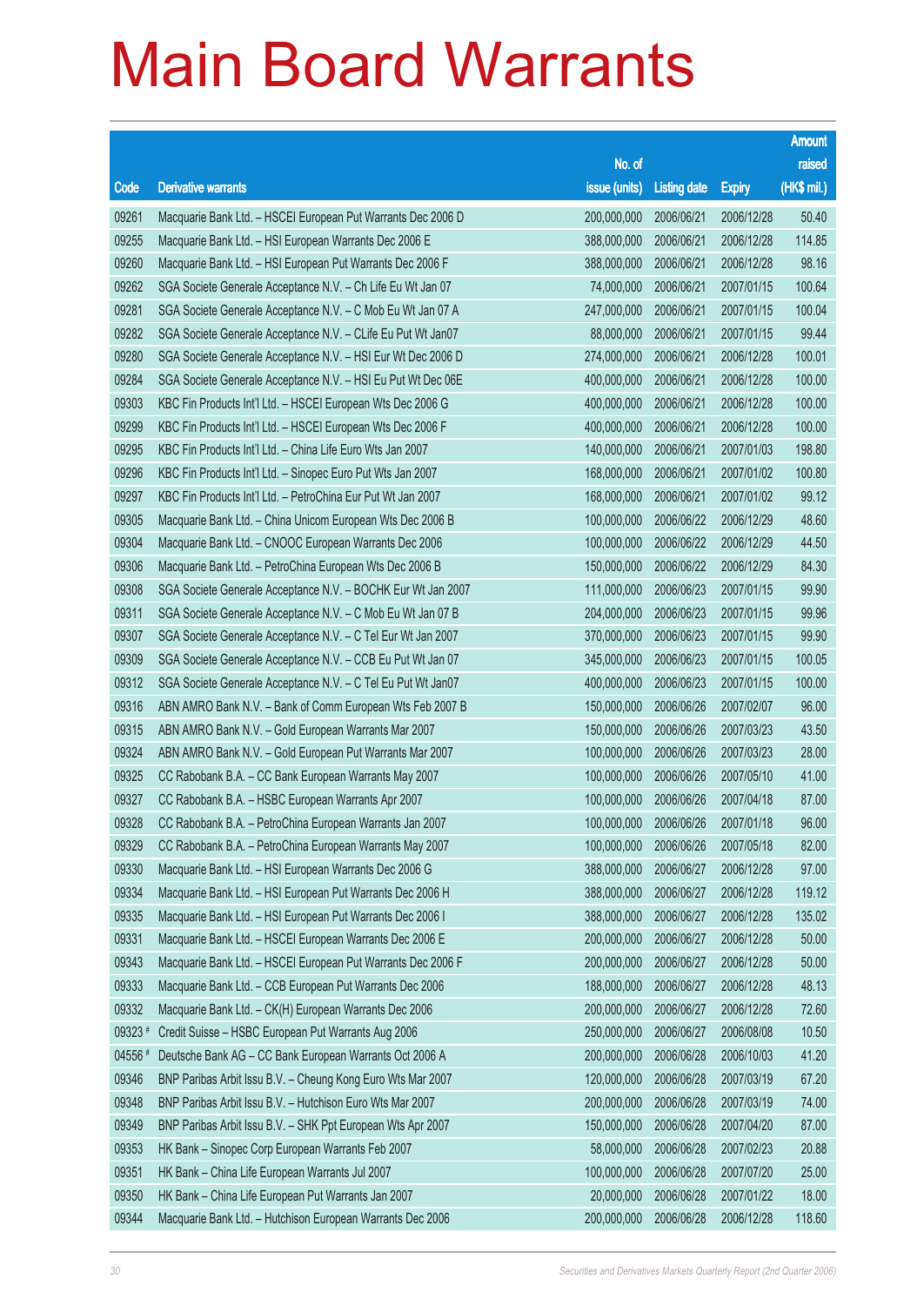# Main Board Warrants

| Code | Derivative warrants | No. of issue (units) | Listing date | Expiry | Amount raised (HK$ mil.) |
|---|---|---|---|---|---|
| 09261 | Macquarie Bank Ltd. – HSCEI European Put Warrants Dec 2006 D | 200,000,000 | 2006/06/21 | 2006/12/28 | 50.40 |
| 09255 | Macquarie Bank Ltd. – HSI European Warrants Dec 2006 E | 388,000,000 | 2006/06/21 | 2006/12/28 | 114.85 |
| 09260 | Macquarie Bank Ltd. – HSI European Put Warrants Dec 2006 F | 388,000,000 | 2006/06/21 | 2006/12/28 | 98.16 |
| 09262 | SGA Societe Generale Acceptance N.V. – Ch Life Eu Wt Jan 07 | 74,000,000 | 2006/06/21 | 2007/01/15 | 100.64 |
| 09281 | SGA Societe Generale Acceptance N.V. – C Mob Eu Wt Jan 07 A | 247,000,000 | 2006/06/21 | 2007/01/15 | 100.04 |
| 09282 | SGA Societe Generale Acceptance N.V. – CLife Eu Put Wt Jan07 | 88,000,000 | 2006/06/21 | 2007/01/15 | 99.44 |
| 09280 | SGA Societe Generale Acceptance N.V. – HSI Eur Wt Dec 2006 D | 274,000,000 | 2006/06/21 | 2006/12/28 | 100.01 |
| 09284 | SGA Societe Generale Acceptance N.V. – HSI Eu Put Wt Dec 06E | 400,000,000 | 2006/06/21 | 2006/12/28 | 100.00 |
| 09303 | KBC Fin Products Int'l Ltd. – HSCEI European Wts Dec 2006 G | 400,000,000 | 2006/06/21 | 2006/12/28 | 100.00 |
| 09299 | KBC Fin Products Int'l Ltd. – HSCEI European Wts Dec 2006 F | 400,000,000 | 2006/06/21 | 2006/12/28 | 100.00 |
| 09295 | KBC Fin Products Int'l Ltd. – China Life Euro Wts Jan 2007 | 140,000,000 | 2006/06/21 | 2007/01/03 | 198.80 |
| 09296 | KBC Fin Products Int'l Ltd. – Sinopec Euro Put Wts Jan 2007 | 168,000,000 | 2006/06/21 | 2007/01/02 | 100.80 |
| 09297 | KBC Fin Products Int'l Ltd. – PetroChina Eur Put Wt Jan 2007 | 168,000,000 | 2006/06/21 | 2007/01/02 | 99.12 |
| 09305 | Macquarie Bank Ltd. – China Unicom European Wts Dec 2006 B | 100,000,000 | 2006/06/22 | 2006/12/29 | 48.60 |
| 09304 | Macquarie Bank Ltd. – CNOOC European Warrants Dec 2006 | 100,000,000 | 2006/06/22 | 2006/12/29 | 44.50 |
| 09306 | Macquarie Bank Ltd. – PetroChina European Wts Dec 2006 B | 150,000,000 | 2006/06/22 | 2006/12/29 | 84.30 |
| 09308 | SGA Societe Generale Acceptance N.V. – BOCHK Eur Wt Jan 2007 | 111,000,000 | 2006/06/23 | 2007/01/15 | 99.90 |
| 09311 | SGA Societe Generale Acceptance N.V. – C Mob Eu Wt Jan 07 B | 204,000,000 | 2006/06/23 | 2007/01/15 | 99.96 |
| 09307 | SGA Societe Generale Acceptance N.V. – C Tel Eur Wt Jan 2007 | 370,000,000 | 2006/06/23 | 2007/01/15 | 99.90 |
| 09309 | SGA Societe Generale Acceptance N.V. – CCB Eu Put Wt Jan 07 | 345,000,000 | 2006/06/23 | 2007/01/15 | 100.05 |
| 09312 | SGA Societe Generale Acceptance N.V. – C Tel Eu Put Wt Jan07 | 400,000,000 | 2006/06/23 | 2007/01/15 | 100.00 |
| 09316 | ABN AMRO Bank N.V. – Bank of Comm European Wts Feb 2007 B | 150,000,000 | 2006/06/26 | 2007/02/07 | 96.00 |
| 09315 | ABN AMRO Bank N.V. – Gold European Warrants Mar 2007 | 150,000,000 | 2006/06/26 | 2007/03/23 | 43.50 |
| 09324 | ABN AMRO Bank N.V. – Gold European Put Warrants Mar 2007 | 100,000,000 | 2006/06/26 | 2007/03/23 | 28.00 |
| 09325 | CC Rabobank B.A. – CC Bank European Warrants May 2007 | 100,000,000 | 2006/06/26 | 2007/05/10 | 41.00 |
| 09327 | CC Rabobank B.A. – HSBC European Warrants Apr 2007 | 100,000,000 | 2006/06/26 | 2007/04/18 | 87.00 |
| 09328 | CC Rabobank B.A. – PetroChina European Warrants Jan 2007 | 100,000,000 | 2006/06/26 | 2007/01/18 | 96.00 |
| 09329 | CC Rabobank B.A. – PetroChina European Warrants May 2007 | 100,000,000 | 2006/06/26 | 2007/05/18 | 82.00 |
| 09330 | Macquarie Bank Ltd. – HSI European Warrants Dec 2006 G | 388,000,000 | 2006/06/27 | 2006/12/28 | 97.00 |
| 09334 | Macquarie Bank Ltd. – HSI European Put Warrants Dec 2006 H | 388,000,000 | 2006/06/27 | 2006/12/28 | 119.12 |
| 09335 | Macquarie Bank Ltd. – HSI European Put Warrants Dec 2006 I | 388,000,000 | 2006/06/27 | 2006/12/28 | 135.02 |
| 09331 | Macquarie Bank Ltd. – HSCEI European Warrants Dec 2006 E | 200,000,000 | 2006/06/27 | 2006/12/28 | 50.00 |
| 09343 | Macquarie Bank Ltd. – HSCEI European Put Warrants Dec 2006 F | 200,000,000 | 2006/06/27 | 2006/12/28 | 50.00 |
| 09333 | Macquarie Bank Ltd. – CCB European Put Warrants Dec 2006 | 188,000,000 | 2006/06/27 | 2006/12/28 | 48.13 |
| 09332 | Macquarie Bank Ltd. – CK(H) European Warrants Dec 2006 | 200,000,000 | 2006/06/27 | 2006/12/28 | 72.60 |
| 09323 # | Credit Suisse – HSBC European Put Warrants Aug 2006 | 250,000,000 | 2006/06/27 | 2006/08/08 | 10.50 |
| 04556 # | Deutsche Bank AG – CC Bank European Warrants Oct 2006 A | 200,000,000 | 2006/06/28 | 2006/10/03 | 41.20 |
| 09346 | BNP Paribas Arbit Issu B.V. – Cheung Kong Euro Wts Mar 2007 | 120,000,000 | 2006/06/28 | 2007/03/19 | 67.20 |
| 09348 | BNP Paribas Arbit Issu B.V. – Hutchison Euro Wts Mar 2007 | 200,000,000 | 2006/06/28 | 2007/03/19 | 74.00 |
| 09349 | BNP Paribas Arbit Issu B.V. – SHK Ppt European Wts Apr 2007 | 150,000,000 | 2006/06/28 | 2007/04/20 | 87.00 |
| 09353 | HK Bank – Sinopec Corp European Warrants Feb 2007 | 58,000,000 | 2006/06/28 | 2007/02/23 | 20.88 |
| 09351 | HK Bank – China Life European Warrants Jul 2007 | 100,000,000 | 2006/06/28 | 2007/07/20 | 25.00 |
| 09350 | HK Bank – China Life European Put Warrants Jan 2007 | 20,000,000 | 2006/06/28 | 2007/01/22 | 18.00 |
| 09344 | Macquarie Bank Ltd. – Hutchison European Warrants Dec 2006 | 200,000,000 | 2006/06/28 | 2006/12/28 | 118.60 |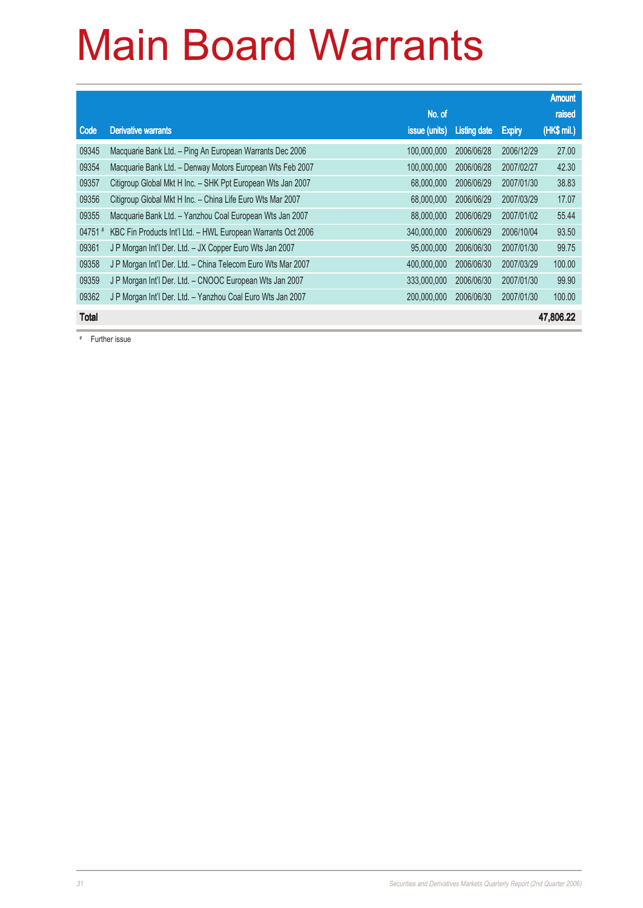# Main Board Warrants

| Code | Derivative warrants | No. of issue (units) | Listing date | Expiry | Amount raised (HK$ mil.) |
|---|---|---|---|---|---|
| 09345 | Macquarie Bank Ltd. – Ping An European Warrants Dec 2006 | 100,000,000 | 2006/06/28 | 2006/12/29 | 27.00 |
| 09354 | Macquarie Bank Ltd. – Denway Motors European Wts Feb 2007 | 100,000,000 | 2006/06/28 | 2007/02/27 | 42.30 |
| 09357 | Citigroup Global Mkt H Inc. – SHK Ppt European Wts Jan 2007 | 68,000,000 | 2006/06/29 | 2007/01/30 | 38.83 |
| 09356 | Citigroup Global Mkt H Inc. – China Life Euro Wts Mar 2007 | 68,000,000 | 2006/06/29 | 2007/03/29 | 17.07 |
| 09355 | Macquarie Bank Ltd. – Yanzhou Coal European Wts Jan 2007 | 88,000,000 | 2006/06/29 | 2007/01/02 | 55.44 |
| 04751 # | KBC Fin Products Int'l Ltd. – HWL European Warrants Oct 2006 | 340,000,000 | 2006/06/29 | 2006/10/04 | 93.50 |
| 09361 | J P Morgan Int'l Der. Ltd. – JX Copper Euro Wts Jan 2007 | 95,000,000 | 2006/06/30 | 2007/01/30 | 99.75 |
| 09358 | J P Morgan Int'l Der. Ltd. – China Telecom Euro Wts Mar 2007 | 400,000,000 | 2006/06/30 | 2007/03/29 | 100.00 |
| 09359 | J P Morgan Int'l Der. Ltd. – CNOOC European Wts Jan 2007 | 333,000,000 | 2006/06/30 | 2007/01/30 | 99.90 |
| 09362 | J P Morgan Int'l Der. Ltd. – Yanzhou Coal Euro Wts Jan 2007 | 200,000,000 | 2006/06/30 | 2007/01/30 | 100.00 |
| **Total** | | | | | **47,806.22** |

# Further issue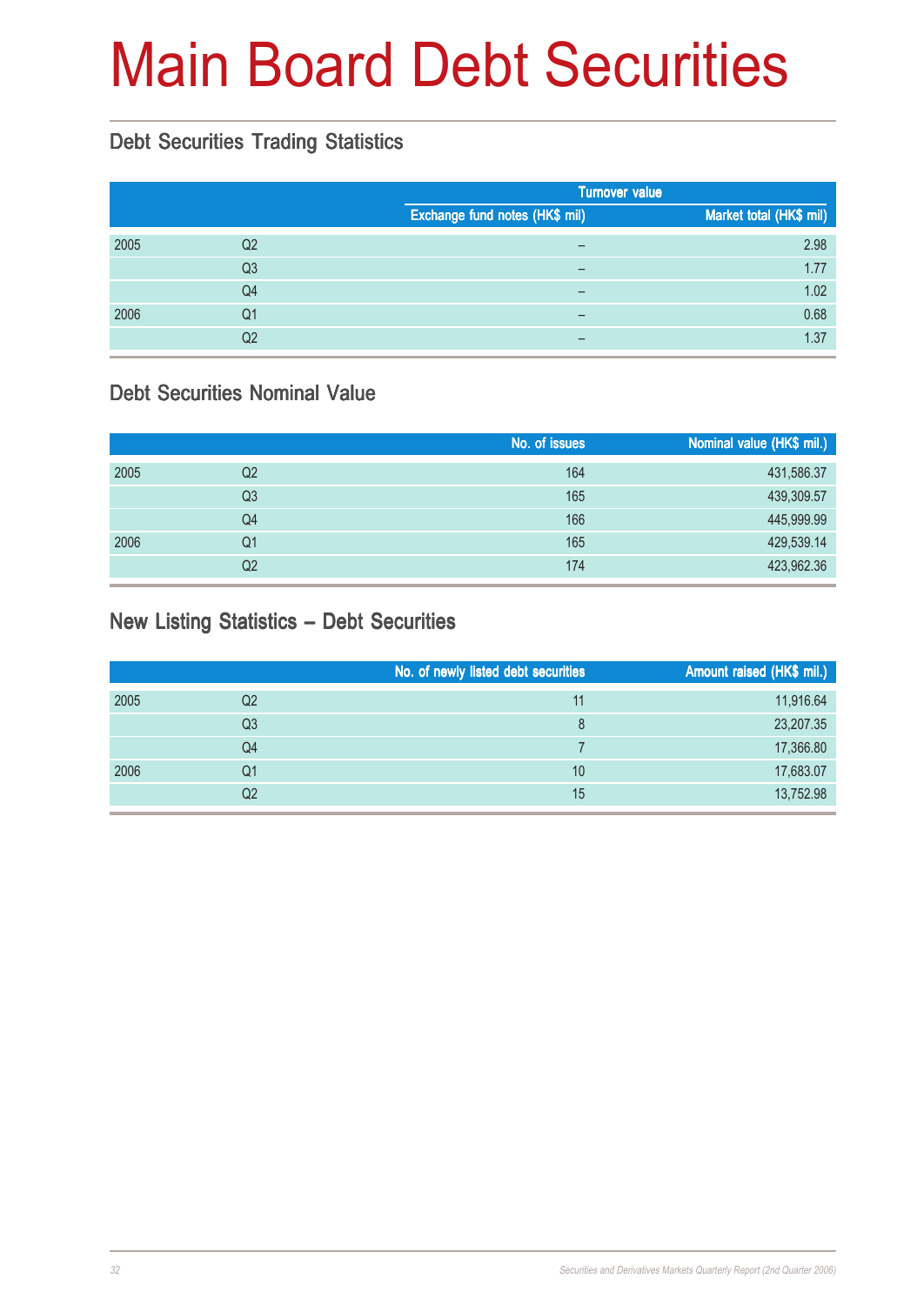# Main Board Debt Securities

## Debt Securities Trading Statistics

| | | Turnover value | |
|---|---|---|---|
| | | Exchange fund notes (HK$ mil) | Market total (HK$ mil) |
| 2005 | Q2 | – | 2.98 |
| | Q3 | – | 1.77 |
| | Q4 | – | 1.02 |
| 2006 | Q1 | – | 0.68 |
| | Q2 | – | 1.37 |

## Debt Securities Nominal Value

| | | No. of issues | Nominal value (HK$ mil.) |
|---|---|---|---|
| 2005 | Q2 | 164 | 431,586.37 |
| | Q3 | 165 | 439,309.57 |
| | Q4 | 166 | 445,999.99 |
| 2006 | Q1 | 165 | 429,539.14 |
| | Q2 | 174 | 423,962.36 |

## New Listing Statistics – Debt Securities

| | | No. of newly listed debt securities | Amount raised (HK$ mil.) |
|---|---|---|---|
| 2005 | Q2 | 11 | 11,916.64 |
| | Q3 | 8 | 23,207.35 |
| | Q4 | 7 | 17,366.80 |
| 2006 | Q1 | 10 | 17,683.07 |
| | Q2 | 15 | 13,752.98 |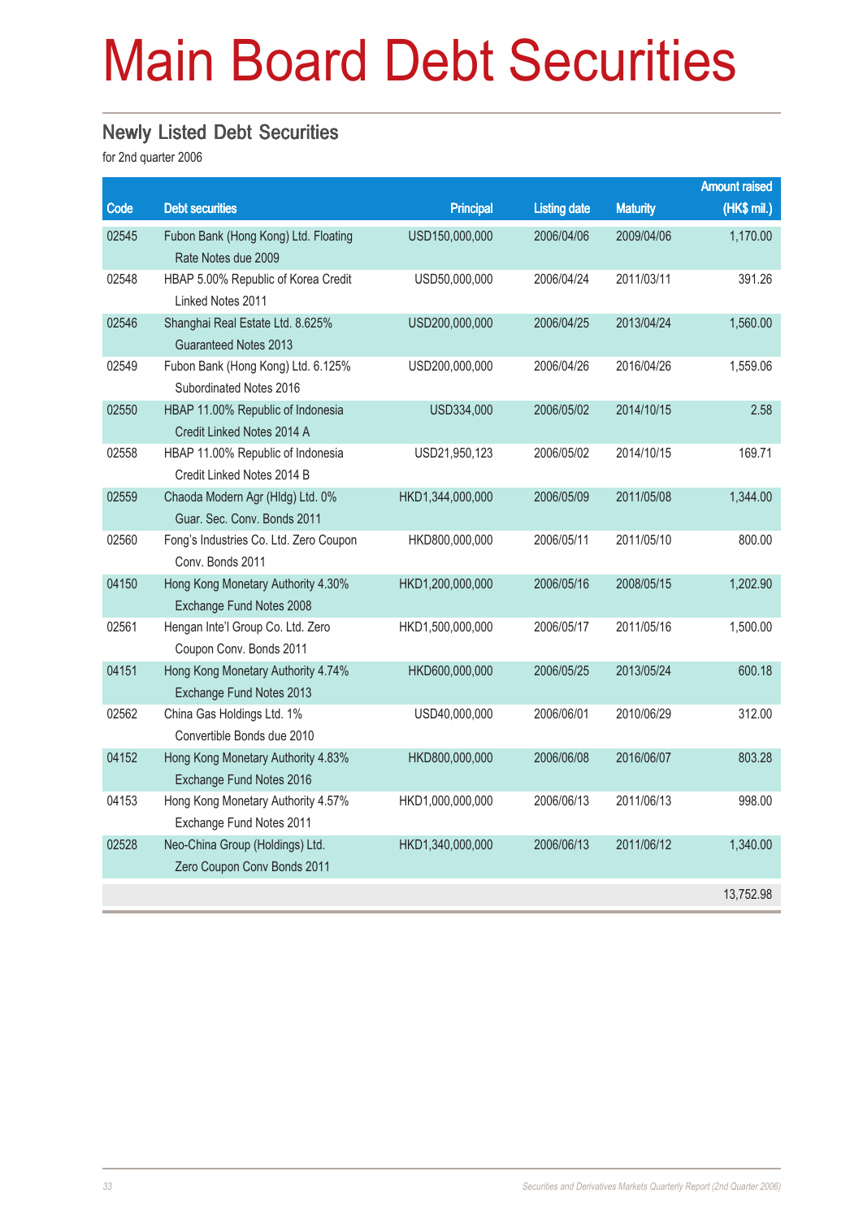# Main Board Debt Securities

## Newly Listed Debt Securities

for 2nd quarter 2006

| Code | Debt securities | Principal | Listing date | Maturity | Amount raised (HK$ mil.) |
|---|---|---|---|---|---|
| 02545 | Fubon Bank (Hong Kong) Ltd. Floating Rate Notes due 2009 | USD150,000,000 | 2006/04/06 | 2009/04/06 | 1,170.00 |
| 02548 | HBAP 5.00% Republic of Korea Credit Linked Notes 2011 | USD50,000,000 | 2006/04/24 | 2011/03/11 | 391.26 |
| 02546 | Shanghai Real Estate Ltd. 8.625% Guaranteed Notes 2013 | USD200,000,000 | 2006/04/25 | 2013/04/24 | 1,560.00 |
| 02549 | Fubon Bank (Hong Kong) Ltd. 6.125% Subordinated Notes 2016 | USD200,000,000 | 2006/04/26 | 2016/04/26 | 1,559.06 |
| 02550 | HBAP 11.00% Republic of Indonesia Credit Linked Notes 2014 A | USD334,000 | 2006/05/02 | 2014/10/15 | 2.58 |
| 02558 | HBAP 11.00% Republic of Indonesia Credit Linked Notes 2014 B | USD21,950,123 | 2006/05/02 | 2014/10/15 | 169.71 |
| 02559 | Chaoda Modern Agr (Hldg) Ltd. 0% Guar. Sec. Conv. Bonds 2011 | HKD1,344,000,000 | 2006/05/09 | 2011/05/08 | 1,344.00 |
| 02560 | Fong's Industries Co. Ltd. Zero Coupon Conv. Bonds 2011 | HKD800,000,000 | 2006/05/11 | 2011/05/10 | 800.00 |
| 04150 | Hong Kong Monetary Authority 4.30% Exchange Fund Notes 2008 | HKD1,200,000,000 | 2006/05/16 | 2008/05/15 | 1,202.90 |
| 02561 | Hengan Inte'l Group Co. Ltd. Zero Coupon Conv. Bonds 2011 | HKD1,500,000,000 | 2006/05/17 | 2011/05/16 | 1,500.00 |
| 04151 | Hong Kong Monetary Authority 4.74% Exchange Fund Notes 2013 | HKD600,000,000 | 2006/05/25 | 2013/05/24 | 600.18 |
| 02562 | China Gas Holdings Ltd. 1% Convertible Bonds due 2010 | USD40,000,000 | 2006/06/01 | 2010/06/29 | 312.00 |
| 04152 | Hong Kong Monetary Authority 4.83% Exchange Fund Notes 2016 | HKD800,000,000 | 2006/06/08 | 2016/06/07 | 803.28 |
| 04153 | Hong Kong Monetary Authority 4.57% Exchange Fund Notes 2011 | HKD1,000,000,000 | 2006/06/13 | 2011/06/13 | 998.00 |
| 02528 | Neo-China Group (Holdings) Ltd. Zero Coupon Conv Bonds 2011 | HKD1,340,000,000 | 2006/06/13 | 2011/06/12 | 1,340.00 |
| | | | | | 13,752.98 |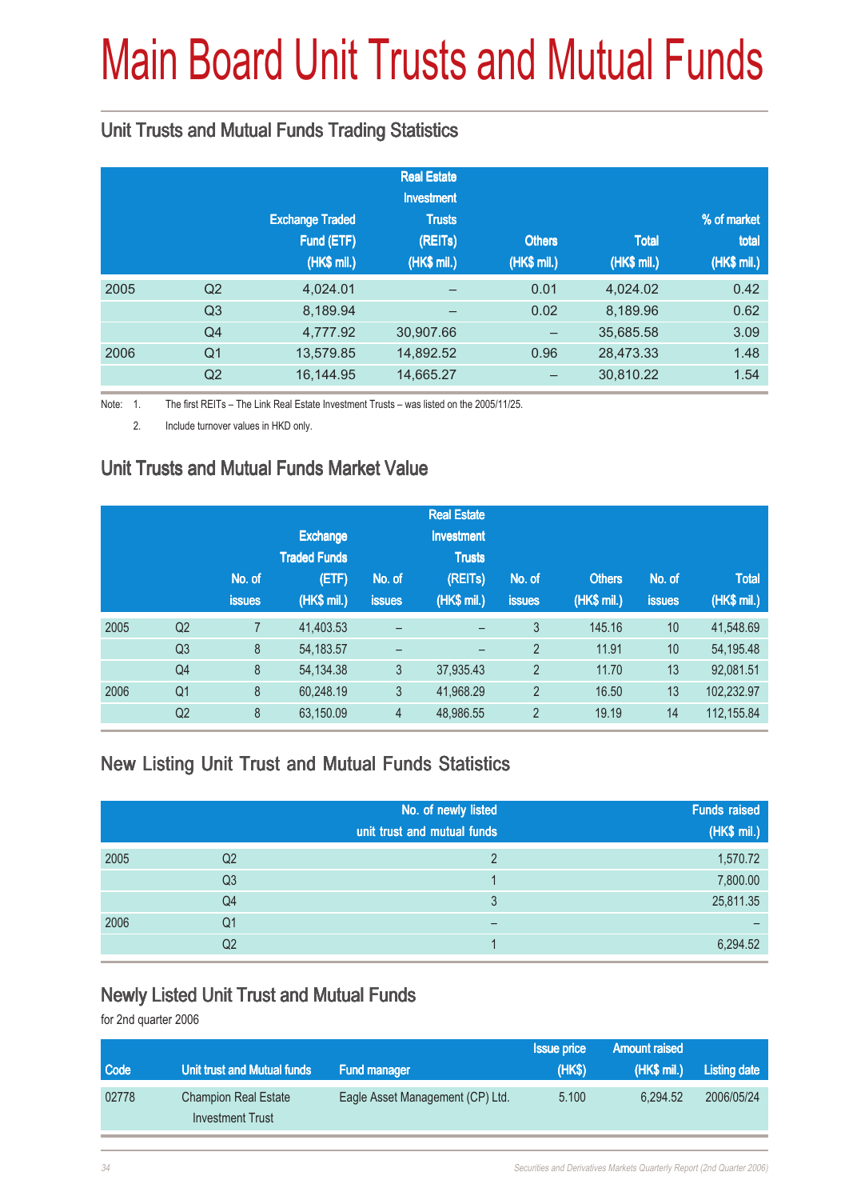# Main Board Unit Trusts and Mutual Funds

## Unit Trusts and Mutual Funds Trading Statistics

| | | Exchange Traded Fund (ETF) (HK$ mil.) | Real Estate Investment Trusts (REITs) (HK$ mil.) | Others (HK$ mil.) | Total (HK$ mil.) | % of market total (HK$ mil.) |
|---|---|---|---|---|---|---|
| 2005 | Q2 | 4,024.01 | – | 0.01 | 4,024.02 | 0.42 |
| | Q3 | 8,189.94 | – | 0.02 | 8,189.96 | 0.62 |
| | Q4 | 4,777.92 | 30,907.66 | – | 35,685.58 | 3.09 |
| 2006 | Q1 | 13,579.85 | 14,892.52 | 0.96 | 28,473.33 | 1.48 |
| | Q2 | 16,144.95 | 14,665.27 | – | 30,810.22 | 1.54 |

Note: 1. The first REITs – The Link Real Estate Investment Trusts – was listed on the 2005/11/25.

2. Include turnover values in HKD only.

## Unit Trusts and Mutual Funds Market Value

| | | No. of issues | Exchange Traded Funds (ETF) (HK$ mil.) | No. of issues | Real Estate Investment Trusts (REITs) (HK$ mil.) | No. of issues | Others (HK$ mil.) | No. of issues | Total (HK$ mil.) |
|---|---|---|---|---|---|---|---|---|---|
| 2005 | Q2 | 7 | 41,403.53 | – | – | 3 | 145.16 | 10 | 41,548.69 |
| | Q3 | 8 | 54,183.57 | – | – | 2 | 11.91 | 10 | 54,195.48 |
| | Q4 | 8 | 54,134.38 | 3 | 37,935.43 | 2 | 11.70 | 13 | 92,081.51 |
| 2006 | Q1 | 8 | 60,248.19 | 3 | 41,968.29 | 2 | 16.50 | 13 | 102,232.97 |
| | Q2 | 8 | 63,150.09 | 4 | 48,986.55 | 2 | 19.19 | 14 | 112,155.84 |

## New Listing Unit Trust and Mutual Funds Statistics

| | | No. of newly listed unit trust and mutual funds | Funds raised (HK$ mil.) |
|---|---|---|---|
| 2005 | Q2 | 2 | 1,570.72 |
| | Q3 | 1 | 7,800.00 |
| | Q4 | 3 | 25,811.35 |
| 2006 | Q1 | – | – |
| | Q2 | 1 | 6,294.52 |

## Newly Listed Unit Trust and Mutual Funds

for 2nd quarter 2006

| Code | Unit trust and Mutual funds | Fund manager | Issue price (HK$) | Amount raised (HK$ mil.) | Listing date |
|---|---|---|---|---|---|
| 02778 | Champion Real Estate Investment Trust | Eagle Asset Management (CP) Ltd. | 5.100 | 6,294.52 | 2006/05/24 |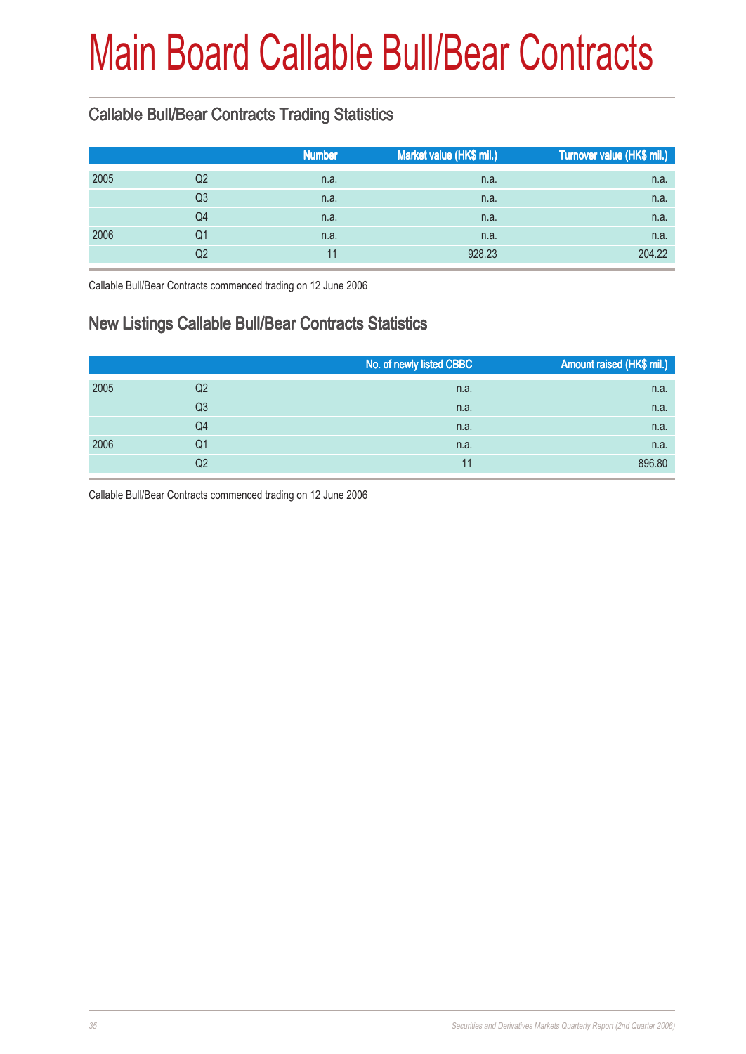# Main Board Callable Bull/Bear Contracts

## Callable Bull/Bear Contracts Trading Statistics

| | | Number | Market value (HK$ mil.) | Turnover value (HK$ mil.) |
|---|---|---|---|---|
| 2005 | Q2 | n.a. | n.a. | n.a. |
| | Q3 | n.a. | n.a. | n.a. |
| | Q4 | n.a. | n.a. | n.a. |
| 2006 | Q1 | n.a. | n.a. | n.a. |
| | Q2 | 11 | 928.23 | 204.22 |

Callable Bull/Bear Contracts commenced trading on 12 June 2006

## New Listings Callable Bull/Bear Contracts Statistics

| | | No. of newly listed CBBC | Amount raised (HK$ mil.) |
|---|---|---|---|
| 2005 | Q2 | n.a. | n.a. |
| | Q3 | n.a. | n.a. |
| | Q4 | n.a. | n.a. |
| 2006 | Q1 | n.a. | n.a. |
| | Q2 | 11 | 896.80 |

Callable Bull/Bear Contracts commenced trading on 12 June 2006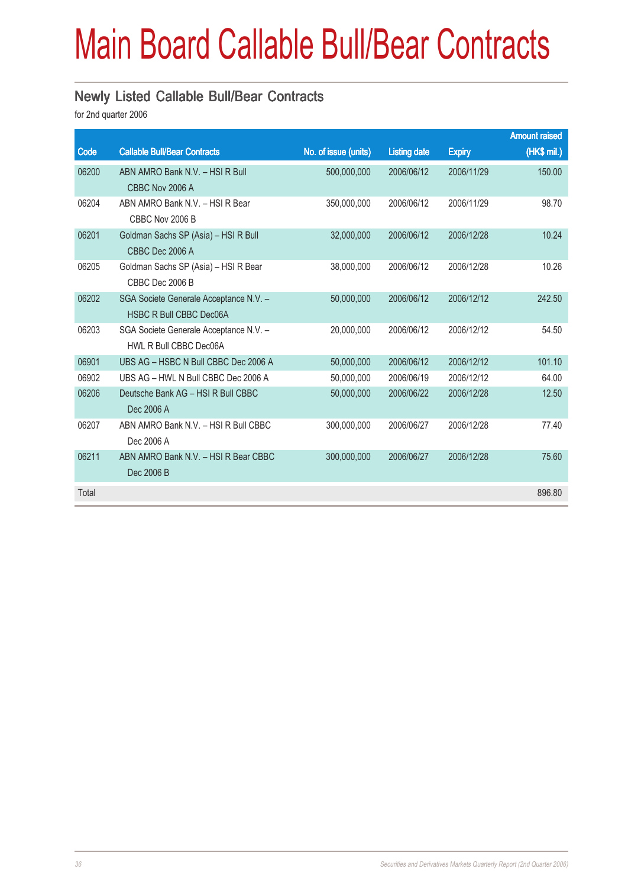# Main Board Callable Bull/Bear Contracts

## Newly Listed Callable Bull/Bear Contracts

for 2nd quarter 2006

| Code | Callable Bull/Bear Contracts | No. of issue (units) | Listing date | Expiry | Amount raised (HK$ mil.) |
|---|---|---|---|---|---|
| 06200 | ABN AMRO Bank N.V. – HSI R Bull CBBC Nov 2006 A | 500,000,000 | 2006/06/12 | 2006/11/29 | 150.00 |
| 06204 | ABN AMRO Bank N.V. – HSI R Bear CBBC Nov 2006 B | 350,000,000 | 2006/06/12 | 2006/11/29 | 98.70 |
| 06201 | Goldman Sachs SP (Asia) – HSI R Bull CBBC Dec 2006 A | 32,000,000 | 2006/06/12 | 2006/12/28 | 10.24 |
| 06205 | Goldman Sachs SP (Asia) – HSI R Bear CBBC Dec 2006 B | 38,000,000 | 2006/06/12 | 2006/12/28 | 10.26 |
| 06202 | SGA Societe Generale Acceptance N.V. – HSBC R Bull CBBC Dec06A | 50,000,000 | 2006/06/12 | 2006/12/12 | 242.50 |
| 06203 | SGA Societe Generale Acceptance N.V. – HWL R Bull CBBC Dec06A | 20,000,000 | 2006/06/12 | 2006/12/12 | 54.50 |
| 06901 | UBS AG – HSBC N Bull CBBC Dec 2006 A | 50,000,000 | 2006/06/12 | 2006/12/12 | 101.10 |
| 06902 | UBS AG – HWL N Bull CBBC Dec 2006 A | 50,000,000 | 2006/06/19 | 2006/12/12 | 64.00 |
| 06206 | Deutsche Bank AG – HSI R Bull CBBC Dec 2006 A | 50,000,000 | 2006/06/22 | 2006/12/28 | 12.50 |
| 06207 | ABN AMRO Bank N.V. – HSI R Bull CBBC Dec 2006 A | 300,000,000 | 2006/06/27 | 2006/12/28 | 77.40 |
| 06211 | ABN AMRO Bank N.V. – HSI R Bear CBBC Dec 2006 B | 300,000,000 | 2006/06/27 | 2006/12/28 | 75.60 |
| Total | | | | | 896.80 |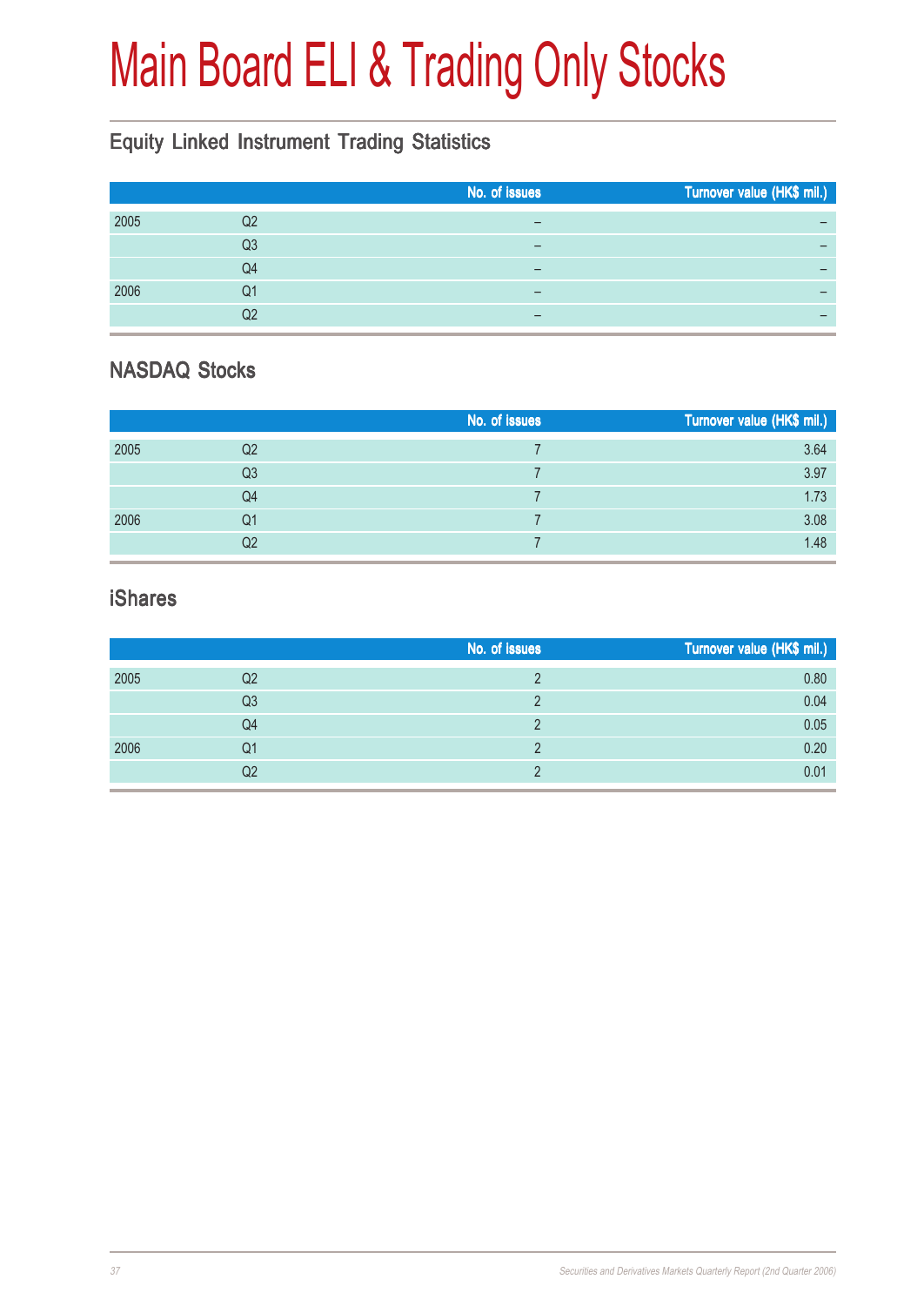# Main Board ELI & Trading Only Stocks

## Equity Linked Instrument Trading Statistics

| | | No. of issues | Turnover value (HK$ mil.) |
|---|---|---|---|
| 2005 | Q2 | – | – |
| | Q3 | – | – |
| | Q4 | – | – |
| 2006 | Q1 | – | – |
| | Q2 | – | – |

## NASDAQ Stocks

| | | No. of issues | Turnover value (HK$ mil.) |
|---|---|---|---|
| 2005 | Q2 | 7 | 3.64 |
| | Q3 | 7 | 3.97 |
| | Q4 | 7 | 1.73 |
| 2006 | Q1 | 7 | 3.08 |
| | Q2 | 7 | 1.48 |

## iShares

| | | No. of issues | Turnover value (HK$ mil.) |
|---|---|---|---|
| 2005 | Q2 | 2 | 0.80 |
| | Q3 | 2 | 0.04 |
| | Q4 | 2 | 0.05 |
| 2006 | Q1 | 2 | 0.20 |
| | Q2 | 2 | 0.01 |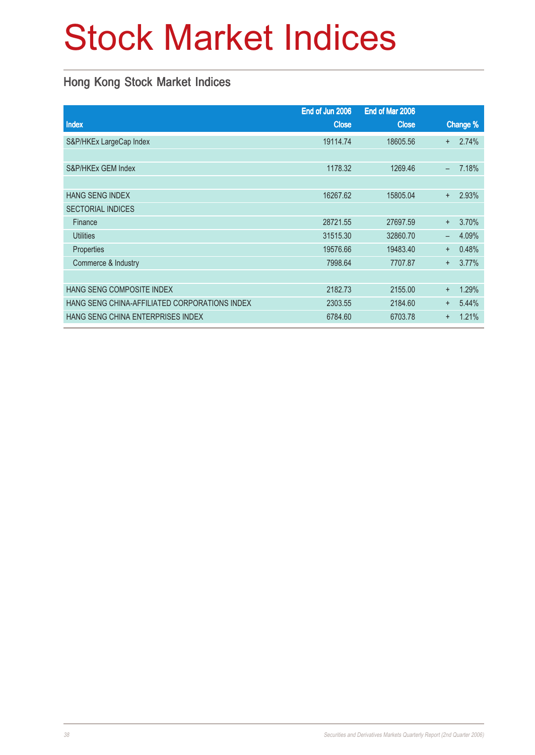# Stock Market Indices

## Hong Kong Stock Market Indices

| Index | End of Jun 2006 Close | End of Mar 2006 Close | Change % |
|---|---|---|---|
| S&P/HKEx LargeCap Index | 19114.74 | 18605.56 | + 2.74% |
| | | | |
| S&P/HKEx GEM Index | 1178.32 | 1269.46 | – 7.18% |
| | | | |
| HANG SENG INDEX | 16267.62 | 15805.04 | + 2.93% |
| SECTORIAL INDICES | | | |
| Finance | 28721.55 | 27697.59 | + 3.70% |
| Utilities | 31515.30 | 32860.70 | – 4.09% |
| Properties | 19576.66 | 19483.40 | + 0.48% |
| Commerce & Industry | 7998.64 | 7707.87 | + 3.77% |
| | | | |
| HANG SENG COMPOSITE INDEX | 2182.73 | 2155.00 | + 1.29% |
| HANG SENG CHINA-AFFILIATED CORPORATIONS INDEX | 2303.55 | 2184.60 | + 5.44% |
| HANG SENG CHINA ENTERPRISES INDEX | 6784.60 | 6703.78 | + 1.21% |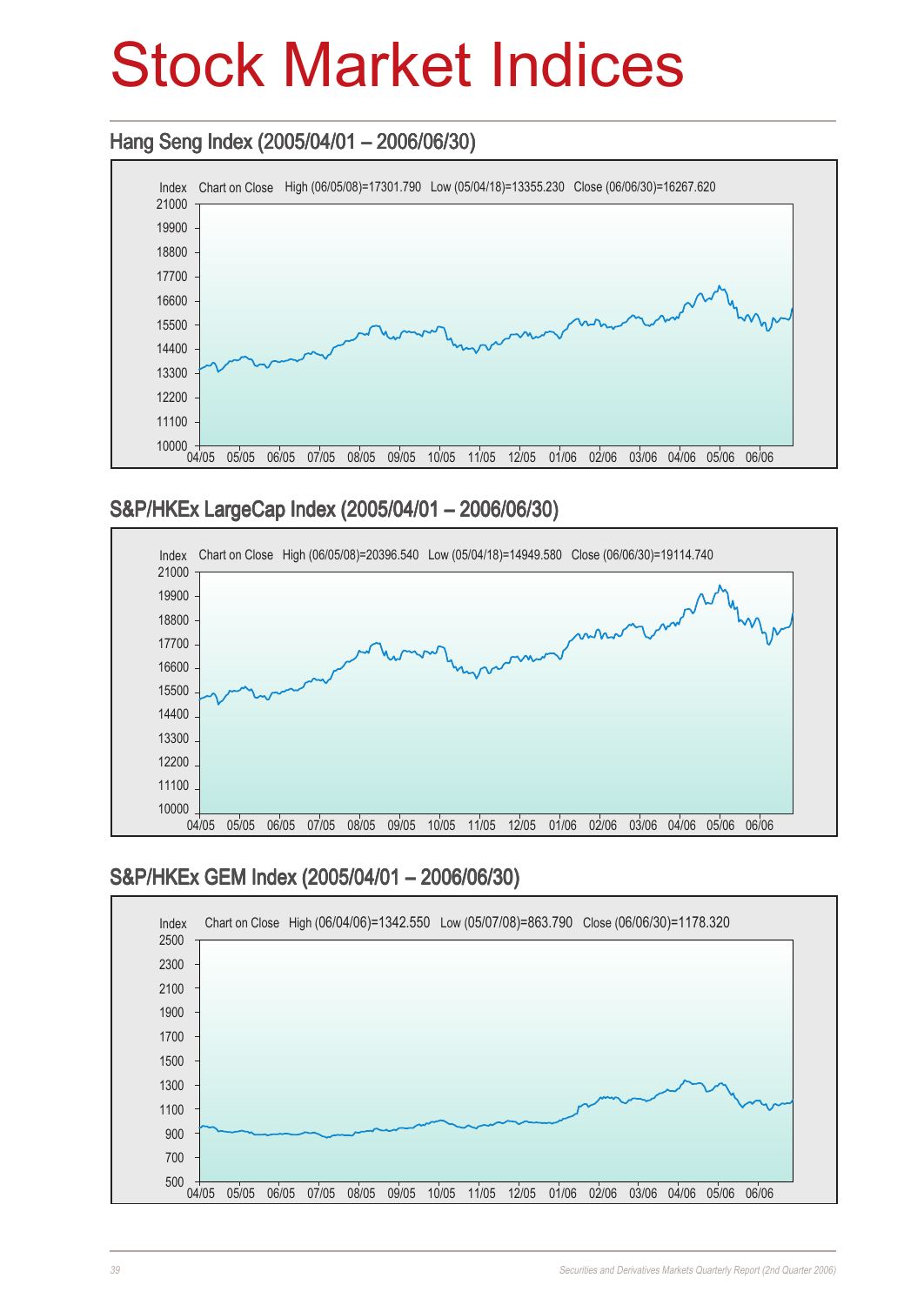# Stock Market Indices

## Hang Seng Index (2005/04/01 – 2006/06/30)

Index Chart on Close High (06/05/08)=17301.790 Low (05/04/18)=13355.230 Close (06/06/30)=16267.620

## S&P/HKEx LargeCap Index (2005/04/01 – 2006/06/30)

Index Chart on Close High (06/05/08)=20396.540 Low (05/04/18)=14949.580 Close (06/06/30)=19114.740

## S&P/HKEx GEM Index (2005/04/01 – 2006/06/30)

Index Chart on Close High (06/04/06)=1342.550 Low (05/07/08)=863.790 Close (06/06/30)=1178.320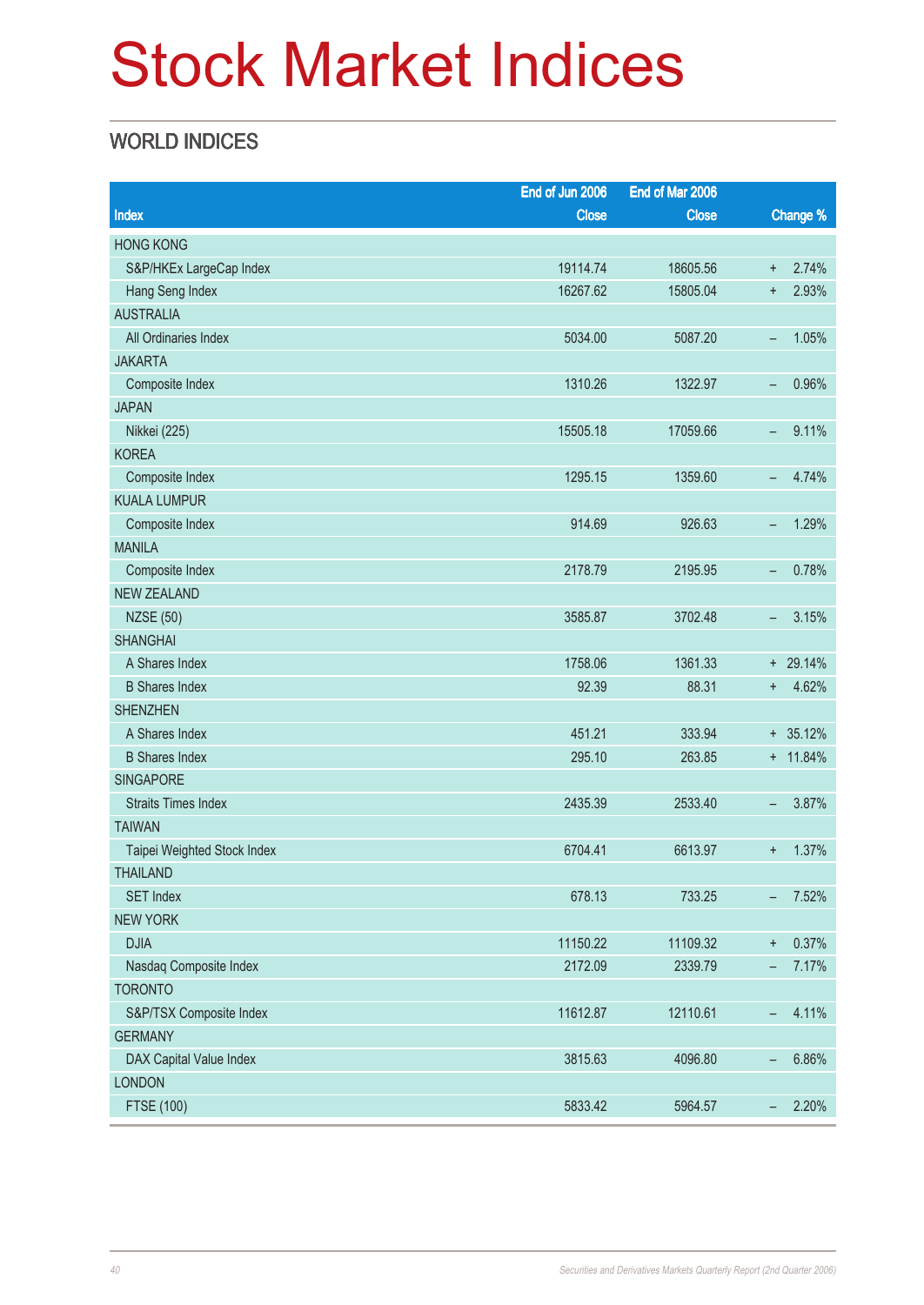# Stock Market Indices

## WORLD INDICES

| Index | End of Jun 2006 Close | End of Mar 2006 Close | Change % |
|---|---|---|---|
| HONG KONG | | | |
| S&P/HKEx LargeCap Index | 19114.74 | 18605.56 | + 2.74% |
| Hang Seng Index | 16267.62 | 15805.04 | + 2.93% |
| AUSTRALIA | | | |
| All Ordinaries Index | 5034.00 | 5087.20 | – 1.05% |
| JAKARTA | | | |
| Composite Index | 1310.26 | 1322.97 | – 0.96% |
| JAPAN | | | |
| Nikkei (225) | 15505.18 | 17059.66 | – 9.11% |
| KOREA | | | |
| Composite Index | 1295.15 | 1359.60 | – 4.74% |
| KUALA LUMPUR | | | |
| Composite Index | 914.69 | 926.63 | – 1.29% |
| MANILA | | | |
| Composite Index | 2178.79 | 2195.95 | – 0.78% |
| NEW ZEALAND | | | |
| NZSE (50) | 3585.87 | 3702.48 | – 3.15% |
| SHANGHAI | | | |
| A Shares Index | 1758.06 | 1361.33 | + 29.14% |
| B Shares Index | 92.39 | 88.31 | + 4.62% |
| SHENZHEN | | | |
| A Shares Index | 451.21 | 333.94 | + 35.12% |
| B Shares Index | 295.10 | 263.85 | + 11.84% |
| SINGAPORE | | | |
| Straits Times Index | 2435.39 | 2533.40 | – 3.87% |
| TAIWAN | | | |
| Taipei Weighted Stock Index | 6704.41 | 6613.97 | + 1.37% |
| THAILAND | | | |
| SET Index | 678.13 | 733.25 | – 7.52% |
| NEW YORK | | | |
| DJIA | 11150.22 | 11109.32 | + 0.37% |
| Nasdaq Composite Index | 2172.09 | 2339.79 | – 7.17% |
| TORONTO | | | |
| S&P/TSX Composite Index | 11612.87 | 12110.61 | – 4.11% |
| GERMANY | | | |
| DAX Capital Value Index | 3815.63 | 4096.80 | – 6.86% |
| LONDON | | | |
| FTSE (100) | 5833.42 | 5964.57 | – 2.20% |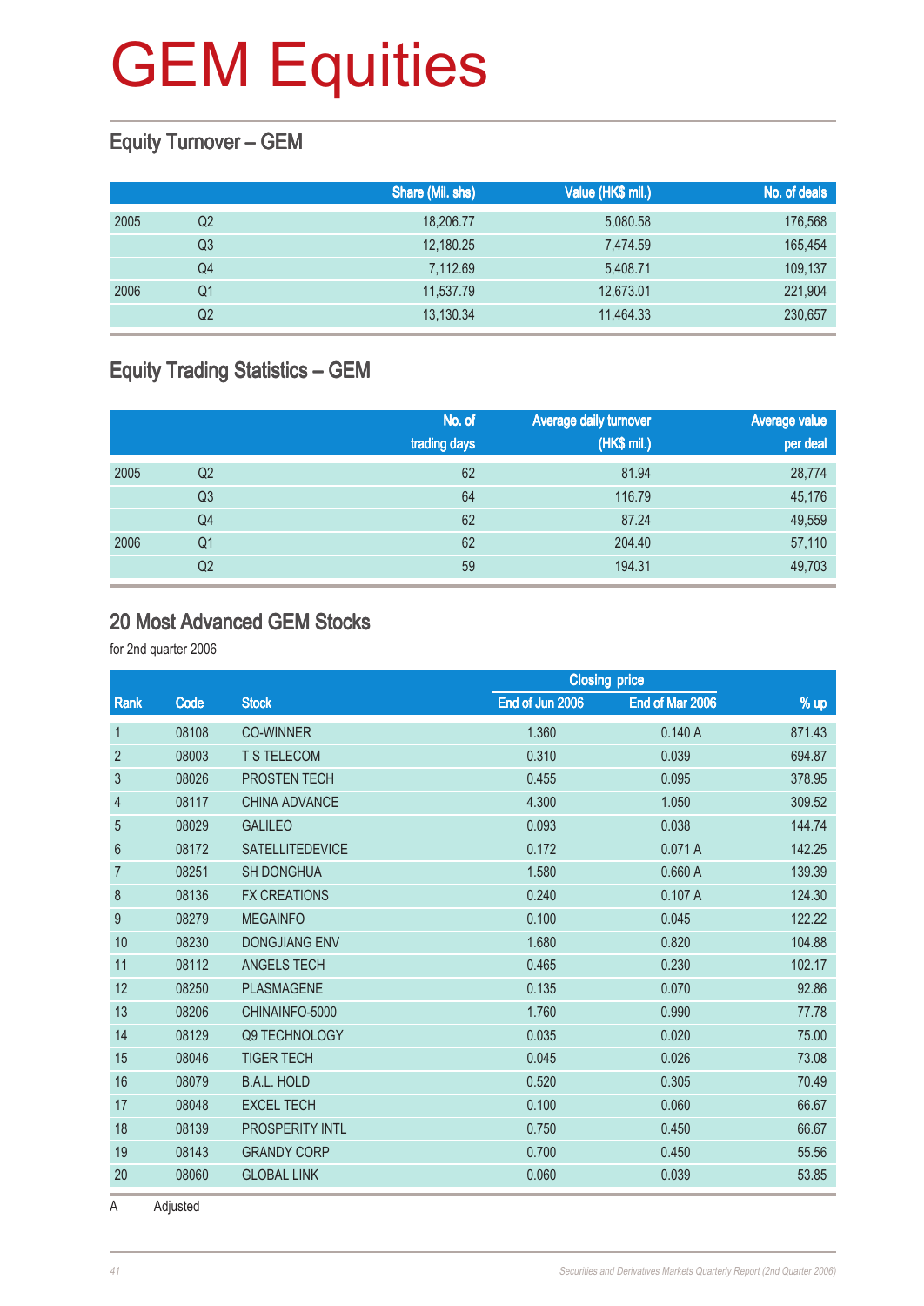# GEM Equities

## Equity Turnover – GEM

| | | Share (Mil. shs) | Value (HK$ mil.) | No. of deals |
|---|---|---|---|---|
| 2005 | Q2 | 18,206.77 | 5,080.58 | 176,568 |
| | Q3 | 12,180.25 | 7,474.59 | 165,454 |
| | Q4 | 7,112.69 | 5,408.71 | 109,137 |
| 2006 | Q1 | 11,537.79 | 12,673.01 | 221,904 |
| | Q2 | 13,130.34 | 11,464.33 | 230,657 |

## Equity Trading Statistics – GEM

| | | No. of trading days | Average daily turnover (HK$ mil.) | Average value per deal |
|---|---|---|---|---|
| 2005 | Q2 | 62 | 81.94 | 28,774 |
| | Q3 | 64 | 116.79 | 45,176 |
| | Q4 | 62 | 87.24 | 49,559 |
| 2006 | Q1 | 62 | 204.40 | 57,110 |
| | Q2 | 59 | 194.31 | 49,703 |

## 20 Most Advanced GEM Stocks

for 2nd quarter 2006

| | | | Closing price | | |
|---|---|---|---|---|---|
| Rank | Code | Stock | End of Jun 2006 | End of Mar 2006 | % up |
| 1 | 08108 | CO-WINNER | 1.360 | 0.140 A | 871.43 |
| 2 | 08003 | T S TELECOM | 0.310 | 0.039 | 694.87 |
| 3 | 08026 | PROSTEN TECH | 0.455 | 0.095 | 378.95 |
| 4 | 08117 | CHINA ADVANCE | 4.300 | 1.050 | 309.52 |
| 5 | 08029 | GALILEO | 0.093 | 0.038 | 144.74 |
| 6 | 08172 | SATELLITEDEVICE | 0.172 | 0.071 A | 142.25 |
| 7 | 08251 | SH DONGHUA | 1.580 | 0.660 A | 139.39 |
| 8 | 08136 | FX CREATIONS | 0.240 | 0.107 A | 124.30 |
| 9 | 08279 | MEGAINFO | 0.100 | 0.045 | 122.22 |
| 10 | 08230 | DONGJIANG ENV | 1.680 | 0.820 | 104.88 |
| 11 | 08112 | ANGELS TECH | 0.465 | 0.230 | 102.17 |
| 12 | 08250 | PLASMAGENE | 0.135 | 0.070 | 92.86 |
| 13 | 08206 | CHINAINFO-5000 | 1.760 | 0.990 | 77.78 |
| 14 | 08129 | Q9 TECHNOLOGY | 0.035 | 0.020 | 75.00 |
| 15 | 08046 | TIGER TECH | 0.045 | 0.026 | 73.08 |
| 16 | 08079 | B.A.L. HOLD | 0.520 | 0.305 | 70.49 |
| 17 | 08048 | EXCEL TECH | 0.100 | 0.060 | 66.67 |
| 18 | 08139 | PROSPERITY INTL | 0.750 | 0.450 | 66.67 |
| 19 | 08143 | GRANDY CORP | 0.700 | 0.450 | 55.56 |
| 20 | 08060 | GLOBAL LINK | 0.060 | 0.039 | 53.85 |

A Adjusted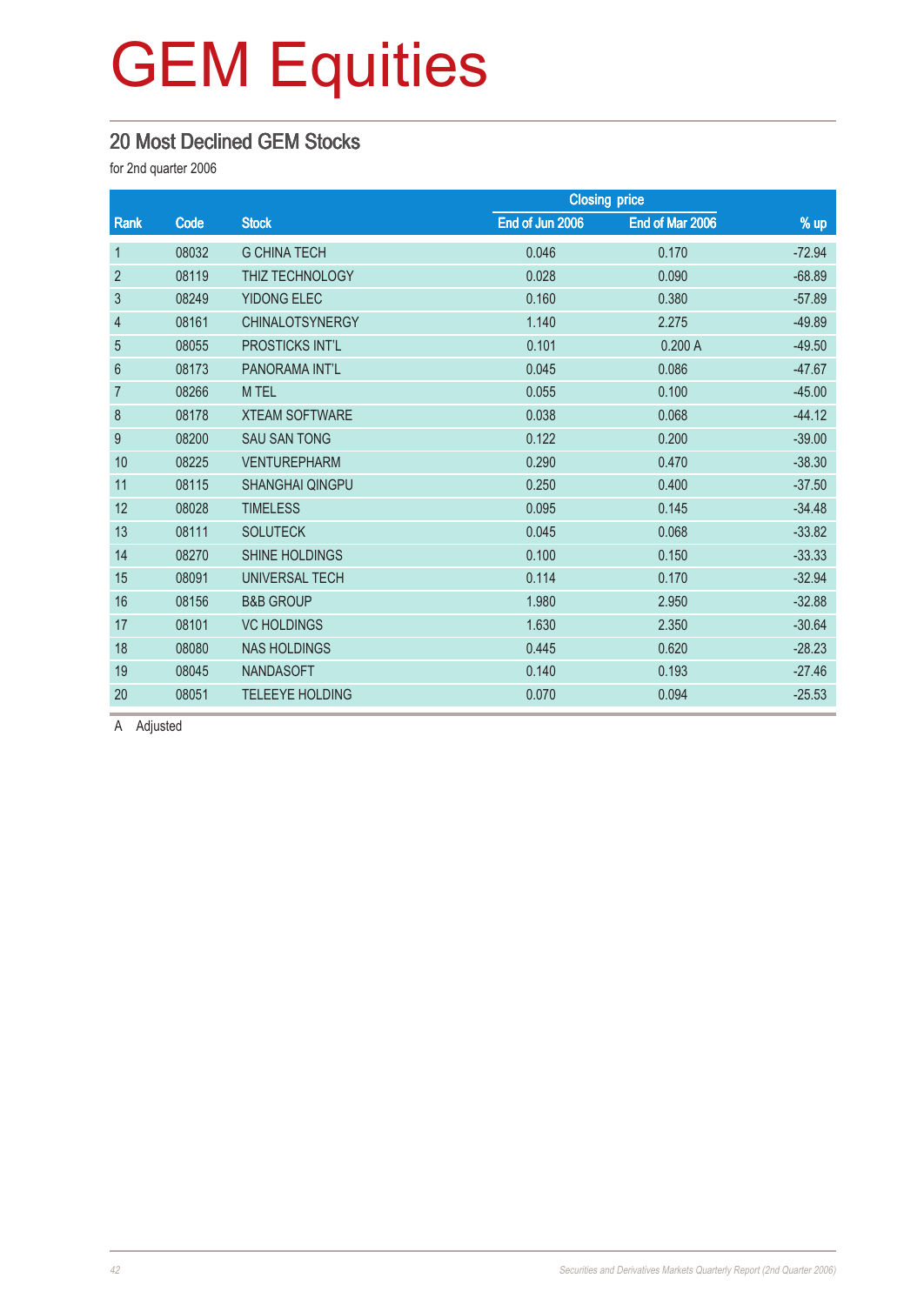# GEM Equities

## 20 Most Declined GEM Stocks

for 2nd quarter 2006

| Rank | Code | Stock | Closing price | | % up |
|---|---|---|---|---|---|
| | | | End of Jun 2006 | End of Mar 2006 | |
| 1 | 08032 | G CHINA TECH | 0.046 | 0.170 | -72.94 |
| 2 | 08119 | THIZ TECHNOLOGY | 0.028 | 0.090 | -68.89 |
| 3 | 08249 | YIDONG ELEC | 0.160 | 0.380 | -57.89 |
| 4 | 08161 | CHINALOTSYNERGY | 1.140 | 2.275 | -49.89 |
| 5 | 08055 | PROSTICKS INT'L | 0.101 | 0.200 A | -49.50 |
| 6 | 08173 | PANORAMA INT'L | 0.045 | 0.086 | -47.67 |
| 7 | 08266 | M TEL | 0.055 | 0.100 | -45.00 |
| 8 | 08178 | XTEAM SOFTWARE | 0.038 | 0.068 | -44.12 |
| 9 | 08200 | SAU SAN TONG | 0.122 | 0.200 | -39.00 |
| 10 | 08225 | VENTUREPHARM | 0.290 | 0.470 | -38.30 |
| 11 | 08115 | SHANGHAI QINGPU | 0.250 | 0.400 | -37.50 |
| 12 | 08028 | TIMELESS | 0.095 | 0.145 | -34.48 |
| 13 | 08111 | SOLUTECK | 0.045 | 0.068 | -33.82 |
| 14 | 08270 | SHINE HOLDINGS | 0.100 | 0.150 | -33.33 |
| 15 | 08091 | UNIVERSAL TECH | 0.114 | 0.170 | -32.94 |
| 16 | 08156 | B&B GROUP | 1.980 | 2.950 | -32.88 |
| 17 | 08101 | VC HOLDINGS | 1.630 | 2.350 | -30.64 |
| 18 | 08080 | NAS HOLDINGS | 0.445 | 0.620 | -28.23 |
| 19 | 08045 | NANDASOFT | 0.140 | 0.193 | -27.46 |
| 20 | 08051 | TELEEYE HOLDING | 0.070 | 0.094 | -25.53 |

A Adjusted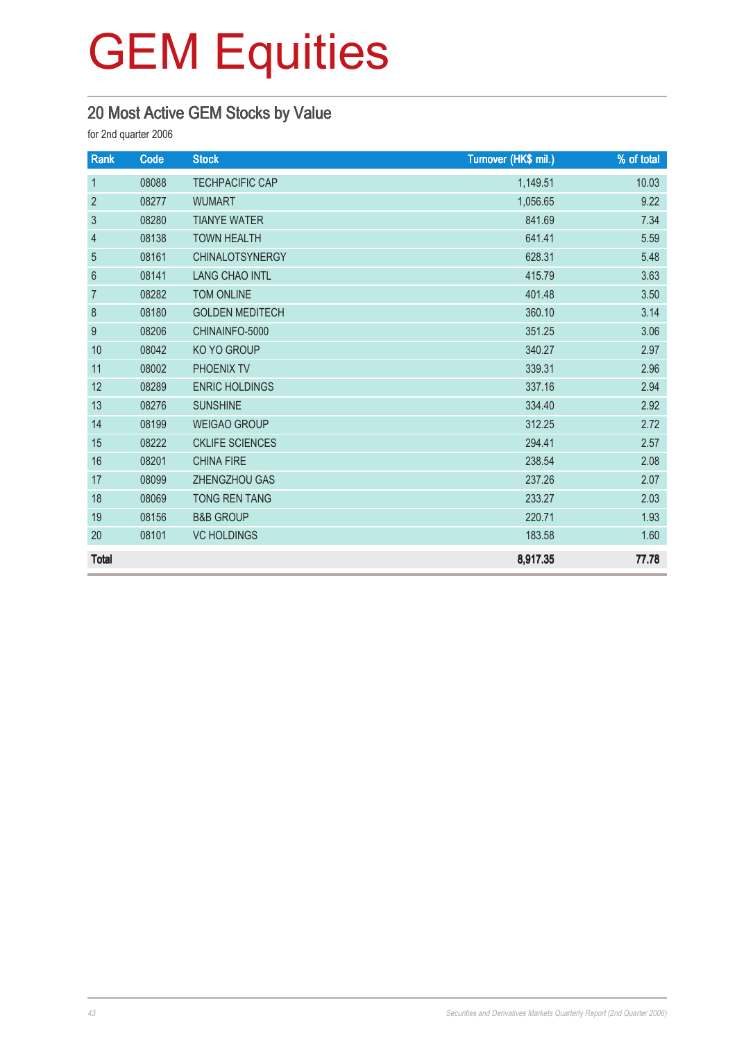# GEM Equities

## 20 Most Active GEM Stocks by Value

for 2nd quarter 2006

| Rank | Code | Stock | Turnover (HK$ mil.) | % of total |
|---|---|---|---|---|
| 1 | 08088 | TECHPACIFIC CAP | 1,149.51 | 10.03 |
| 2 | 08277 | WUMART | 1,056.65 | 9.22 |
| 3 | 08280 | TIANYE WATER | 841.69 | 7.34 |
| 4 | 08138 | TOWN HEALTH | 641.41 | 5.59 |
| 5 | 08161 | CHINALOTSYNERGY | 628.31 | 5.48 |
| 6 | 08141 | LANG CHAO INTL | 415.79 | 3.63 |
| 7 | 08282 | TOM ONLINE | 401.48 | 3.50 |
| 8 | 08180 | GOLDEN MEDITECH | 360.10 | 3.14 |
| 9 | 08206 | CHINAINFO-5000 | 351.25 | 3.06 |
| 10 | 08042 | KO YO GROUP | 340.27 | 2.97 |
| 11 | 08002 | PHOENIX TV | 339.31 | 2.96 |
| 12 | 08289 | ENRIC HOLDINGS | 337.16 | 2.94 |
| 13 | 08276 | SUNSHINE | 334.40 | 2.92 |
| 14 | 08199 | WEIGAO GROUP | 312.25 | 2.72 |
| 15 | 08222 | CKLIFE SCIENCES | 294.41 | 2.57 |
| 16 | 08201 | CHINA FIRE | 238.54 | 2.08 |
| 17 | 08099 | ZHENGZHOU GAS | 237.26 | 2.07 |
| 18 | 08069 | TONG REN TANG | 233.27 | 2.03 |
| 19 | 08156 | B&B GROUP | 220.71 | 1.93 |
| 20 | 08101 | VC HOLDINGS | 183.58 | 1.60 |
| **Total** | | | **8,917.35** | **77.78** |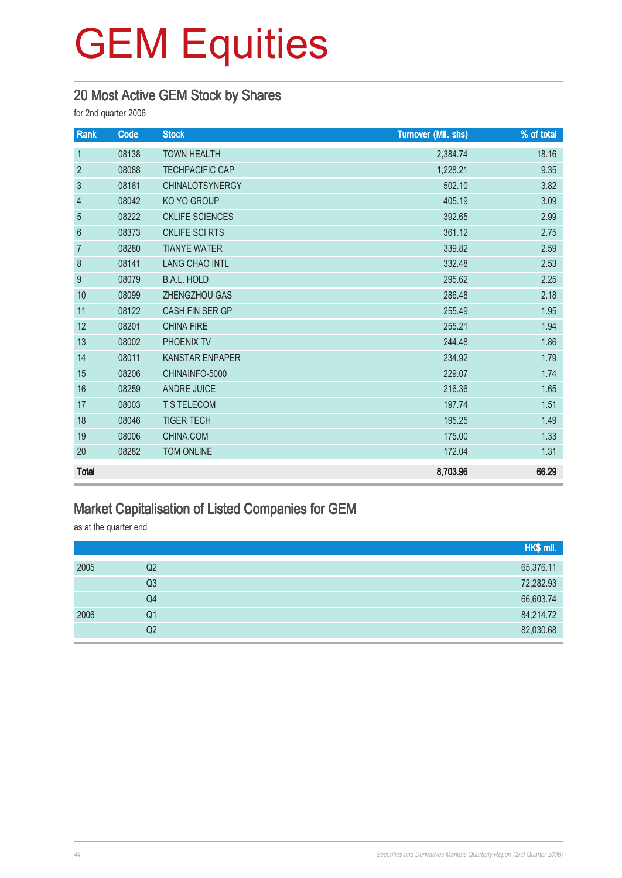# GEM Equities

## 20 Most Active GEM Stock by Shares

for 2nd quarter 2006

| Rank | Code | Stock | Turnover (Mil. shs) | % of total |
|---|---|---|---|---|
| 1 | 08138 | TOWN HEALTH | 2,384.74 | 18.16 |
| 2 | 08088 | TECHPACIFIC CAP | 1,228.21 | 9.35 |
| 3 | 08161 | CHINALOTSYNERGY | 502.10 | 3.82 |
| 4 | 08042 | KO YO GROUP | 405.19 | 3.09 |
| 5 | 08222 | CKLIFE SCIENCES | 392.65 | 2.99 |
| 6 | 08373 | CKLIFE SCI RTS | 361.12 | 2.75 |
| 7 | 08280 | TIANYE WATER | 339.82 | 2.59 |
| 8 | 08141 | LANG CHAO INTL | 332.48 | 2.53 |
| 9 | 08079 | B.A.L. HOLD | 295.62 | 2.25 |
| 10 | 08099 | ZHENGZHOU GAS | 286.48 | 2.18 |
| 11 | 08122 | CASH FIN SER GP | 255.49 | 1.95 |
| 12 | 08201 | CHINA FIRE | 255.21 | 1.94 |
| 13 | 08002 | PHOENIX TV | 244.48 | 1.86 |
| 14 | 08011 | KANSTAR ENPAPER | 234.92 | 1.79 |
| 15 | 08206 | CHINAINFO-5000 | 229.07 | 1.74 |
| 16 | 08259 | ANDRE JUICE | 216.36 | 1.65 |
| 17 | 08003 | T S TELECOM | 197.74 | 1.51 |
| 18 | 08046 | TIGER TECH | 195.25 | 1.49 |
| 19 | 08006 | CHINA.COM | 175.00 | 1.33 |
| 20 | 08282 | TOM ONLINE | 172.04 | 1.31 |
| **Total** | | | **8,703.96** | **66.29** |

## Market Capitalisation of Listed Companies for GEM

as at the quarter end

| | | HK$ mil. |
|---|---|---|
| 2005 | Q2 | 65,376.11 |
| | Q3 | 72,282.93 |
| | Q4 | 66,603.74 |
| 2006 | Q1 | 84,214.72 |
| | Q2 | 82,030.68 |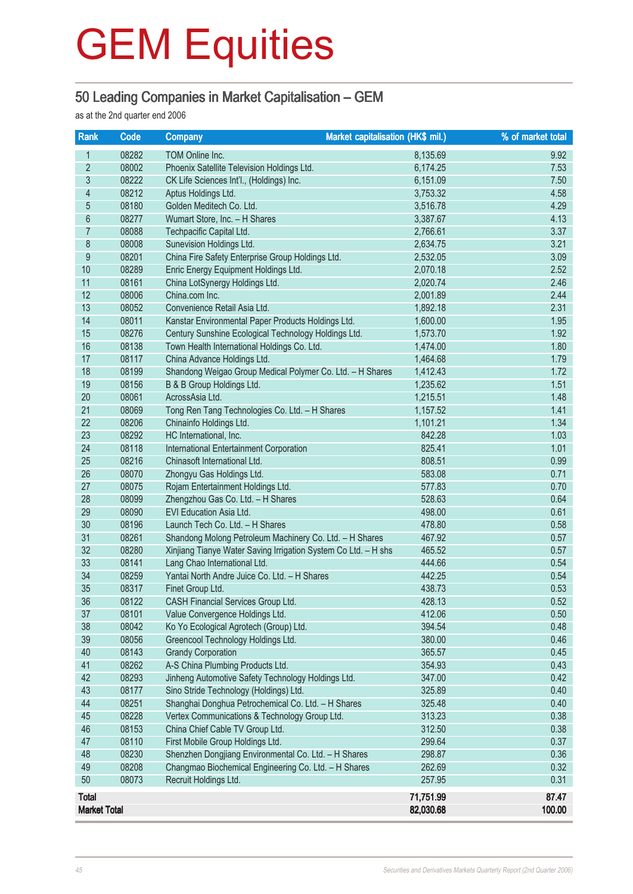# GEM Equities

## 50 Leading Companies in Market Capitalisation – GEM

as at the 2nd quarter end 2006

| Rank | Code | Company | Market capitalisation (HK$ mil.) | % of market total |
|---|---|---|---|---|
| 1 | 08282 | TOM Online Inc. | 8,135.69 | 9.92 |
| 2 | 08002 | Phoenix Satellite Television Holdings Ltd. | 6,174.25 | 7.53 |
| 3 | 08222 | CK Life Sciences Int'l., (Holdings) Inc. | 6,151.09 | 7.50 |
| 4 | 08212 | Aptus Holdings Ltd. | 3,753.32 | 4.58 |
| 5 | 08180 | Golden Meditech Co. Ltd. | 3,516.78 | 4.29 |
| 6 | 08277 | Wumart Store, Inc. – H Shares | 3,387.67 | 4.13 |
| 7 | 08088 | Techpacific Capital Ltd. | 2,766.61 | 3.37 |
| 8 | 08008 | Sunevision Holdings Ltd. | 2,634.75 | 3.21 |
| 9 | 08201 | China Fire Safety Enterprise Group Holdings Ltd. | 2,532.05 | 3.09 |
| 10 | 08289 | Enric Energy Equipment Holdings Ltd. | 2,070.18 | 2.52 |
| 11 | 08161 | China LotSynergy Holdings Ltd. | 2,020.74 | 2.46 |
| 12 | 08006 | China.com Inc. | 2,001.89 | 2.44 |
| 13 | 08052 | Convenience Retail Asia Ltd. | 1,892.18 | 2.31 |
| 14 | 08011 | Kanstar Environmental Paper Products Holdings Ltd. | 1,600.00 | 1.95 |
| 15 | 08276 | Century Sunshine Ecological Technology Holdings Ltd. | 1,573.70 | 1.92 |
| 16 | 08138 | Town Health International Holdings Co. Ltd. | 1,474.00 | 1.80 |
| 17 | 08117 | China Advance Holdings Ltd. | 1,464.68 | 1.79 |
| 18 | 08199 | Shandong Weigao Group Medical Polymer Co. Ltd. – H Shares | 1,412.43 | 1.72 |
| 19 | 08156 | B & B Group Holdings Ltd. | 1,235.62 | 1.51 |
| 20 | 08061 | AcrossAsia Ltd. | 1,215.51 | 1.48 |
| 21 | 08069 | Tong Ren Tang Technologies Co. Ltd. – H Shares | 1,157.52 | 1.41 |
| 22 | 08206 | Chinainfo Holdings Ltd. | 1,101.21 | 1.34 |
| 23 | 08292 | HC International, Inc. | 842.28 | 1.03 |
| 24 | 08118 | International Entertainment Corporation | 825.41 | 1.01 |
| 25 | 08216 | Chinasoft International Ltd. | 808.51 | 0.99 |
| 26 | 08070 | Zhongyu Gas Holdings Ltd. | 583.08 | 0.71 |
| 27 | 08075 | Rojam Entertainment Holdings Ltd. | 577.83 | 0.70 |
| 28 | 08099 | Zhengzhou Gas Co. Ltd. – H Shares | 528.63 | 0.64 |
| 29 | 08090 | EVI Education Asia Ltd. | 498.00 | 0.61 |
| 30 | 08196 | Launch Tech Co. Ltd. – H Shares | 478.80 | 0.58 |
| 31 | 08261 | Shandong Molong Petroleum Machinery Co. Ltd. – H Shares | 467.92 | 0.57 |
| 32 | 08280 | Xinjiang Tianye Water Saving Irrigation System Co Ltd. – H shs | 465.52 | 0.57 |
| 33 | 08141 | Lang Chao International Ltd. | 444.66 | 0.54 |
| 34 | 08259 | Yantai North Andre Juice Co. Ltd. – H Shares | 442.25 | 0.54 |
| 35 | 08317 | Finet Group Ltd. | 438.73 | 0.53 |
| 36 | 08122 | CASH Financial Services Group Ltd. | 428.13 | 0.52 |
| 37 | 08101 | Value Convergence Holdings Ltd. | 412.06 | 0.50 |
| 38 | 08042 | Ko Yo Ecological Agrotech (Group) Ltd. | 394.54 | 0.48 |
| 39 | 08056 | Greencool Technology Holdings Ltd. | 380.00 | 0.46 |
| 40 | 08143 | Grandy Corporation | 365.57 | 0.45 |
| 41 | 08262 | A-S China Plumbing Products Ltd. | 354.93 | 0.43 |
| 42 | 08293 | Jinheng Automotive Safety Technology Holdings Ltd. | 347.00 | 0.42 |
| 43 | 08177 | Sino Stride Technology (Holdings) Ltd. | 325.89 | 0.40 |
| 44 | 08251 | Shanghai Donghua Petrochemical Co. Ltd. – H Shares | 325.48 | 0.40 |
| 45 | 08228 | Vertex Communications & Technology Group Ltd. | 313.23 | 0.38 |
| 46 | 08153 | China Chief Cable TV Group Ltd. | 312.50 | 0.38 |
| 47 | 08110 | First Mobile Group Holdings Ltd. | 299.64 | 0.37 |
| 48 | 08230 | Shenzhen Dongjiang Environmental Co. Ltd. – H Shares | 298.87 | 0.36 |
| 49 | 08208 | Changmao Biochemical Engineering Co. Ltd. – H Shares | 262.69 | 0.32 |
| 50 | 08073 | Recruit Holdings Ltd. | 257.95 | 0.31 |
| **Total** | | | **71,751.99** | **87.47** |
| **Market Total** | | | **82,030.68** | **100.00** |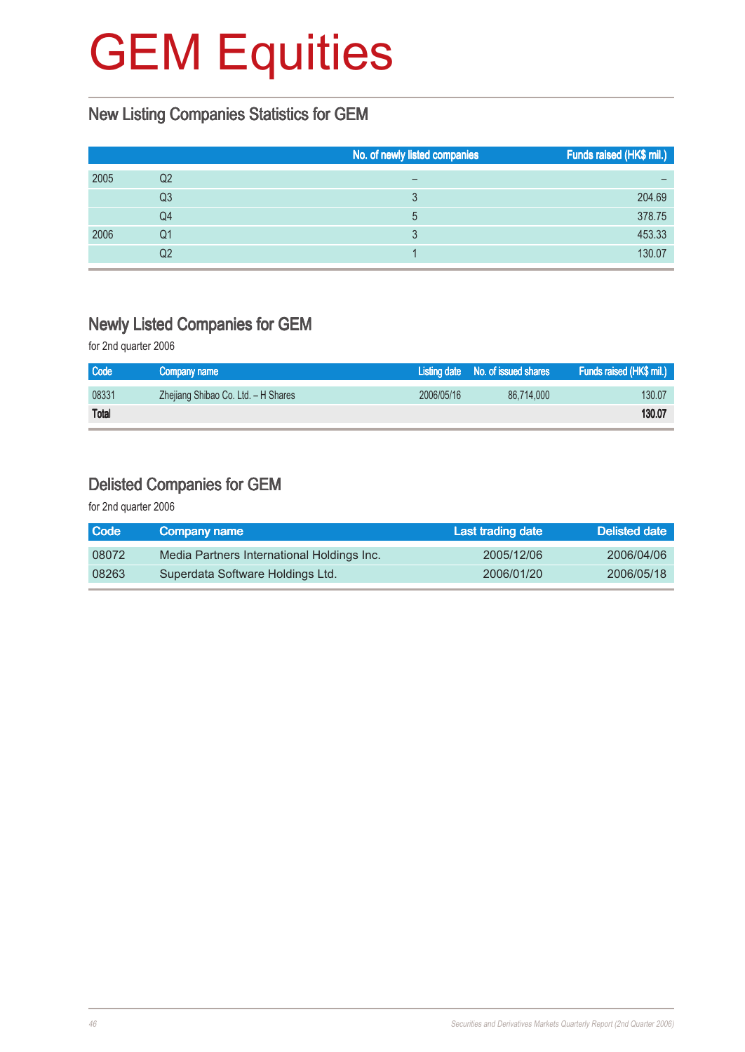# GEM Equities

## New Listing Companies Statistics for GEM

| | | No. of newly listed companies | Funds raised (HK$ mil.) |
|---|---|---|---|
| 2005 | Q2 | – | – |
| | Q3 | 3 | 204.69 |
| | Q4 | 5 | 378.75 |
| 2006 | Q1 | 3 | 453.33 |
| | Q2 | 1 | 130.07 |

## Newly Listed Companies for GEM

for 2nd quarter 2006

| Code | Company name | Listing date | No. of issued shares | Funds raised (HK$ mil.) |
|---|---|---|---|---|
| 08331 | Zhejiang Shibao Co. Ltd. – H Shares | 2006/05/16 | 86,714,000 | 130.07 |
| **Total** | | | | **130.07** |

## Delisted Companies for GEM

for 2nd quarter 2006

| Code | Company name | Last trading date | Delisted date |
|---|---|---|---|
| 08072 | Media Partners International Holdings Inc. | 2005/12/06 | 2006/04/06 |
| 08263 | Superdata Software Holdings Ltd. | 2006/01/20 | 2006/05/18 |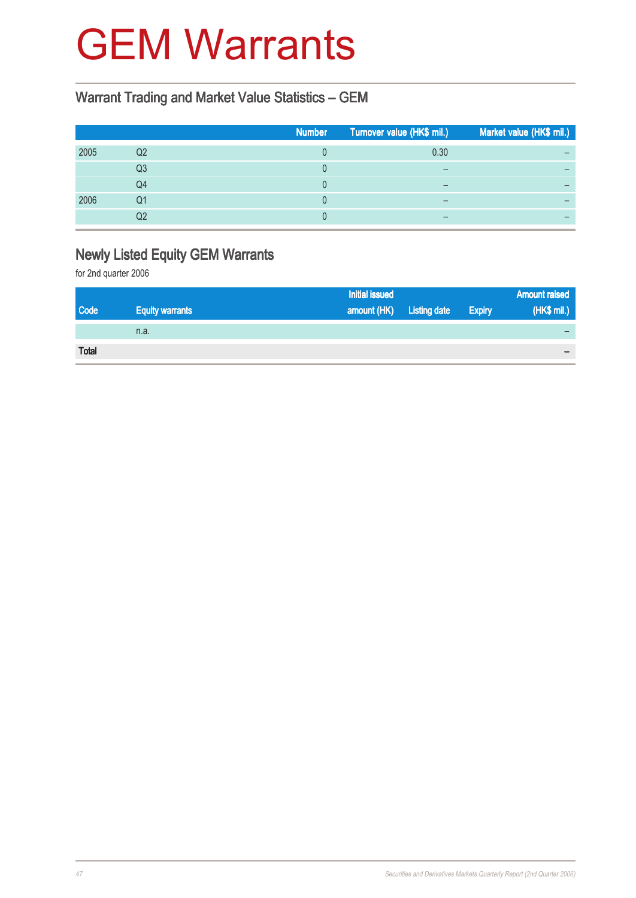# GEM Warrants

## Warrant Trading and Market Value Statistics – GEM

| | | Number | Turnover value (HK$ mil.) | Market value (HK$ mil.) |
|---|---|---|---|---|
| 2005 | Q2 | 0 | 0.30 | – |
| | Q3 | 0 | – | – |
| | Q4 | 0 | – | – |
| 2006 | Q1 | 0 | – | – |
| | Q2 | 0 | – | – |

## Newly Listed Equity GEM Warrants

for 2nd quarter 2006

| Code | Equity warrants | Initial issued amount (HK) | Listing date | Expiry | Amount raised (HK$ mil.) |
|---|---|---|---|---|---|
| | n.a. | | | | – |
| **Total** | | | | | – |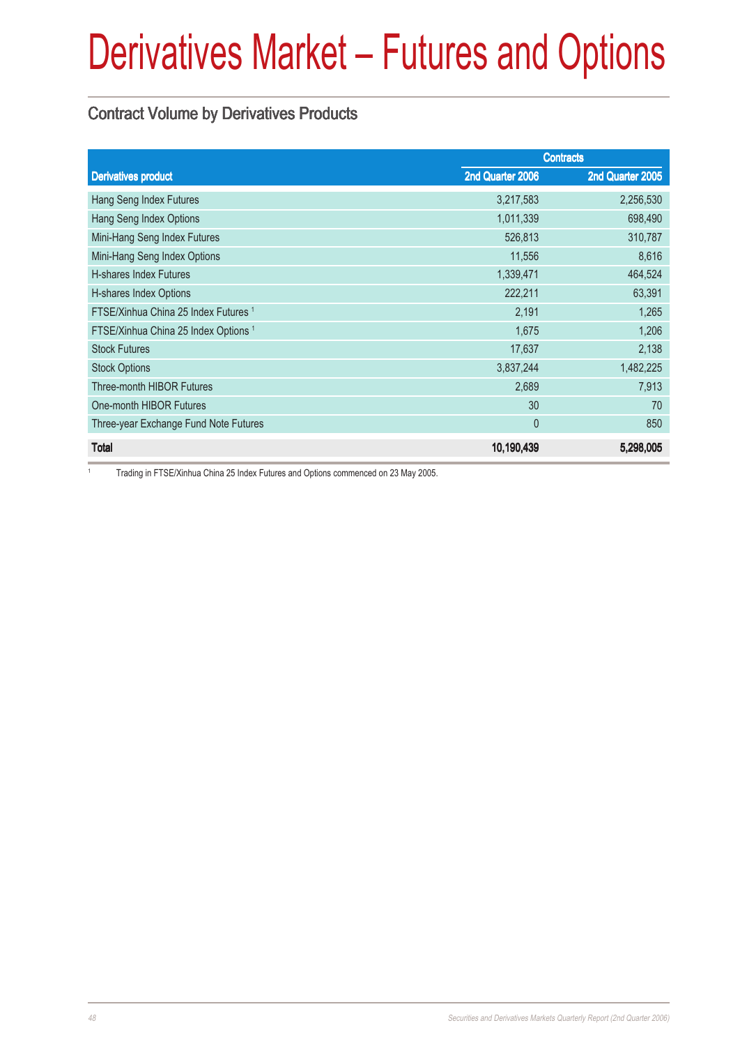# Derivatives Market – Futures and Options

## Contract Volume by Derivatives Products

| Derivatives product | Contracts | |
|---|---|---|
| | 2nd Quarter 2006 | 2nd Quarter 2005 |
| Hang Seng Index Futures | 3,217,583 | 2,256,530 |
| Hang Seng Index Options | 1,011,339 | 698,490 |
| Mini-Hang Seng Index Futures | 526,813 | 310,787 |
| Mini-Hang Seng Index Options | 11,556 | 8,616 |
| H-shares Index Futures | 1,339,471 | 464,524 |
| H-shares Index Options | 222,211 | 63,391 |
| FTSE/Xinhua China 25 Index Futures [1] | 2,191 | 1,265 |
| FTSE/Xinhua China 25 Index Options [1] | 1,675 | 1,206 |
| Stock Futures | 17,637 | 2,138 |
| Stock Options | 3,837,244 | 1,482,225 |
| Three-month HIBOR Futures | 2,689 | 7,913 |
| One-month HIBOR Futures | 30 | 70 |
| Three-year Exchange Fund Note Futures | 0 | 850 |
| **Total** | **10,190,439** | **5,298,005** |

[1] Trading in FTSE/Xinhua China 25 Index Futures and Options commenced on 23 May 2005.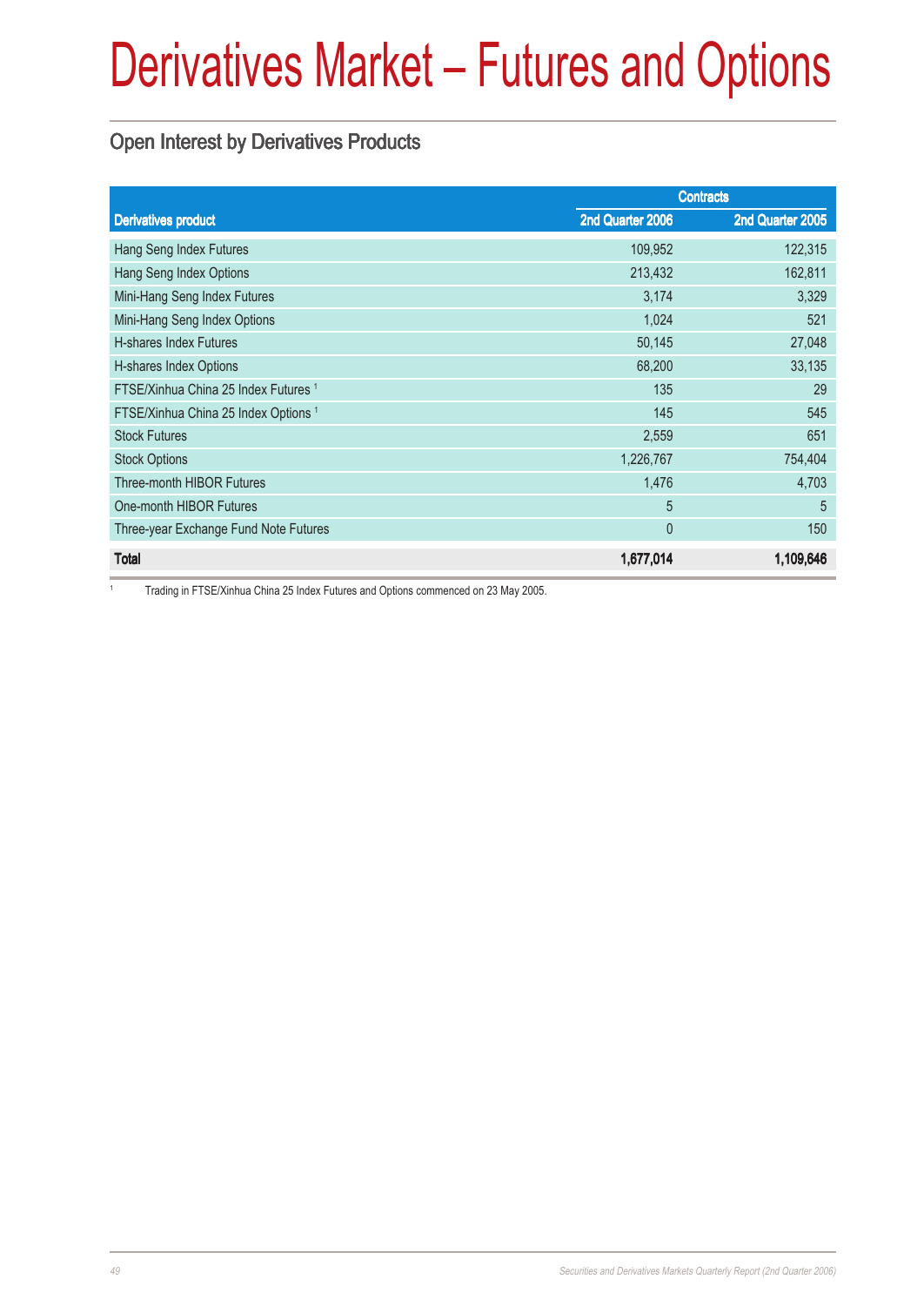# Derivatives Market – Futures and Options

## Open Interest by Derivatives Products

| Derivatives product | Contracts | |
|---|---|---|
| | 2nd Quarter 2006 | 2nd Quarter 2005 |
| Hang Seng Index Futures | 109,952 | 122,315 |
| Hang Seng Index Options | 213,432 | 162,811 |
| Mini-Hang Seng Index Futures | 3,174 | 3,329 |
| Mini-Hang Seng Index Options | 1,024 | 521 |
| H-shares Index Futures | 50,145 | 27,048 |
| H-shares Index Options | 68,200 | 33,135 |
| FTSE/Xinhua China 25 Index Futures [1] | 135 | 29 |
| FTSE/Xinhua China 25 Index Options [1] | 145 | 545 |
| Stock Futures | 2,559 | 651 |
| Stock Options | 1,226,767 | 754,404 |
| Three-month HIBOR Futures | 1,476 | 4,703 |
| One-month HIBOR Futures | 5 | 5 |
| Three-year Exchange Fund Note Futures | 0 | 150 |
| **Total** | **1,677,014** | **1,109,646** |

[1] Trading in FTSE/Xinhua China 25 Index Futures and Options commenced on 23 May 2005.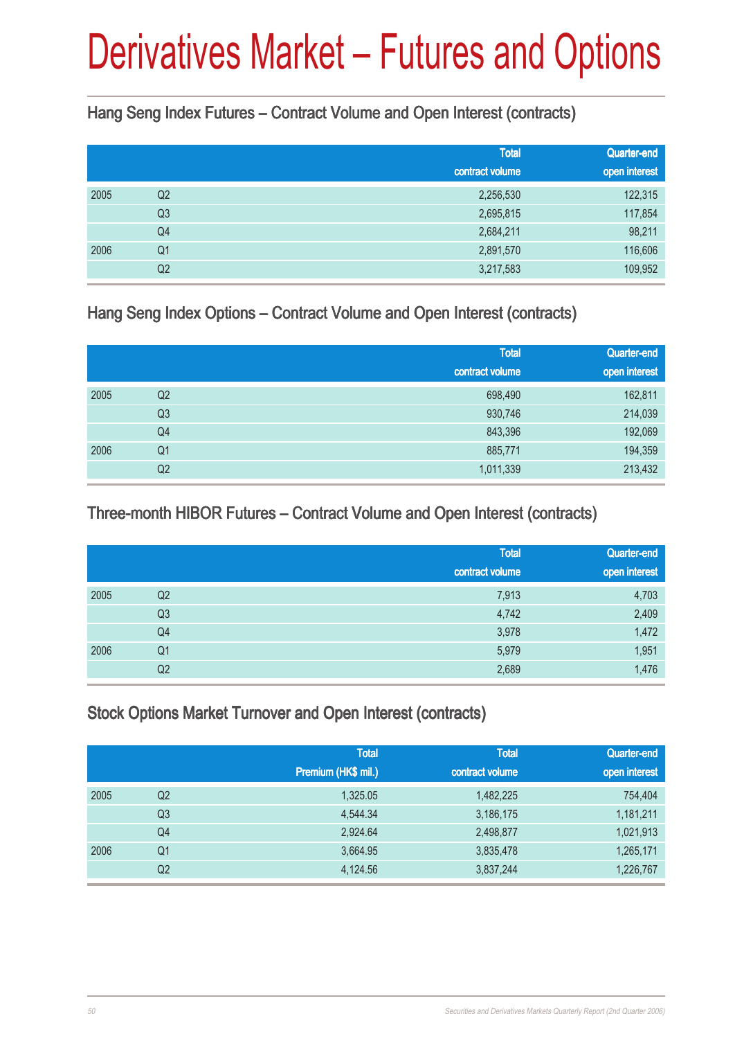# Derivatives Market – Futures and Options

## Hang Seng Index Futures – Contract Volume and Open Interest (contracts)

| | | Total contract volume | Quarter-end open interest |
|---|---|---|---|
| 2005 | Q2 | 2,256,530 | 122,315 |
| | Q3 | 2,695,815 | 117,854 |
| | Q4 | 2,684,211 | 98,211 |
| 2006 | Q1 | 2,891,570 | 116,606 |
| | Q2 | 3,217,583 | 109,952 |

## Hang Seng Index Options – Contract Volume and Open Interest (contracts)

| | | Total contract volume | Quarter-end open interest |
|---|---|---|---|
| 2005 | Q2 | 698,490 | 162,811 |
| | Q3 | 930,746 | 214,039 |
| | Q4 | 843,396 | 192,069 |
| 2006 | Q1 | 885,771 | 194,359 |
| | Q2 | 1,011,339 | 213,432 |

## Three-month HIBOR Futures – Contract Volume and Open Interest (contracts)

| | | Total contract volume | Quarter-end open interest |
|---|---|---|---|
| 2005 | Q2 | 7,913 | 4,703 |
| | Q3 | 4,742 | 2,409 |
| | Q4 | 3,978 | 1,472 |
| 2006 | Q1 | 5,979 | 1,951 |
| | Q2 | 2,689 | 1,476 |

## Stock Options Market Turnover and Open Interest (contracts)

| | | Total Premium (HK$ mil.) | Total contract volume | Quarter-end open interest |
|---|---|---|---|---|
| 2005 | Q2 | 1,325.05 | 1,482,225 | 754,404 |
| | Q3 | 4,544.34 | 3,186,175 | 1,181,211 |
| | Q4 | 2,924.64 | 2,498,877 | 1,021,913 |
| 2006 | Q1 | 3,664.95 | 3,835,478 | 1,265,171 |
| | Q2 | 4,124.56 | 3,837,244 | 1,226,767 |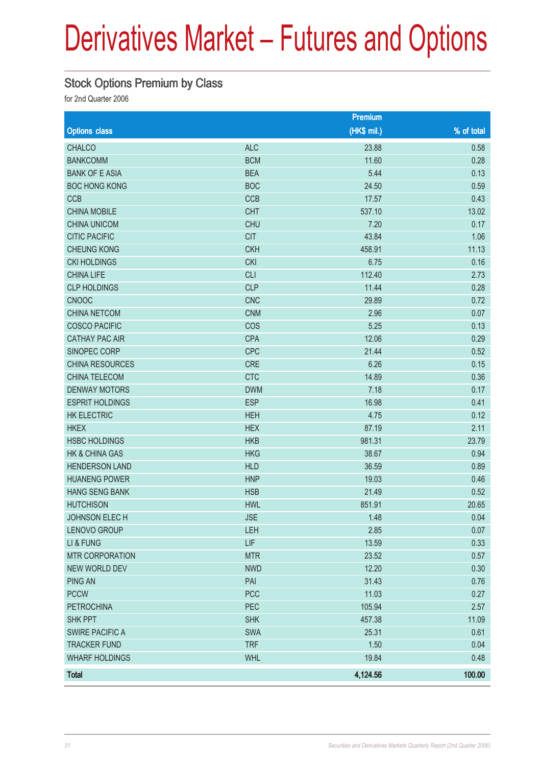# Derivatives Market – Futures and Options

## Stock Options Premium by Class

for 2nd Quarter 2006

| Options class | | Premium (HK$ mil.) | % of total |
|---|---|---|---|
| CHALCO | ALC | 23.88 | 0.58 |
| BANKCOMM | BCM | 11.60 | 0.28 |
| BANK OF E ASIA | BEA | 5.44 | 0.13 |
| BOC HONG KONG | BOC | 24.50 | 0.59 |
| CCB | CCB | 17.57 | 0.43 |
| CHINA MOBILE | CHT | 537.10 | 13.02 |
| CHINA UNICOM | CHU | 7.20 | 0.17 |
| CITIC PACIFIC | CIT | 43.84 | 1.06 |
| CHEUNG KONG | CKH | 458.91 | 11.13 |
| CKI HOLDINGS | CKI | 6.75 | 0.16 |
| CHINA LIFE | CLI | 112.40 | 2.73 |
| CLP HOLDINGS | CLP | 11.44 | 0.28 |
| CNOOC | CNC | 29.89 | 0.72 |
| CHINA NETCOM | CNM | 2.96 | 0.07 |
| COSCO PACIFIC | COS | 5.25 | 0.13 |
| CATHAY PAC AIR | CPA | 12.06 | 0.29 |
| SINOPEC CORP | CPC | 21.44 | 0.52 |
| CHINA RESOURCES | CRE | 6.26 | 0.15 |
| CHINA TELECOM | CTC | 14.89 | 0.36 |
| DENWAY MOTORS | DWM | 7.18 | 0.17 |
| ESPRIT HOLDINGS | ESP | 16.98 | 0.41 |
| HK ELECTRIC | HEH | 4.75 | 0.12 |
| HKEX | HEX | 87.19 | 2.11 |
| HSBC HOLDINGS | HKB | 981.31 | 23.79 |
| HK & CHINA GAS | HKG | 38.67 | 0.94 |
| HENDERSON LAND | HLD | 36.59 | 0.89 |
| HUANENG POWER | HNP | 19.03 | 0.46 |
| HANG SENG BANK | HSB | 21.49 | 0.52 |
| HUTCHISON | HWL | 851.91 | 20.65 |
| JOHNSON ELEC H | JSE | 1.48 | 0.04 |
| LENOVO GROUP | LEH | 2.85 | 0.07 |
| LI & FUNG | LIF | 13.59 | 0.33 |
| MTR CORPORATION | MTR | 23.52 | 0.57 |
| NEW WORLD DEV | NWD | 12.20 | 0.30 |
| PING AN | PAI | 31.43 | 0.76 |
| PCCW | PCC | 11.03 | 0.27 |
| PETROCHINA | PEC | 105.94 | 2.57 |
| SHK PPT | SHK | 457.38 | 11.09 |
| SWIRE PACIFIC A | SWA | 25.31 | 0.61 |
| TRACKER FUND | TRF | 1.50 | 0.04 |
| WHARF HOLDINGS | WHL | 19.84 | 0.48 |
| **Total** | | **4,124.56** | **100.00** |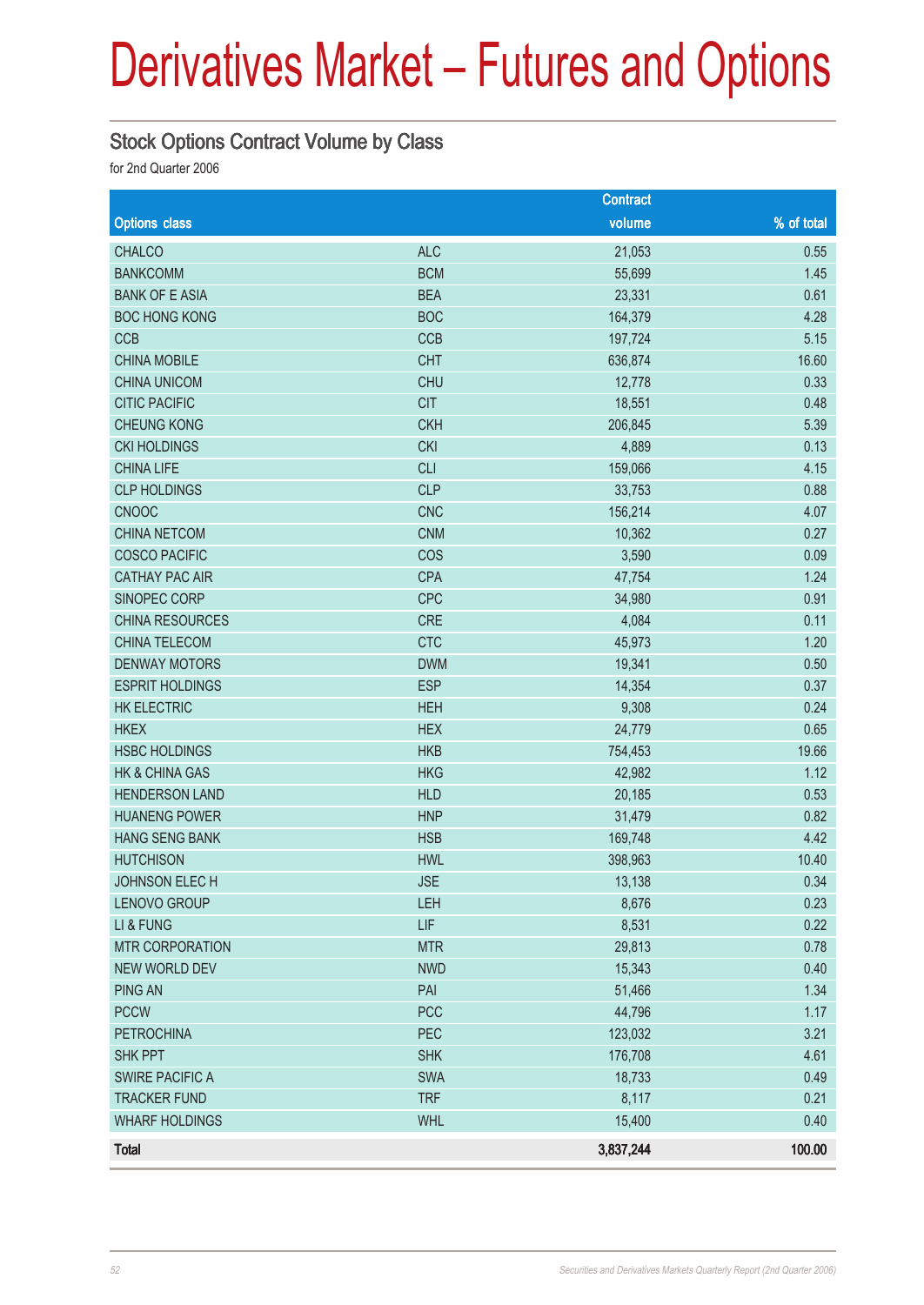# Derivatives Market – Futures and Options

## Stock Options Contract Volume by Class

for 2nd Quarter 2006

| Options class | | Contract volume | % of total |
|---|---|---|---|
| CHALCO | ALC | 21,053 | 0.55 |
| BANKCOMM | BCM | 55,699 | 1.45 |
| BANK OF E ASIA | BEA | 23,331 | 0.61 |
| BOC HONG KONG | BOC | 164,379 | 4.28 |
| CCB | CCB | 197,724 | 5.15 |
| CHINA MOBILE | CHT | 636,874 | 16.60 |
| CHINA UNICOM | CHU | 12,778 | 0.33 |
| CITIC PACIFIC | CIT | 18,551 | 0.48 |
| CHEUNG KONG | CKH | 206,845 | 5.39 |
| CKI HOLDINGS | CKI | 4,889 | 0.13 |
| CHINA LIFE | CLI | 159,066 | 4.15 |
| CLP HOLDINGS | CLP | 33,753 | 0.88 |
| CNOOC | CNC | 156,214 | 4.07 |
| CHINA NETCOM | CNM | 10,362 | 0.27 |
| COSCO PACIFIC | COS | 3,590 | 0.09 |
| CATHAY PAC AIR | CPA | 47,754 | 1.24 |
| SINOPEC CORP | CPC | 34,980 | 0.91 |
| CHINA RESOURCES | CRE | 4,084 | 0.11 |
| CHINA TELECOM | CTC | 45,973 | 1.20 |
| DENWAY MOTORS | DWM | 19,341 | 0.50 |
| ESPRIT HOLDINGS | ESP | 14,354 | 0.37 |
| HK ELECTRIC | HEH | 9,308 | 0.24 |
| HKEX | HEX | 24,779 | 0.65 |
| HSBC HOLDINGS | HKB | 754,453 | 19.66 |
| HK & CHINA GAS | HKG | 42,982 | 1.12 |
| HENDERSON LAND | HLD | 20,185 | 0.53 |
| HUANENG POWER | HNP | 31,479 | 0.82 |
| HANG SENG BANK | HSB | 169,748 | 4.42 |
| HUTCHISON | HWL | 398,963 | 10.40 |
| JOHNSON ELEC H | JSE | 13,138 | 0.34 |
| LENOVO GROUP | LEH | 8,676 | 0.23 |
| LI & FUNG | LIF | 8,531 | 0.22 |
| MTR CORPORATION | MTR | 29,813 | 0.78 |
| NEW WORLD DEV | NWD | 15,343 | 0.40 |
| PING AN | PAI | 51,466 | 1.34 |
| PCCW | PCC | 44,796 | 1.17 |
| PETROCHINA | PEC | 123,032 | 3.21 |
| SHK PPT | SHK | 176,708 | 4.61 |
| SWIRE PACIFIC A | SWA | 18,733 | 0.49 |
| TRACKER FUND | TRF | 8,117 | 0.21 |
| WHARF HOLDINGS | WHL | 15,400 | 0.40 |
| **Total** | | **3,837,244** | **100.00** |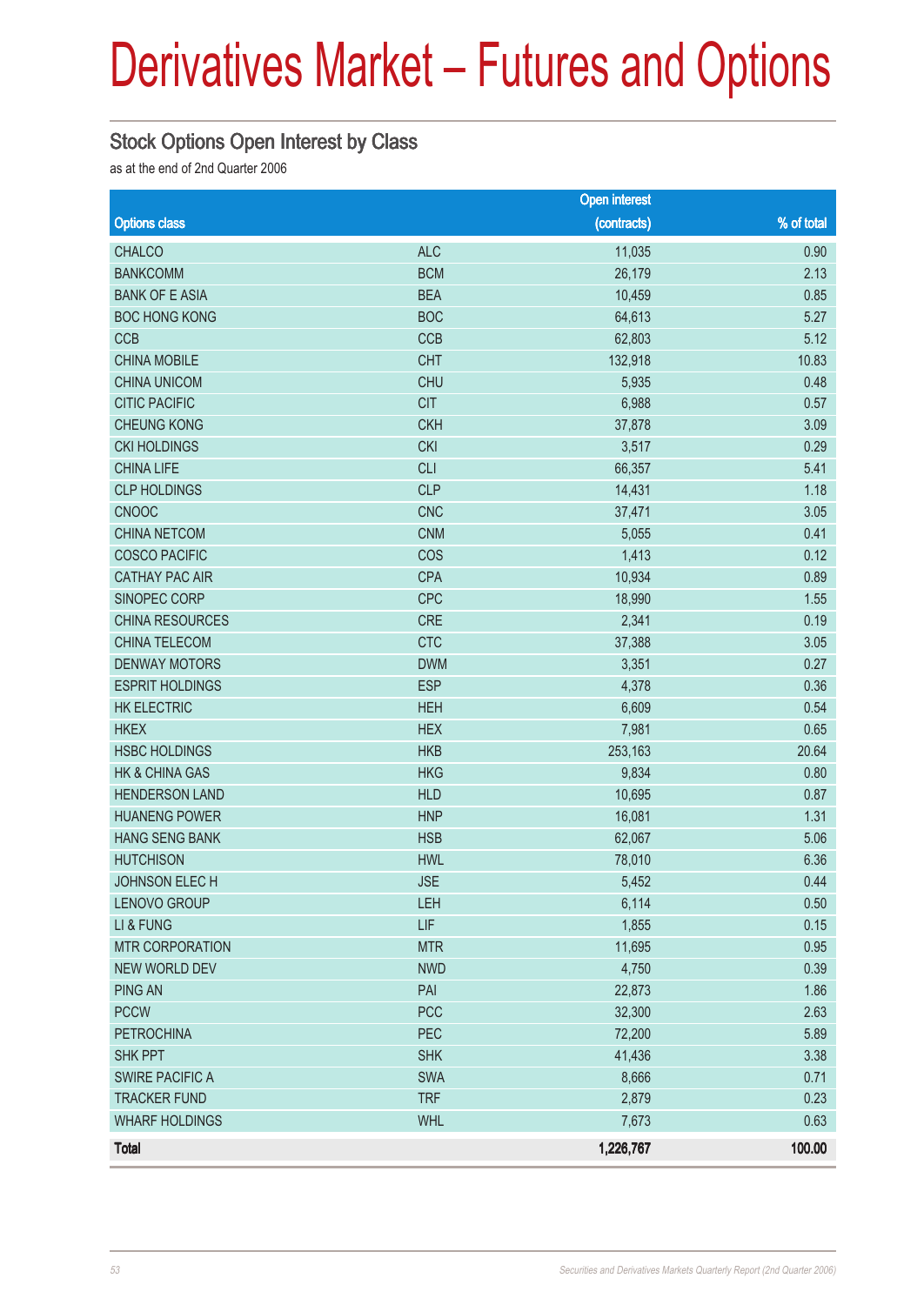# Derivatives Market – Futures and Options

## Stock Options Open Interest by Class

as at the end of 2nd Quarter 2006

| Options class | | Open interest (contracts) | % of total |
|---|---|---|---|
| CHALCO | ALC | 11,035 | 0.90 |
| BANKCOMM | BCM | 26,179 | 2.13 |
| BANK OF E ASIA | BEA | 10,459 | 0.85 |
| BOC HONG KONG | BOC | 64,613 | 5.27 |
| CCB | CCB | 62,803 | 5.12 |
| CHINA MOBILE | CHT | 132,918 | 10.83 |
| CHINA UNICOM | CHU | 5,935 | 0.48 |
| CITIC PACIFIC | CIT | 6,988 | 0.57 |
| CHEUNG KONG | CKH | 37,878 | 3.09 |
| CKI HOLDINGS | CKI | 3,517 | 0.29 |
| CHINA LIFE | CLI | 66,357 | 5.41 |
| CLP HOLDINGS | CLP | 14,431 | 1.18 |
| CNOOC | CNC | 37,471 | 3.05 |
| CHINA NETCOM | CNM | 5,055 | 0.41 |
| COSCO PACIFIC | COS | 1,413 | 0.12 |
| CATHAY PAC AIR | CPA | 10,934 | 0.89 |
| SINOPEC CORP | CPC | 18,990 | 1.55 |
| CHINA RESOURCES | CRE | 2,341 | 0.19 |
| CHINA TELECOM | CTC | 37,388 | 3.05 |
| DENWAY MOTORS | DWM | 3,351 | 0.27 |
| ESPRIT HOLDINGS | ESP | 4,378 | 0.36 |
| HK ELECTRIC | HEH | 6,609 | 0.54 |
| HKEX | HEX | 7,981 | 0.65 |
| HSBC HOLDINGS | HKB | 253,163 | 20.64 |
| HK & CHINA GAS | HKG | 9,834 | 0.80 |
| HENDERSON LAND | HLD | 10,695 | 0.87 |
| HUANENG POWER | HNP | 16,081 | 1.31 |
| HANG SENG BANK | HSB | 62,067 | 5.06 |
| HUTCHISON | HWL | 78,010 | 6.36 |
| JOHNSON ELEC H | JSE | 5,452 | 0.44 |
| LENOVO GROUP | LEH | 6,114 | 0.50 |
| LI & FUNG | LIF | 1,855 | 0.15 |
| MTR CORPORATION | MTR | 11,695 | 0.95 |
| NEW WORLD DEV | NWD | 4,750 | 0.39 |
| PING AN | PAI | 22,873 | 1.86 |
| PCCW | PCC | 32,300 | 2.63 |
| PETROCHINA | PEC | 72,200 | 5.89 |
| SHK PPT | SHK | 41,436 | 3.38 |
| SWIRE PACIFIC A | SWA | 8,666 | 0.71 |
| TRACKER FUND | TRF | 2,879 | 0.23 |
| WHARF HOLDINGS | WHL | 7,673 | 0.63 |
| **Total** | | **1,226,767** | **100.00** |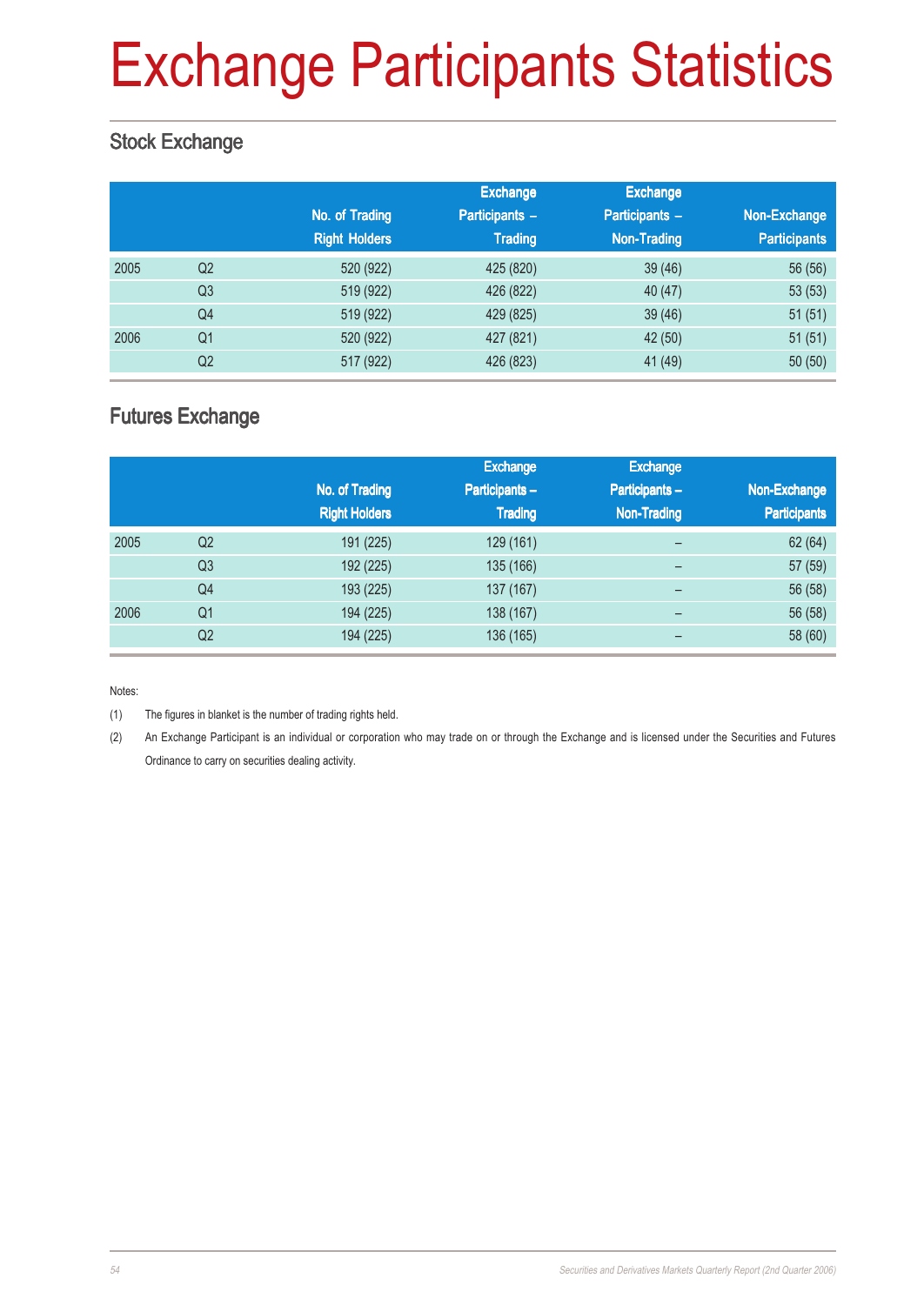# Exchange Participants Statistics

## Stock Exchange

| | | No. of Trading Right Holders | Exchange Participants – Trading | Exchange Participants – Non-Trading | Non-Exchange Participants |
|---|---|---|---|---|---|
| 2005 | Q2 | 520 (922) | 425 (820) | 39 (46) | 56 (56) |
| | Q3 | 519 (922) | 426 (822) | 40 (47) | 53 (53) |
| | Q4 | 519 (922) | 429 (825) | 39 (46) | 51 (51) |
| 2006 | Q1 | 520 (922) | 427 (821) | 42 (50) | 51 (51) |
| | Q2 | 517 (922) | 426 (823) | 41 (49) | 50 (50) |

## Futures Exchange

| | | No. of Trading Right Holders | Exchange Participants – Trading | Exchange Participants – Non-Trading | Non-Exchange Participants |
|---|---|---|---|---|---|
| 2005 | Q2 | 191 (225) | 129 (161) | – | 62 (64) |
| | Q3 | 192 (225) | 135 (166) | – | 57 (59) |
| | Q4 | 193 (225) | 137 (167) | – | 56 (58) |
| 2006 | Q1 | 194 (225) | 138 (167) | – | 56 (58) |
| | Q2 | 194 (225) | 136 (165) | – | 58 (60) |

Notes:

(1) The figures in blanket is the number of trading rights held.

(2) An Exchange Participant is an individual or corporation who may trade on or through the Exchange and is licensed under the Securities and Futures Ordinance to carry on securities dealing activity.